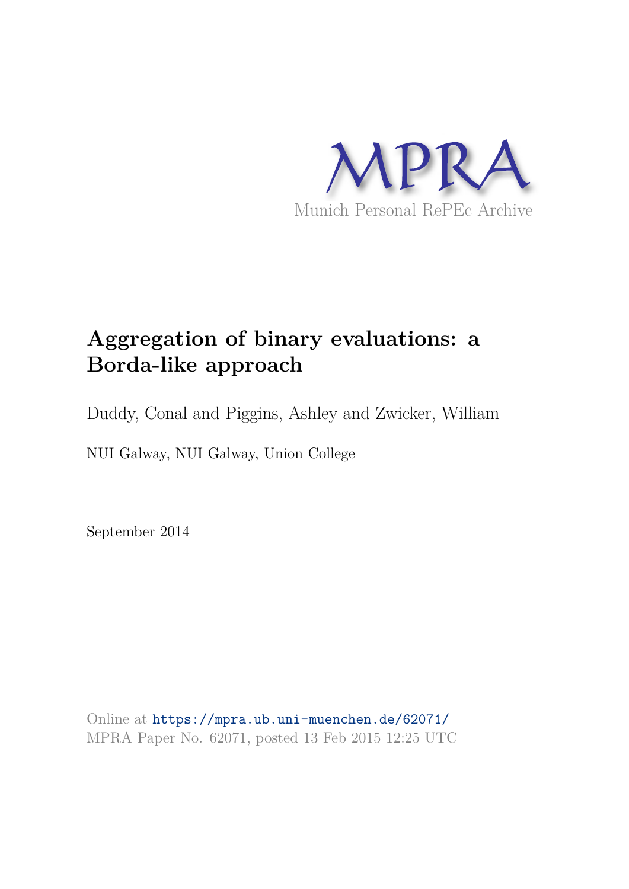MPRA

Munich Personal RePEc Archive

# Aggregation of binary evaluations: a Borda-like approach

Duddy, Conal and Piggins, Ashley and Zwicker, William

NUI Galway, NUI Galway, Union College

September 2014

Online at https://mpra.ub.uni-muenchen.de/62071/
MPRA Paper No. 62071, posted 13 Feb 2015 12:25 UTC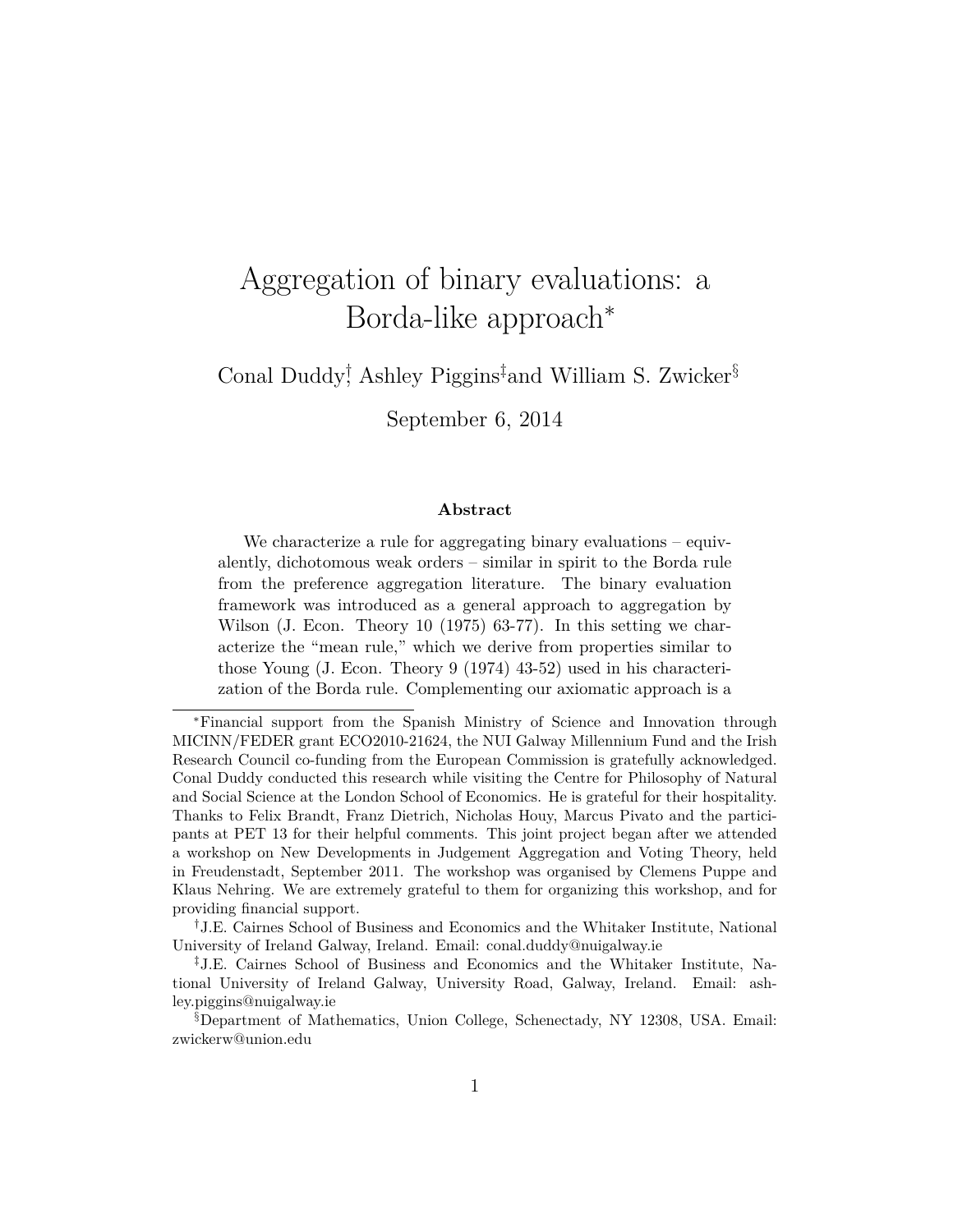# Aggregation of binary evaluations: a Borda-like approach*

Conal Duddy†, Ashley Piggins‡ and William S. Zwicker§

September 6, 2014

### Abstract

We characterize a rule for aggregating binary evaluations – equivalently, dichotomous weak orders – similar in spirit to the Borda rule from the preference aggregation literature. The binary evaluation framework was introduced as a general approach to aggregation by Wilson (J. Econ. Theory 10 (1975) 63-77). In this setting we characterize the "mean rule," which we derive from properties similar to those Young (J. Econ. Theory 9 (1974) 43-52) used in his characterization of the Borda rule. Complementing our axiomatic approach is a

---

*Financial support from the Spanish Ministry of Science and Innovation through MICINN/FEDER grant ECO2010-21624, the NUI Galway Millennium Fund and the Irish Research Council co-funding from the European Commission is gratefully acknowledged. Conal Duddy conducted this research while visiting the Centre for Philosophy of Natural and Social Science at the London School of Economics. He is grateful for their hospitality. Thanks to Felix Brandt, Franz Dietrich, Nicholas Houy, Marcus Pivato and the participants at PET 13 for their helpful comments. This joint project began after we attended a workshop on New Developments in Judgement Aggregation and Voting Theory, held in Freudenstadt, September 2011. The workshop was organised by Clemens Puppe and Klaus Nehring. We are extremely grateful to them for organizing this workshop, and for providing financial support.

†J.E. Cairnes School of Business and Economics and the Whitaker Institute, National University of Ireland Galway, Ireland. Email: conal.duddy@nuigalway.ie

‡J.E. Cairnes School of Business and Economics and the Whitaker Institute, National University of Ireland Galway, University Road, Galway, Ireland. Email: ashley.piggins@nuigalway.ie

§Department of Mathematics, Union College, Schenectady, NY 12308, USA. Email: zwickerw@union.edu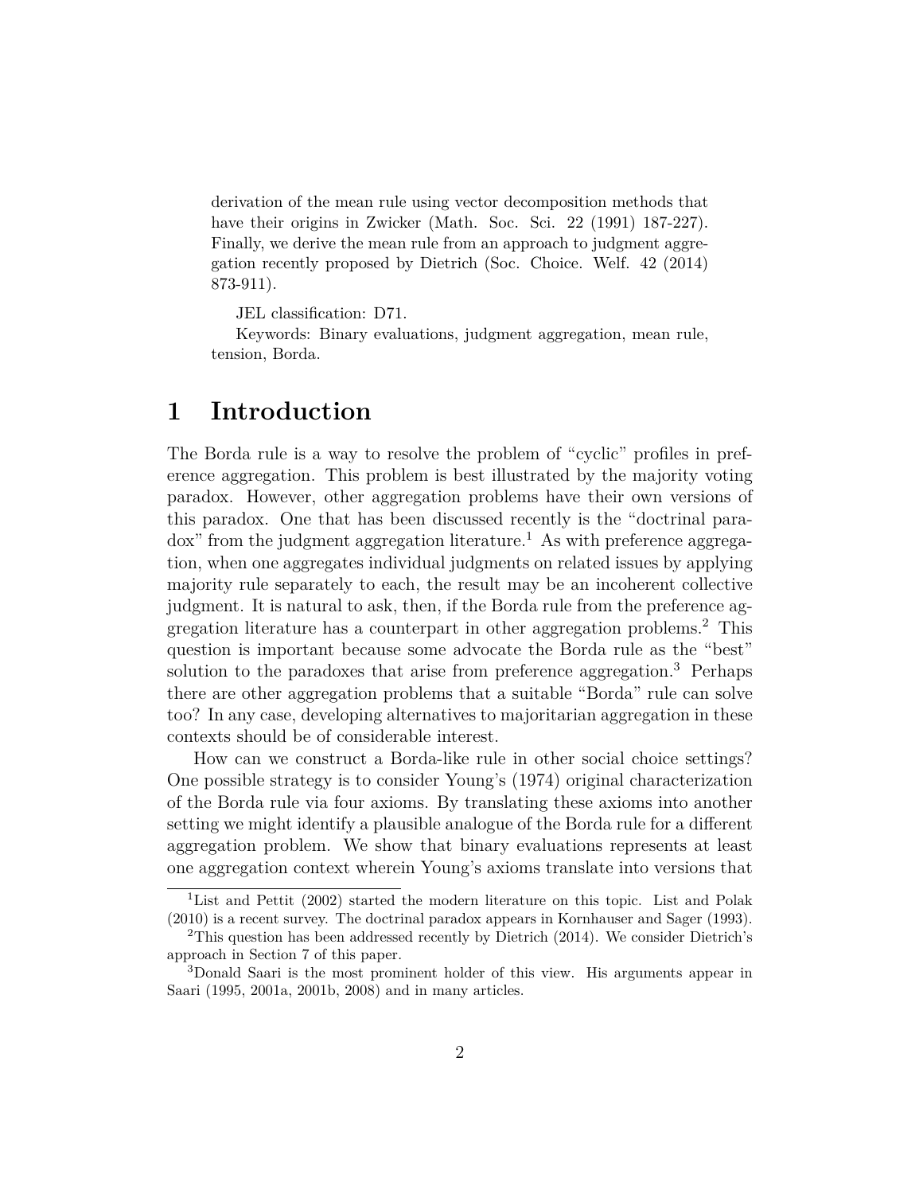derivation of the mean rule using vector decomposition methods that have their origins in Zwicker (Math. Soc. Sci. 22 (1991) 187-227). Finally, we derive the mean rule from an approach to judgment aggregation recently proposed by Dietrich (Soc. Choice. Welf. 42 (2014) 873-911).

JEL classification: D71.

Keywords: Binary evaluations, judgment aggregation, mean rule, tension, Borda.

# 1 Introduction

The Borda rule is a way to resolve the problem of "cyclic" profiles in preference aggregation. This problem is best illustrated by the majority voting paradox. However, other aggregation problems have their own versions of this paradox. One that has been discussed recently is the "doctrinal paradox" from the judgment aggregation literature.[1] As with preference aggregation, when one aggregates individual judgments on related issues by applying majority rule separately to each, the result may be an incoherent collective judgment. It is natural to ask, then, if the Borda rule from the preference aggregation literature has a counterpart in other aggregation problems.[2] This question is important because some advocate the Borda rule as the "best" solution to the paradoxes that arise from preference aggregation.[3] Perhaps there are other aggregation problems that a suitable "Borda" rule can solve too? In any case, developing alternatives to majoritarian aggregation in these contexts should be of considerable interest.

How can we construct a Borda-like rule in other social choice settings? One possible strategy is to consider Young's (1974) original characterization of the Borda rule via four axioms. By translating these axioms into another setting we might identify a plausible analogue of the Borda rule for a different aggregation problem. We show that binary evaluations represents at least one aggregation context wherein Young's axioms translate into versions that

[1] List and Pettit (2002) started the modern literature on this topic. List and Polak (2010) is a recent survey. The doctrinal paradox appears in Kornhauser and Sager (1993).

[2] This question has been addressed recently by Dietrich (2014). We consider Dietrich's approach in Section 7 of this paper.

[3] Donald Saari is the most prominent holder of this view. His arguments appear in Saari (1995, 2001a, 2001b, 2008) and in many articles.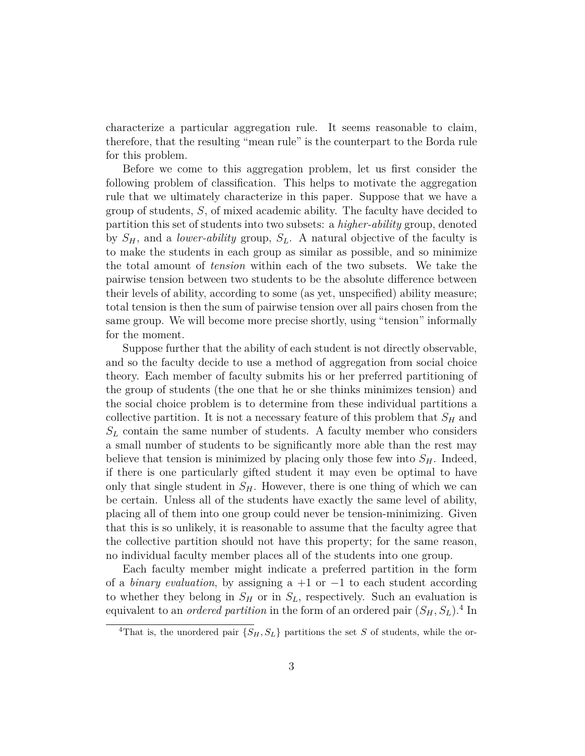characterize a particular aggregation rule. It seems reasonable to claim, therefore, that the resulting "mean rule" is the counterpart to the Borda rule for this problem.

Before we come to this aggregation problem, let us first consider the following problem of classification. This helps to motivate the aggregation rule that we ultimately characterize in this paper. Suppose that we have a group of students, $S$, of mixed academic ability. The faculty have decided to partition this set of students into two subsets: a *higher-ability* group, denoted by $S_H$, and a *lower-ability* group, $S_L$. A natural objective of the faculty is to make the students in each group as similar as possible, and so minimize the total amount of *tension* within each of the two subsets. We take the pairwise tension between two students to be the absolute difference between their levels of ability, according to some (as yet, unspecified) ability measure; total tension is then the sum of pairwise tension over all pairs chosen from the same group. We will become more precise shortly, using "tension" informally for the moment.

Suppose further that the ability of each student is not directly observable, and so the faculty decide to use a method of aggregation from social choice theory. Each member of faculty submits his or her preferred partitioning of the group of students (the one that he or she thinks minimizes tension) and the social choice problem is to determine from these individual partitions a collective partition. It is not a necessary feature of this problem that $S_H$ and $S_L$ contain the same number of students. A faculty member who considers a small number of students to be significantly more able than the rest may believe that tension is minimized by placing only those few into $S_H$. Indeed, if there is one particularly gifted student it may even be optimal to have only that single student in $S_H$. However, there is one thing of which we can be certain. Unless all of the students have exactly the same level of ability, placing all of them into one group could never be tension-minimizing. Given that this is so unlikely, it is reasonable to assume that the faculty agree that the collective partition should not have this property; for the same reason, no individual faculty member places all of the students into one group.

Each faculty member might indicate a preferred partition in the form of a *binary evaluation*, by assigning a $+1$ or $-1$ to each student according to whether they belong in $S_H$ or in $S_L$, respectively. Such an evaluation is equivalent to an *ordered partition* in the form of an ordered pair $(S_H, S_L)$.[4] In

[4] That is, the unordered pair $\{S_H, S_L\}$ partitions the set $S$ of students, while the or-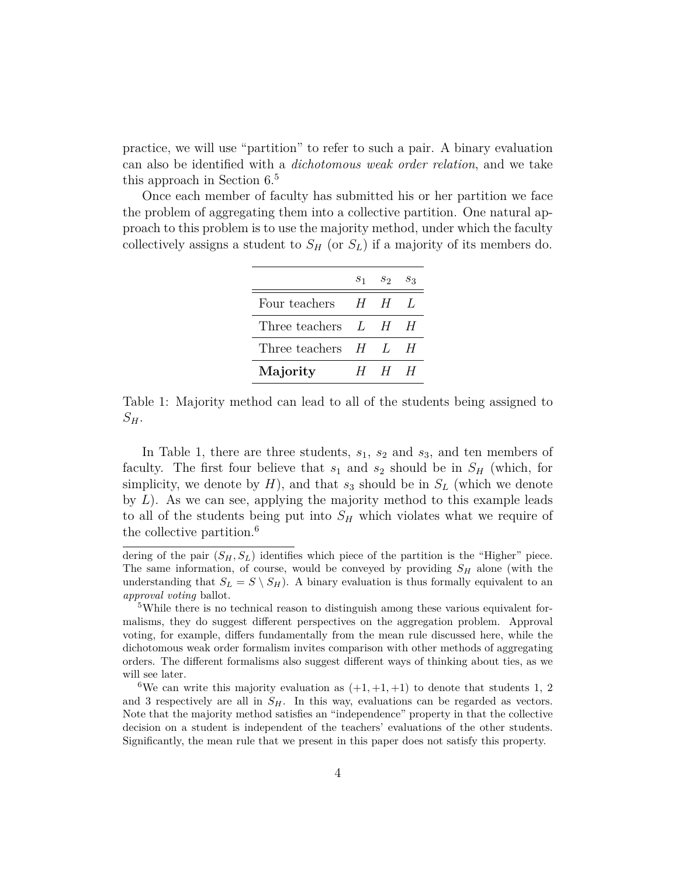practice, we will use "partition" to refer to such a pair. A binary evaluation can also be identified with a *dichotomous weak order relation*, and we take this approach in Section 6.[5]

Once each member of faculty has submitted his or her partition we face the problem of aggregating them into a collective partition. One natural approach to this problem is to use the majority method, under which the faculty collectively assigns a student to $S_H$ (or $S_L$) if a majority of its members do.

| | $s_1$ | $s_2$ | $s_3$ |
|---|---|---|---|
| Four teachers | $H$ | $H$ | $L$ |
| Three teachers | $L$ | $H$ | $H$ |
| Three teachers | $H$ | $L$ | $H$ |
| **Majority** | $H$ | $H$ | $H$ |

Table 1: Majority method can lead to all of the students being assigned to $S_H$.

In Table 1, there are three students, $s_1$, $s_2$ and $s_3$, and ten members of faculty. The first four believe that $s_1$ and $s_2$ should be in $S_H$ (which, for simplicity, we denote by $H$), and that $s_3$ should be in $S_L$ (which we denote by $L$). As we can see, applying the majority method to this example leads to all of the students being put into $S_H$ which violates what we require of the collective partition.[6]

---

dering of the pair $(S_H, S_L)$ identifies which piece of the partition is the "Higher" piece. The same information, of course, would be conveyed by providing $S_H$ alone (with the understanding that $S_L = S \setminus S_H$). A binary evaluation is thus formally equivalent to an *approval voting* ballot.

[5]While there is no technical reason to distinguish among these various equivalent formalisms, they do suggest different perspectives on the aggregation problem. Approval voting, for example, differs fundamentally from the mean rule discussed here, while the dichotomous weak order formalism invites comparison with other methods of aggregating orders. The different formalisms also suggest different ways of thinking about ties, as we will see later.

[6]We can write this majority evaluation as $(+1, +1, +1)$ to denote that students 1, 2 and 3 respectively are all in $S_H$. In this way, evaluations can be regarded as vectors. Note that the majority method satisfies an "independence" property in that the collective decision on a student is independent of the teachers' evaluations of the other students. Significantly, the mean rule that we present in this paper does not satisfy this property.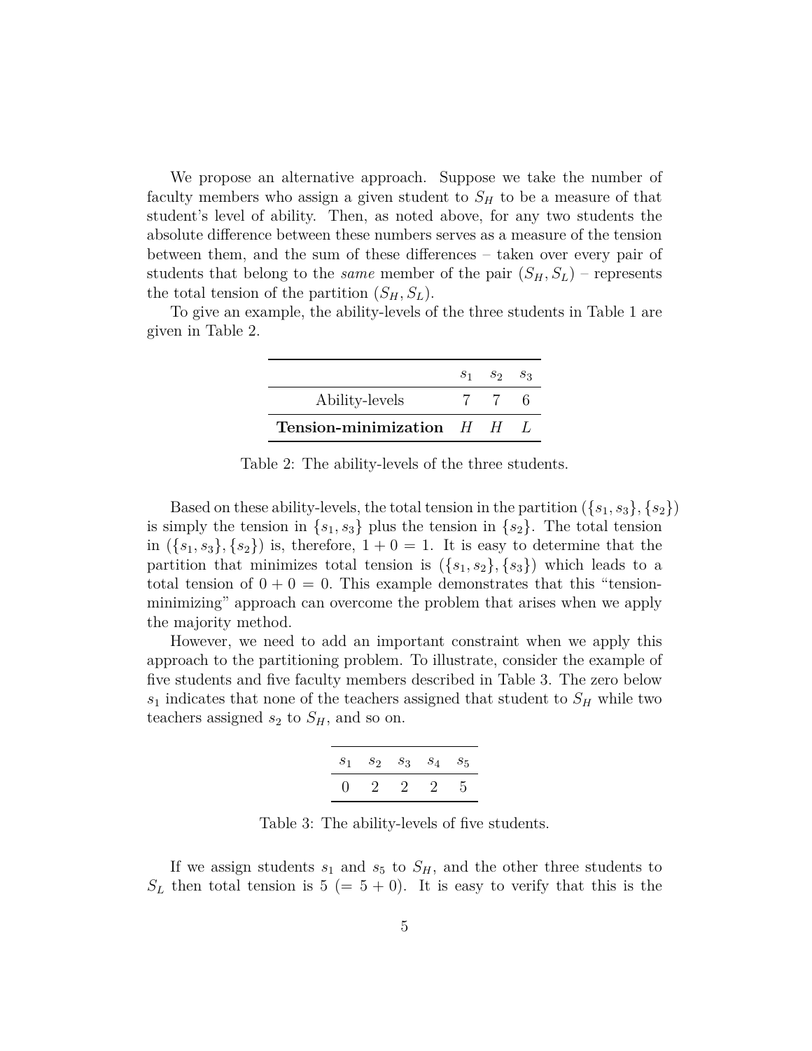We propose an alternative approach. Suppose we take the number of faculty members who assign a given student to $S_H$ to be a measure of that student's level of ability. Then, as noted above, for any two students the absolute difference between these numbers serves as a measure of the tension between them, and the sum of these differences – taken over every pair of students that belong to the *same* member of the pair $(S_H, S_L)$ – represents the total tension of the partition $(S_H, S_L)$.

To give an example, the ability-levels of the three students in Table 1 are given in Table 2.

| | $s_1$ | $s_2$ | $s_3$ |
|---|---|---|---|
| Ability-levels | 7 | 7 | 6 |
| **Tension-minimization** | $H$ | $H$ | $L$ |

Table 2: The ability-levels of the three students.

Based on these ability-levels, the total tension in the partition $(\{s_1, s_3\}, \{s_2\})$ is simply the tension in $\{s_1, s_3\}$ plus the tension in $\{s_2\}$. The total tension in $(\{s_1, s_3\}, \{s_2\})$ is, therefore, $1 + 0 = 1$. It is easy to determine that the partition that minimizes total tension is $(\{s_1, s_2\}, \{s_3\})$ which leads to a total tension of $0 + 0 = 0$. This example demonstrates that this "tension-minimizing" approach can overcome the problem that arises when we apply the majority method.

However, we need to add an important constraint when we apply this approach to the partitioning problem. To illustrate, consider the example of five students and five faculty members described in Table 3. The zero below $s_1$ indicates that none of the teachers assigned that student to $S_H$ while two teachers assigned $s_2$ to $S_H$, and so on.

| $s_1$ | $s_2$ | $s_3$ | $s_4$ | $s_5$ |
|---|---|---|---|---|
| 0 | 2 | 2 | 2 | 5 |

Table 3: The ability-levels of five students.

If we assign students $s_1$ and $s_5$ to $S_H$, and the other three students to $S_L$ then total tension is 5 $(= 5 + 0)$. It is easy to verify that this is the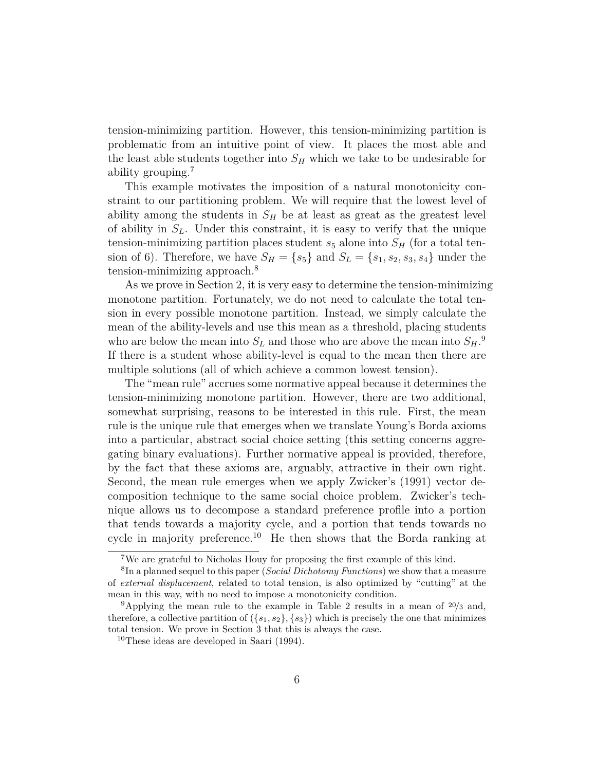tension-minimizing partition. However, this tension-minimizing partition is problematic from an intuitive point of view. It places the most able and the least able students together into $S_H$ which we take to be undesirable for ability grouping.[7]

This example motivates the imposition of a natural monotonicity constraint to our partitioning problem. We will require that the lowest level of ability among the students in $S_H$ be at least as great as the greatest level of ability in $S_L$. Under this constraint, it is easy to verify that the unique tension-minimizing partition places student $s_5$ alone into $S_H$ (for a total tension of 6). Therefore, we have $S_H = \{s_5\}$ and $S_L = \{s_1, s_2, s_3, s_4\}$ under the tension-minimizing approach.[8]

As we prove in Section 2, it is very easy to determine the tension-minimizing monotone partition. Fortunately, we do not need to calculate the total tension in every possible monotone partition. Instead, we simply calculate the mean of the ability-levels and use this mean as a threshold, placing students who are below the mean into $S_L$ and those who are above the mean into $S_H$.[9] If there is a student whose ability-level is equal to the mean then there are multiple solutions (all of which achieve a common lowest tension).

The "mean rule" accrues some normative appeal because it determines the tension-minimizing monotone partition. However, there are two additional, somewhat surprising, reasons to be interested in this rule. First, the mean rule is the unique rule that emerges when we translate Young's Borda axioms into a particular, abstract social choice setting (this setting concerns aggregating binary evaluations). Further normative appeal is provided, therefore, by the fact that these axioms are, arguably, attractive in their own right. Second, the mean rule emerges when we apply Zwicker's (1991) vector decomposition technique to the same social choice problem. Zwicker's technique allows us to decompose a standard preference profile into a portion that tends towards a majority cycle, and a portion that tends towards no cycle in majority preference.[10] He then shows that the Borda ranking at

---

[7] We are grateful to Nicholas Houy for proposing the first example of this kind.

[8] In a planned sequel to this paper (*Social Dichotomy Functions*) we show that a measure of *external displacement*, related to total tension, is also optimized by "cutting" at the mean in this way, with no need to impose a monotonicity condition.

[9] Applying the mean rule to the example in Table 2 results in a mean of $20/3$ and, therefore, a collective partition of $(\{s_1, s_2\}, \{s_3\})$ which is precisely the one that minimizes total tension. We prove in Section 3 that this is always the case.

[10] These ideas are developed in Saari (1994).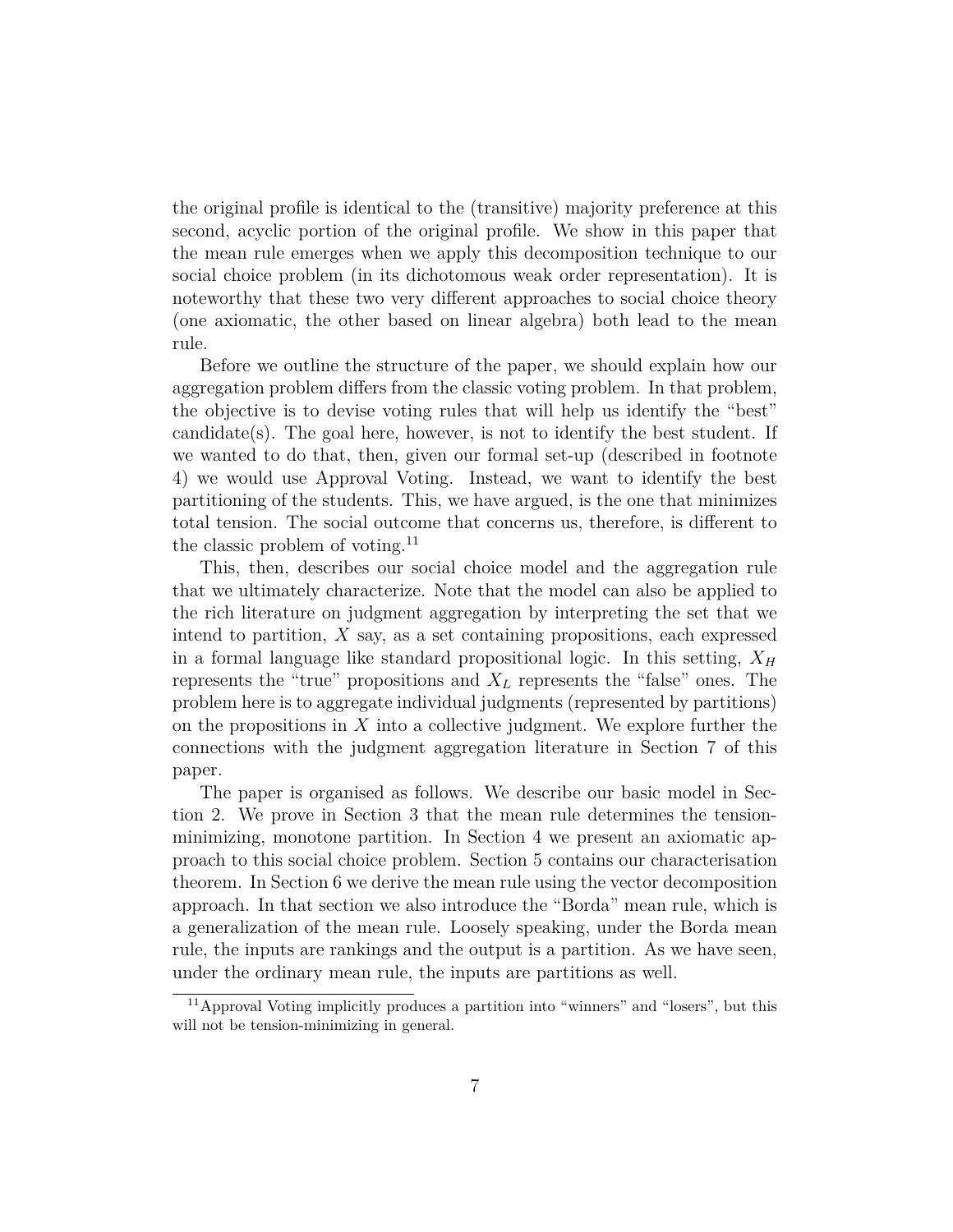the original profile is identical to the (transitive) majority preference at this second, acyclic portion of the original profile. We show in this paper that the mean rule emerges when we apply this decomposition technique to our social choice problem (in its dichotomous weak order representation). It is noteworthy that these two very different approaches to social choice theory (one axiomatic, the other based on linear algebra) both lead to the mean rule.

Before we outline the structure of the paper, we should explain how our aggregation problem differs from the classic voting problem. In that problem, the objective is to devise voting rules that will help us identify the "best" candidate(s). The goal here, however, is not to identify the best student. If we wanted to do that, then, given our formal set-up (described in footnote 4) we would use Approval Voting. Instead, we want to identify the best partitioning of the students. This, we have argued, is the one that minimizes total tension. The social outcome that concerns us, therefore, is different to the classic problem of voting.[11]

This, then, describes our social choice model and the aggregation rule that we ultimately characterize. Note that the model can also be applied to the rich literature on judgment aggregation by interpreting the set that we intend to partition, $X$ say, as a set containing propositions, each expressed in a formal language like standard propositional logic. In this setting, $X_H$ represents the "true" propositions and $X_L$ represents the "false" ones. The problem here is to aggregate individual judgments (represented by partitions) on the propositions in $X$ into a collective judgment. We explore further the connections with the judgment aggregation literature in Section 7 of this paper.

The paper is organised as follows. We describe our basic model in Section 2. We prove in Section 3 that the mean rule determines the tension-minimizing, monotone partition. In Section 4 we present an axiomatic approach to this social choice problem. Section 5 contains our characterisation theorem. In Section 6 we derive the mean rule using the vector decomposition approach. In that section we also introduce the "Borda" mean rule, which is a generalization of the mean rule. Loosely speaking, under the Borda mean rule, the inputs are rankings and the output is a partition. As we have seen, under the ordinary mean rule, the inputs are partitions as well.

[11] Approval Voting implicitly produces a partition into "winners" and "losers", but this will not be tension-minimizing in general.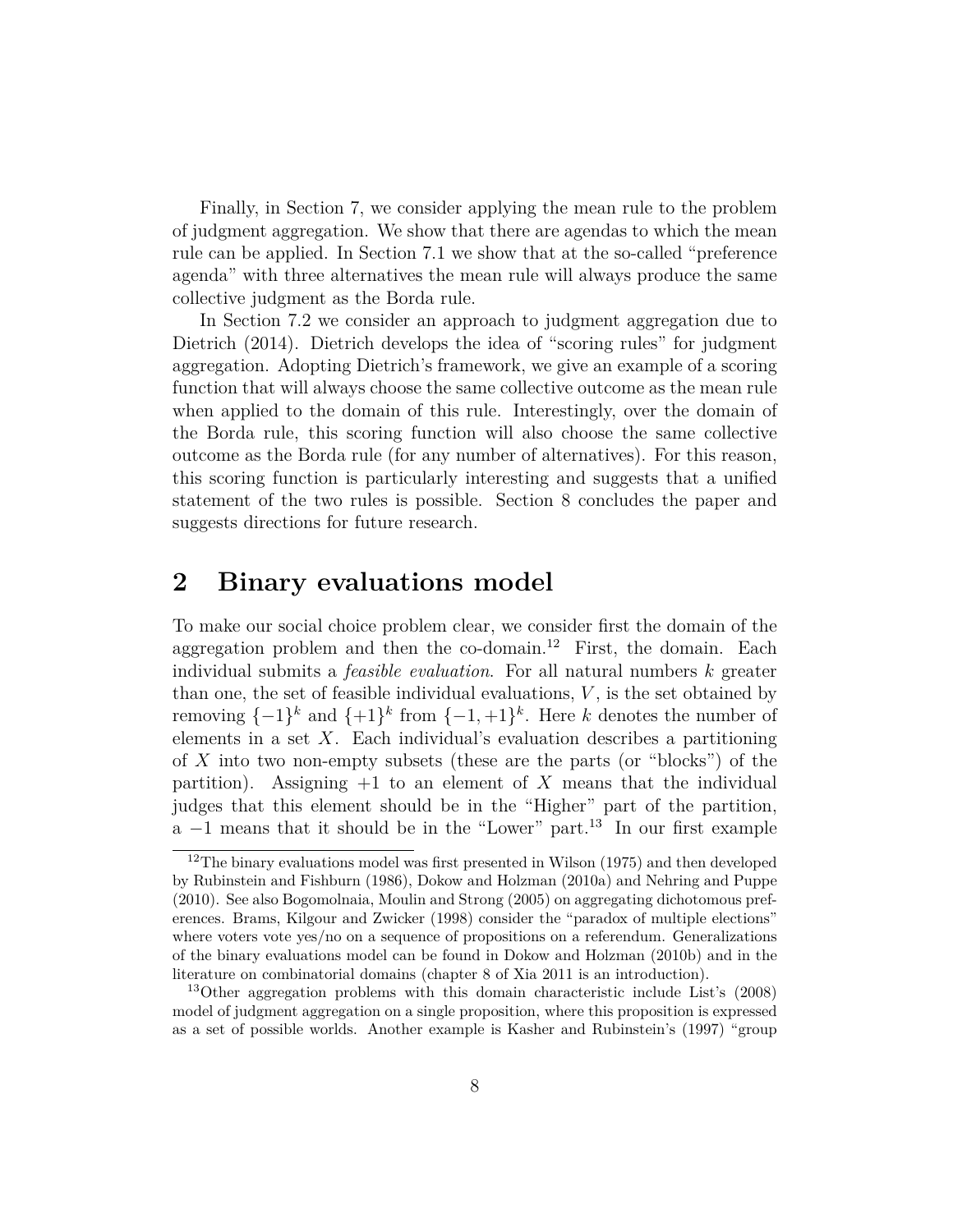Finally, in Section 7, we consider applying the mean rule to the problem of judgment aggregation. We show that there are agendas to which the mean rule can be applied. In Section 7.1 we show that at the so-called "preference agenda" with three alternatives the mean rule will always produce the same collective judgment as the Borda rule.

In Section 7.2 we consider an approach to judgment aggregation due to Dietrich (2014). Dietrich develops the idea of "scoring rules" for judgment aggregation. Adopting Dietrich's framework, we give an example of a scoring function that will always choose the same collective outcome as the mean rule when applied to the domain of this rule. Interestingly, over the domain of the Borda rule, this scoring function will also choose the same collective outcome as the Borda rule (for any number of alternatives). For this reason, this scoring function is particularly interesting and suggests that a unified statement of the two rules is possible. Section 8 concludes the paper and suggests directions for future research.

## 2 Binary evaluations model

To make our social choice problem clear, we consider first the domain of the aggregation problem and then the co-domain.[12] First, the domain. Each individual submits a *feasible evaluation*. For all natural numbers $k$ greater than one, the set of feasible individual evaluations, $V$, is the set obtained by removing $\{-1\}^k$ and $\{+1\}^k$ from $\{-1, +1\}^k$. Here $k$ denotes the number of elements in a set $X$. Each individual's evaluation describes a partitioning of $X$ into two non-empty subsets (these are the parts (or "blocks") of the partition). Assigning $+1$ to an element of $X$ means that the individual judges that this element should be in the "Higher" part of the partition, a $-1$ means that it should be in the "Lower" part.[13] In our first example

[12] The binary evaluations model was first presented in Wilson (1975) and then developed by Rubinstein and Fishburn (1986), Dokow and Holzman (2010a) and Nehring and Puppe (2010). See also Bogomolnaia, Moulin and Strong (2005) on aggregating dichotomous preferences. Brams, Kilgour and Zwicker (1998) consider the "paradox of multiple elections" where voters vote yes/no on a sequence of propositions on a referendum. Generalizations of the binary evaluations model can be found in Dokow and Holzman (2010b) and in the literature on combinatorial domains (chapter 8 of Xia 2011 is an introduction).

[13] Other aggregation problems with this domain characteristic include List's (2008) model of judgment aggregation on a single proposition, where this proposition is expressed as a set of possible worlds. Another example is Kasher and Rubinstein's (1997) "group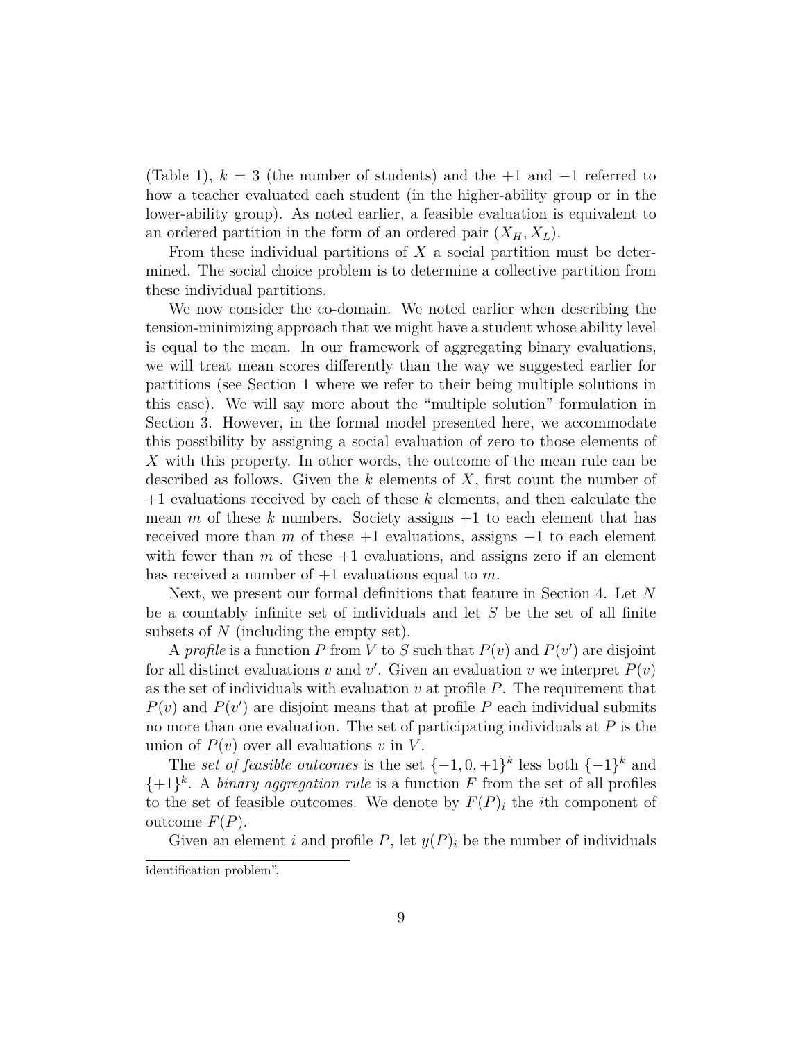(Table 1), $k = 3$ (the number of students) and the $+1$ and $-1$ referred to how a teacher evaluated each student (in the higher-ability group or in the lower-ability group). As noted earlier, a feasible evaluation is equivalent to an ordered partition in the form of an ordered pair $(X_H, X_L)$.

From these individual partitions of $X$ a social partition must be determined. The social choice problem is to determine a collective partition from these individual partitions.

We now consider the co-domain. We noted earlier when describing the tension-minimizing approach that we might have a student whose ability level is equal to the mean. In our framework of aggregating binary evaluations, we will treat mean scores differently than the way we suggested earlier for partitions (see Section 1 where we refer to their being multiple solutions in this case). We will say more about the "multiple solution" formulation in Section 3. However, in the formal model presented here, we accommodate this possibility by assigning a social evaluation of zero to those elements of $X$ with this property. In other words, the outcome of the mean rule can be described as follows. Given the $k$ elements of $X$, first count the number of $+1$ evaluations received by each of these $k$ elements, and then calculate the mean $m$ of these $k$ numbers. Society assigns $+1$ to each element that has received more than $m$ of these $+1$ evaluations, assigns $-1$ to each element with fewer than $m$ of these $+1$ evaluations, and assigns zero if an element has received a number of $+1$ evaluations equal to $m$.

Next, we present our formal definitions that feature in Section 4. Let $N$ be a countably infinite set of individuals and let $S$ be the set of all finite subsets of $N$ (including the empty set).

A *profile* is a function $P$ from $V$ to $S$ such that $P(v)$ and $P(v')$ are disjoint for all distinct evaluations $v$ and $v'$. Given an evaluation $v$ we interpret $P(v)$ as the set of individuals with evaluation $v$ at profile $P$. The requirement that $P(v)$ and $P(v')$ are disjoint means that at profile $P$ each individual submits no more than one evaluation. The set of participating individuals at $P$ is the union of $P(v)$ over all evaluations $v$ in $V$.

The *set of feasible outcomes* is the set $\{-1, 0, +1\}^k$ less both $\{-1\}^k$ and $\{+1\}^k$. A *binary aggregation rule* is a function $F$ from the set of all profiles to the set of feasible outcomes. We denote by $F(P)_i$ the $i$th component of outcome $F(P)$.

Given an element $i$ and profile $P$, let $y(P)_i$ be the number of individuals

---

identification problem".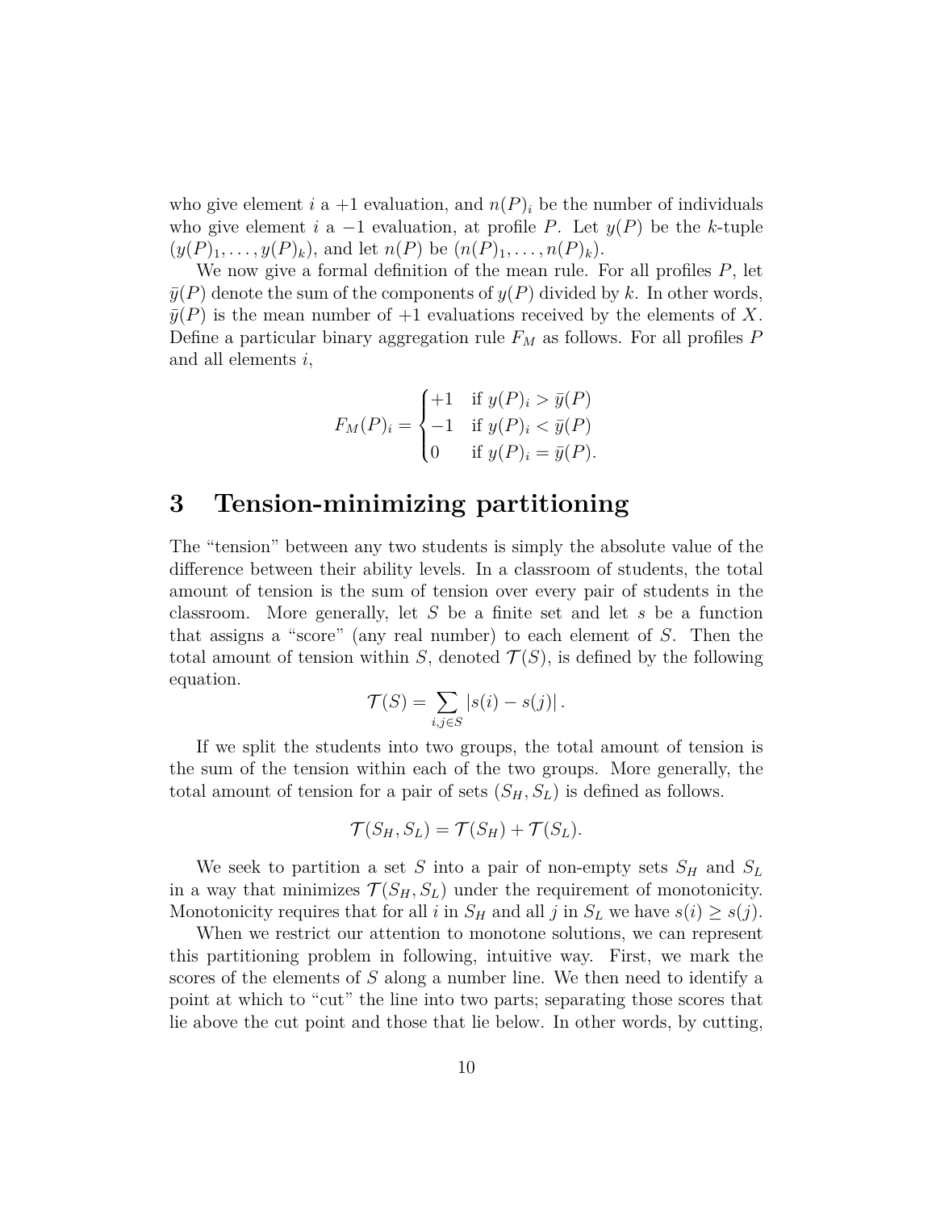who give element $i$ a $+1$ evaluation, and $n(P)_i$ be the number of individuals who give element $i$ a $-1$ evaluation, at profile $P$. Let $y(P)$ be the $k$-tuple $(y(P)_1, \ldots, y(P)_k)$, and let $n(P)$ be $(n(P)_1, \ldots, n(P)_k)$.

We now give a formal definition of the mean rule. For all profiles $P$, let $\bar{y}(P)$ denote the sum of the components of $y(P)$ divided by $k$. In other words, $\bar{y}(P)$ is the mean number of $+1$ evaluations received by the elements of $X$. Define a particular binary aggregation rule $F_M$ as follows. For all profiles $P$ and all elements $i$,

$$F_M(P)_i = \begin{cases} +1 & \text{if } y(P)_i > \bar{y}(P) \\ -1 & \text{if } y(P)_i < \bar{y}(P) \\ 0 & \text{if } y(P)_i = \bar{y}(P). \end{cases}$$

# 3 Tension-minimizing partitioning

The "tension" between any two students is simply the absolute value of the difference between their ability levels. In a classroom of students, the total amount of tension is the sum of tension over every pair of students in the classroom. More generally, let $S$ be a finite set and let $s$ be a function that assigns a "score" (any real number) to each element of $S$. Then the total amount of tension within $S$, denoted $\mathcal{T}(S)$, is defined by the following equation.

$$\mathcal{T}(S) = \sum_{i,j \in S} |s(i) - s(j)|.$$

If we split the students into two groups, the total amount of tension is the sum of the tension within each of the two groups. More generally, the total amount of tension for a pair of sets $(S_H, S_L)$ is defined as follows.

$$\mathcal{T}(S_H, S_L) = \mathcal{T}(S_H) + \mathcal{T}(S_L).$$

We seek to partition a set $S$ into a pair of non-empty sets $S_H$ and $S_L$ in a way that minimizes $\mathcal{T}(S_H, S_L)$ under the requirement of monotonicity. Monotonicity requires that for all $i$ in $S_H$ and all $j$ in $S_L$ we have $s(i) \geq s(j)$.

When we restrict our attention to monotone solutions, we can represent this partitioning problem in following, intuitive way. First, we mark the scores of the elements of $S$ along a number line. We then need to identify a point at which to "cut" the line into two parts; separating those scores that lie above the cut point and those that lie below. In other words, by cutting,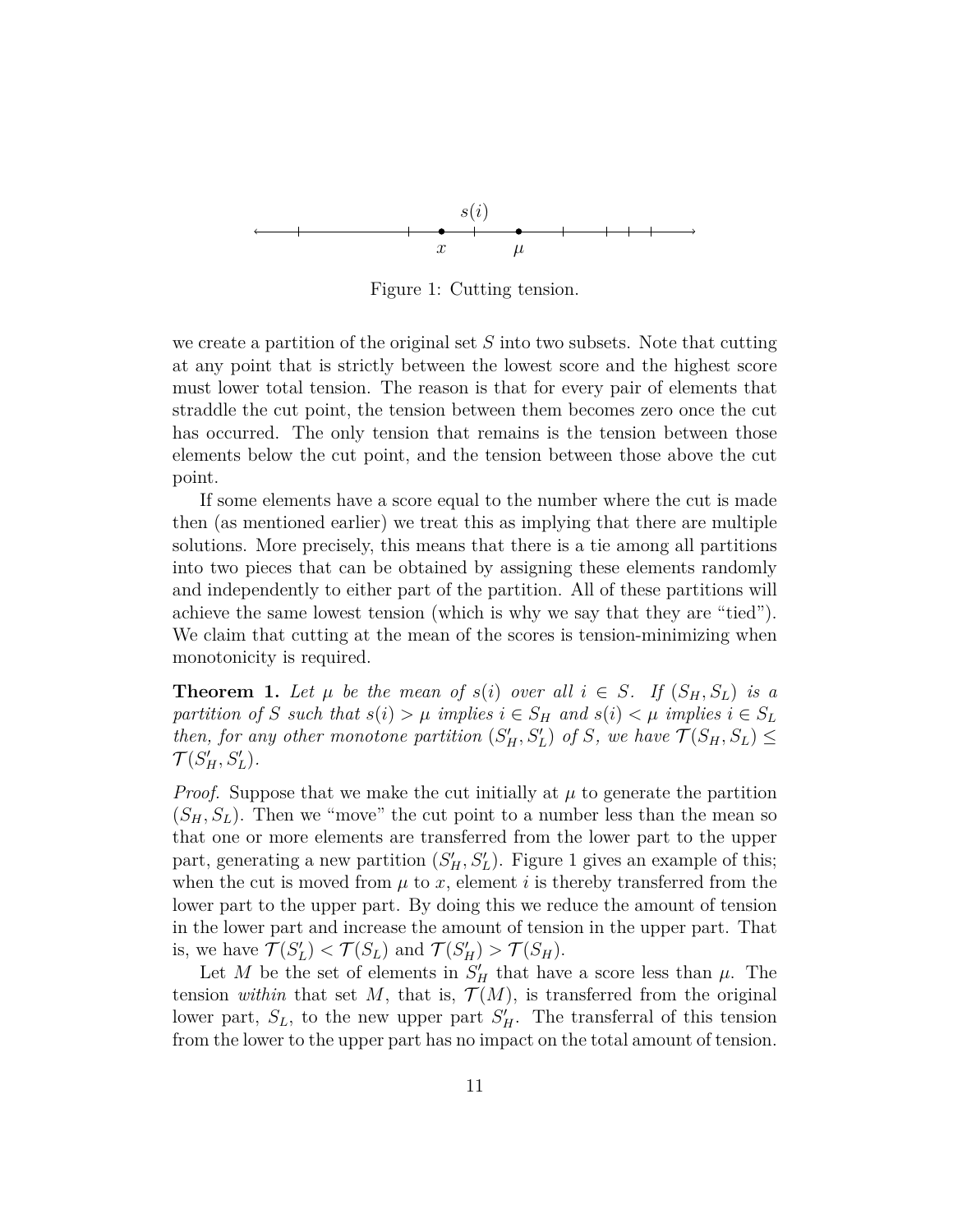Figure 1: Cutting tension.

we create a partition of the original set $S$ into two subsets. Note that cutting at any point that is strictly between the lowest score and the highest score must lower total tension. The reason is that for every pair of elements that straddle the cut point, the tension between them becomes zero once the cut has occurred. The only tension that remains is the tension between those elements below the cut point, and the tension between those above the cut point.

If some elements have a score equal to the number where the cut is made then (as mentioned earlier) we treat this as implying that there are multiple solutions. More precisely, this means that there is a tie among all partitions into two pieces that can be obtained by assigning these elements randomly and independently to either part of the partition. All of these partitions will achieve the same lowest tension (which is why we say that they are "tied"). We claim that cutting at the mean of the scores is tension-minimizing when monotonicity is required.

**Theorem 1.** *Let $\mu$ be the mean of $s(i)$ over all $i \in S$. If $(S_H, S_L)$ is a partition of $S$ such that $s(i) > \mu$ implies $i \in S_H$ and $s(i) < \mu$ implies $i \in S_L$ then, for any other monotone partition $(S'_H, S'_L)$ of $S$, we have $\mathcal{T}(S_H, S_L) \leq \mathcal{T}(S'_H, S'_L)$.*

*Proof.* Suppose that we make the cut initially at $\mu$ to generate the partition $(S_H, S_L)$. Then we "move" the cut point to a number less than the mean so that one or more elements are transferred from the lower part to the upper part, generating a new partition $(S'_H, S'_L)$. Figure 1 gives an example of this; when the cut is moved from $\mu$ to $x$, element $i$ is thereby transferred from the lower part to the upper part. By doing this we reduce the amount of tension in the lower part and increase the amount of tension in the upper part. That is, we have $\mathcal{T}(S'_L) < \mathcal{T}(S_L)$ and $\mathcal{T}(S'_H) > \mathcal{T}(S_H)$.

Let $M$ be the set of elements in $S'_H$ that have a score less than $\mu$. The tension *within* that set $M$, that is, $\mathcal{T}(M)$, is transferred from the original lower part, $S_L$, to the new upper part $S'_H$. The transferral of this tension from the lower to the upper part has no impact on the total amount of tension.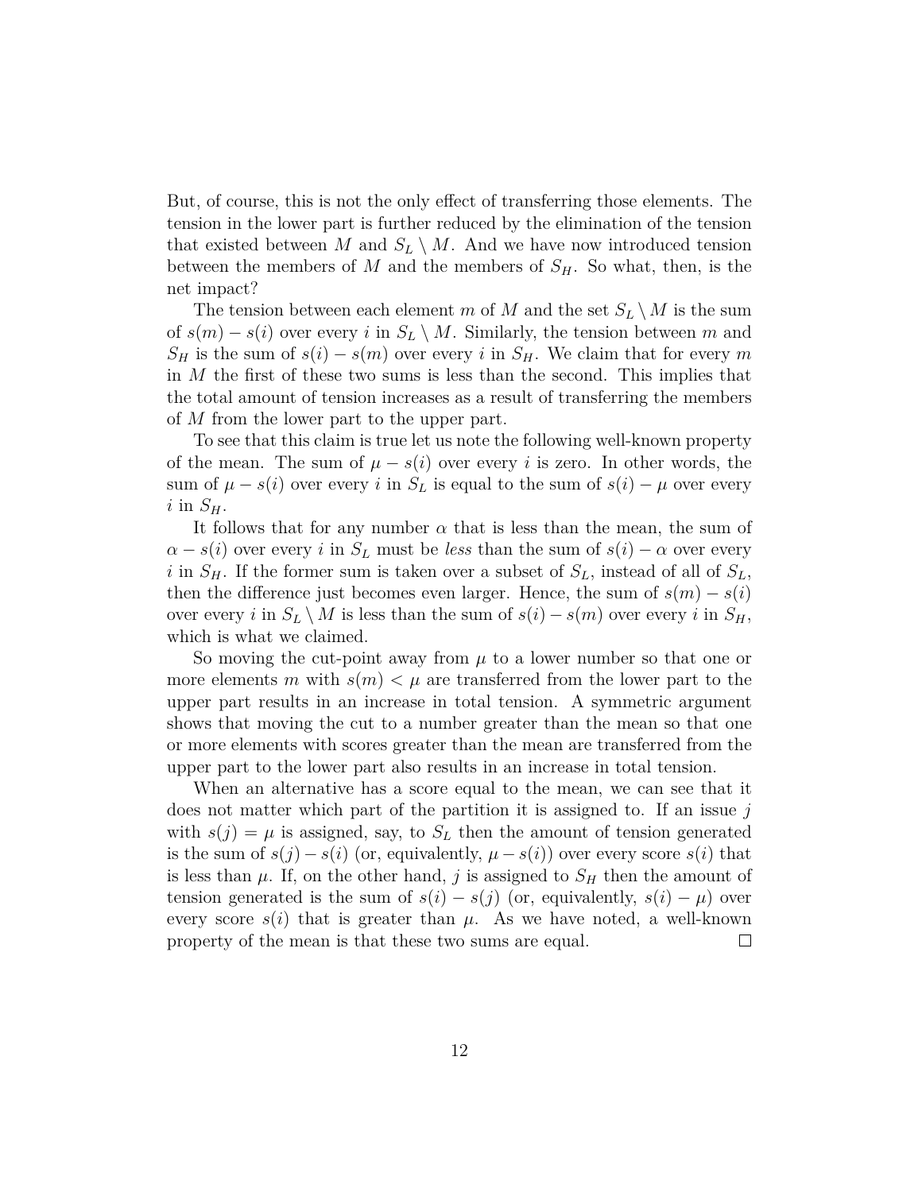But, of course, this is not the only effect of transferring those elements. The tension in the lower part is further reduced by the elimination of the tension that existed between $M$ and $S_L \setminus M$. And we have now introduced tension between the members of $M$ and the members of $S_H$. So what, then, is the net impact?

The tension between each element $m$ of $M$ and the set $S_L \setminus M$ is the sum of $s(m) - s(i)$ over every $i$ in $S_L \setminus M$. Similarly, the tension between $m$ and $S_H$ is the sum of $s(i) - s(m)$ over every $i$ in $S_H$. We claim that for every $m$ in $M$ the first of these two sums is less than the second. This implies that the total amount of tension increases as a result of transferring the members of $M$ from the lower part to the upper part.

To see that this claim is true let us note the following well-known property of the mean. The sum of $\mu - s(i)$ over every $i$ is zero. In other words, the sum of $\mu - s(i)$ over every $i$ in $S_L$ is equal to the sum of $s(i) - \mu$ over every $i$ in $S_H$.

It follows that for any number $\alpha$ that is less than the mean, the sum of $\alpha - s(i)$ over every $i$ in $S_L$ must be *less* than the sum of $s(i) - \alpha$ over every $i$ in $S_H$. If the former sum is taken over a subset of $S_L$, instead of all of $S_L$, then the difference just becomes even larger. Hence, the sum of $s(m) - s(i)$ over every $i$ in $S_L \setminus M$ is less than the sum of $s(i) - s(m)$ over every $i$ in $S_H$, which is what we claimed.

So moving the cut-point away from $\mu$ to a lower number so that one or more elements $m$ with $s(m) < \mu$ are transferred from the lower part to the upper part results in an increase in total tension. A symmetric argument shows that moving the cut to a number greater than the mean so that one or more elements with scores greater than the mean are transferred from the upper part to the lower part also results in an increase in total tension.

When an alternative has a score equal to the mean, we can see that it does not matter which part of the partition it is assigned to. If an issue $j$ with $s(j) = \mu$ is assigned, say, to $S_L$ then the amount of tension generated is the sum of $s(j) - s(i)$ (or, equivalently, $\mu - s(i)$) over every score $s(i)$ that is less than $\mu$. If, on the other hand, $j$ is assigned to $S_H$ then the amount of tension generated is the sum of $s(i) - s(j)$ (or, equivalently, $s(i) - \mu$) over every score $s(i)$ that is greater than $\mu$. As we have noted, a well-known property of the mean is that these two sums are equal. $\square$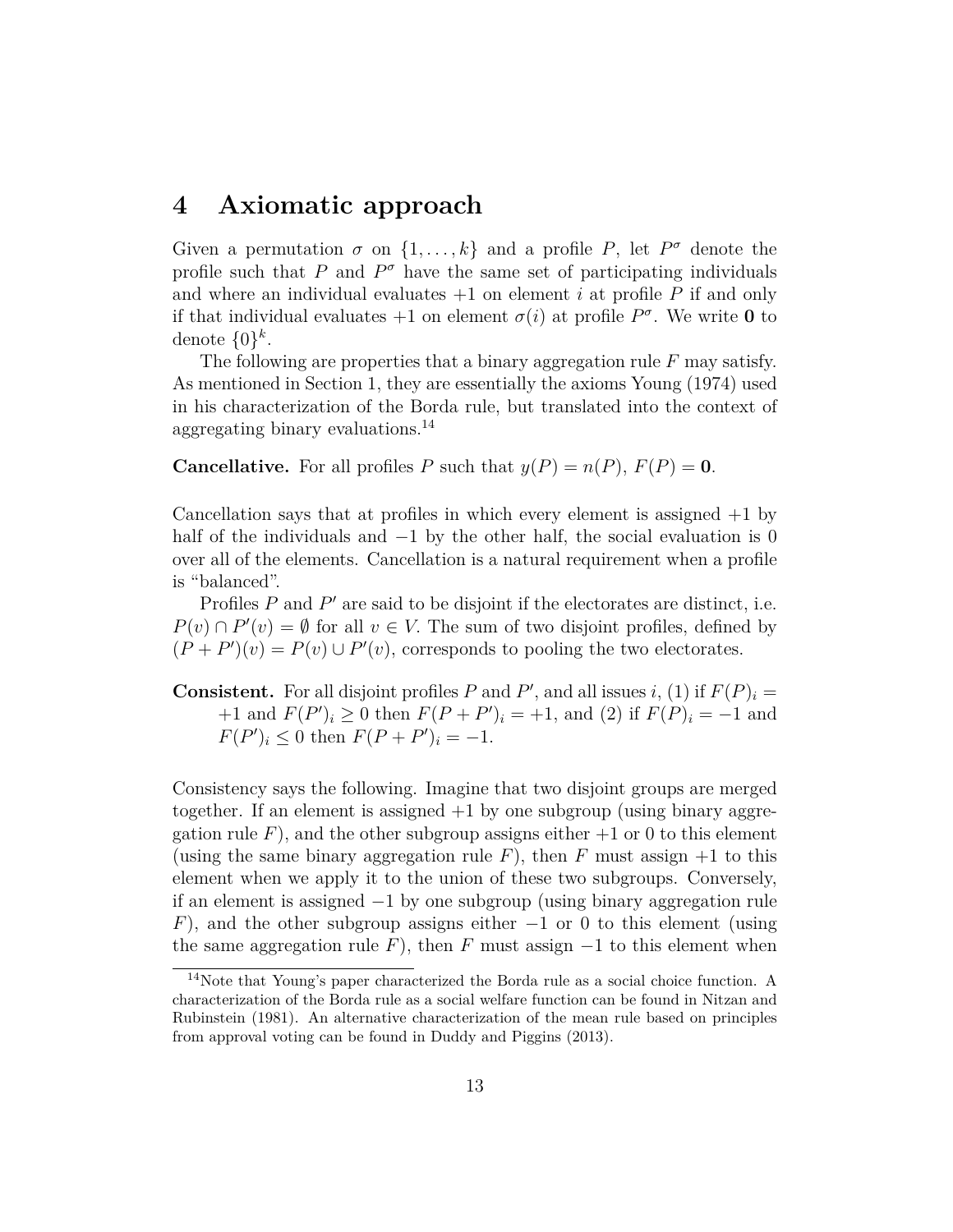# 4 Axiomatic approach

Given a permutation $\sigma$ on $\{1, \ldots, k\}$ and a profile $P$, let $P^{\sigma}$ denote the profile such that $P$ and $P^{\sigma}$ have the same set of participating individuals and where an individual evaluates $+1$ on element $i$ at profile $P$ if and only if that individual evaluates $+1$ on element $\sigma(i)$ at profile $P^{\sigma}$. We write $\mathbf{0}$ to denote $\{0\}^k$.

The following are properties that a binary aggregation rule $F$ may satisfy. As mentioned in Section 1, they are essentially the axioms Young (1974) used in his characterization of the Borda rule, but translated into the context of aggregating binary evaluations.[14]

**Cancellative.** For all profiles $P$ such that $y(P) = n(P)$, $F(P) = \mathbf{0}$.

Cancellation says that at profiles in which every element is assigned $+1$ by half of the individuals and $-1$ by the other half, the social evaluation is 0 over all of the elements. Cancellation is a natural requirement when a profile is "balanced".

Profiles $P$ and $P'$ are said to be disjoint if the electorates are distinct, i.e. $P(v) \cap P'(v) = \emptyset$ for all $v \in V$. The sum of two disjoint profiles, defined by $(P + P')(v) = P(v) \cup P'(v)$, corresponds to pooling the two electorates.

**Consistent.** For all disjoint profiles $P$ and $P'$, and all issues $i$, (1) if $F(P)_i = +1$ and $F(P')_i \geq 0$ then $F(P + P')_i = +1$, and (2) if $F(P)_i = -1$ and $F(P')_i \leq 0$ then $F(P + P')_i = -1$.

Consistency says the following. Imagine that two disjoint groups are merged together. If an element is assigned $+1$ by one subgroup (using binary aggregation rule $F$), and the other subgroup assigns either $+1$ or 0 to this element (using the same binary aggregation rule $F$), then $F$ must assign $+1$ to this element when we apply it to the union of these two subgroups. Conversely, if an element is assigned $-1$ by one subgroup (using binary aggregation rule $F$), and the other subgroup assigns either $-1$ or 0 to this element (using the same aggregation rule $F$), then $F$ must assign $-1$ to this element when

[14] Note that Young's paper characterized the Borda rule as a social choice function. A characterization of the Borda rule as a social welfare function can be found in Nitzan and Rubinstein (1981). An alternative characterization of the mean rule based on principles from approval voting can be found in Duddy and Piggins (2013).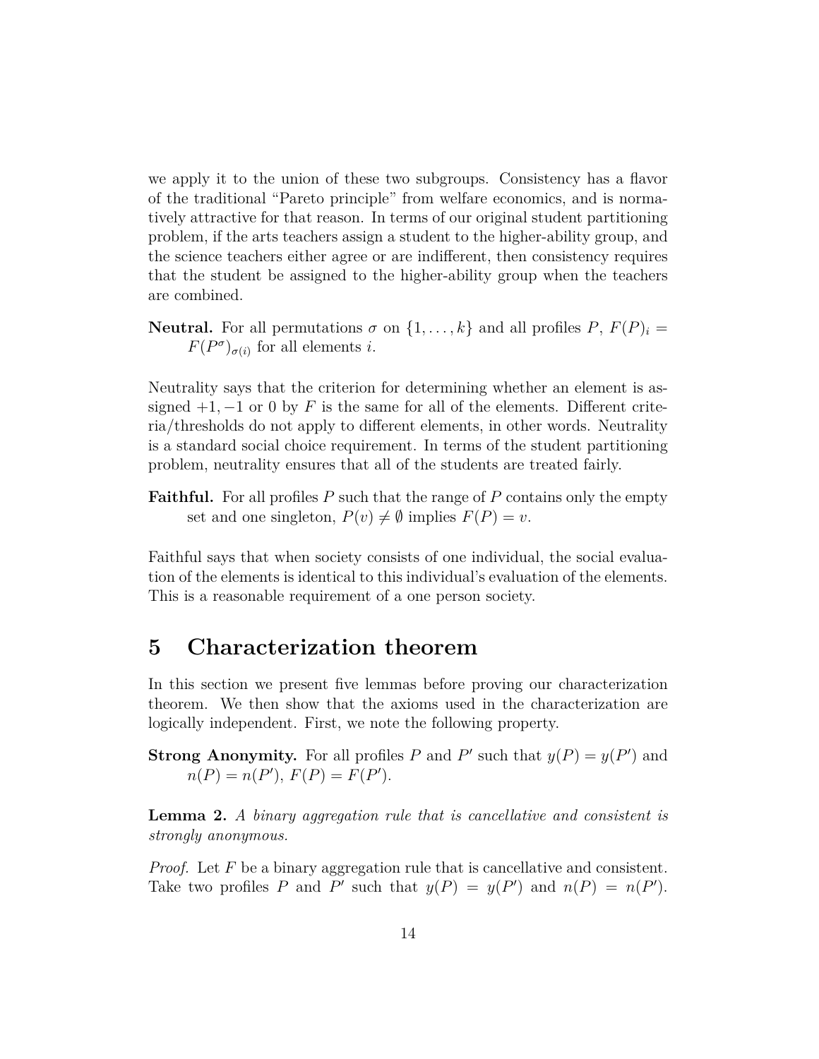we apply it to the union of these two subgroups. Consistency has a flavor of the traditional "Pareto principle" from welfare economics, and is normatively attractive for that reason. In terms of our original student partitioning problem, if the arts teachers assign a student to the higher-ability group, and the science teachers either agree or are indifferent, then consistency requires that the student be assigned to the higher-ability group when the teachers are combined.

**Neutral.** For all permutations $\sigma$ on $\{1, \ldots, k\}$ and all profiles $P$, $F(P)_i = F(P^\sigma)_{\sigma(i)}$ for all elements $i$.

Neutrality says that the criterion for determining whether an element is assigned $+1, -1$ or $0$ by $F$ is the same for all of the elements. Different criteria/thresholds do not apply to different elements, in other words. Neutrality is a standard social choice requirement. In terms of the student partitioning problem, neutrality ensures that all of the students are treated fairly.

**Faithful.** For all profiles $P$ such that the range of $P$ contains only the empty set and one singleton, $P(v) \neq \emptyset$ implies $F(P) = v$.

Faithful says that when society consists of one individual, the social evaluation of the elements is identical to this individual's evaluation of the elements. This is a reasonable requirement of a one person society.

# 5 Characterization theorem

In this section we present five lemmas before proving our characterization theorem. We then show that the axioms used in the characterization are logically independent. First, we note the following property.

**Strong Anonymity.** For all profiles $P$ and $P'$ such that $y(P) = y(P')$ and $n(P) = n(P')$, $F(P) = F(P')$.

**Lemma 2.** *A binary aggregation rule that is cancellative and consistent is strongly anonymous.*

*Proof.* Let $F$ be a binary aggregation rule that is cancellative and consistent. Take two profiles $P$ and $P'$ such that $y(P) = y(P')$ and $n(P) = n(P')$.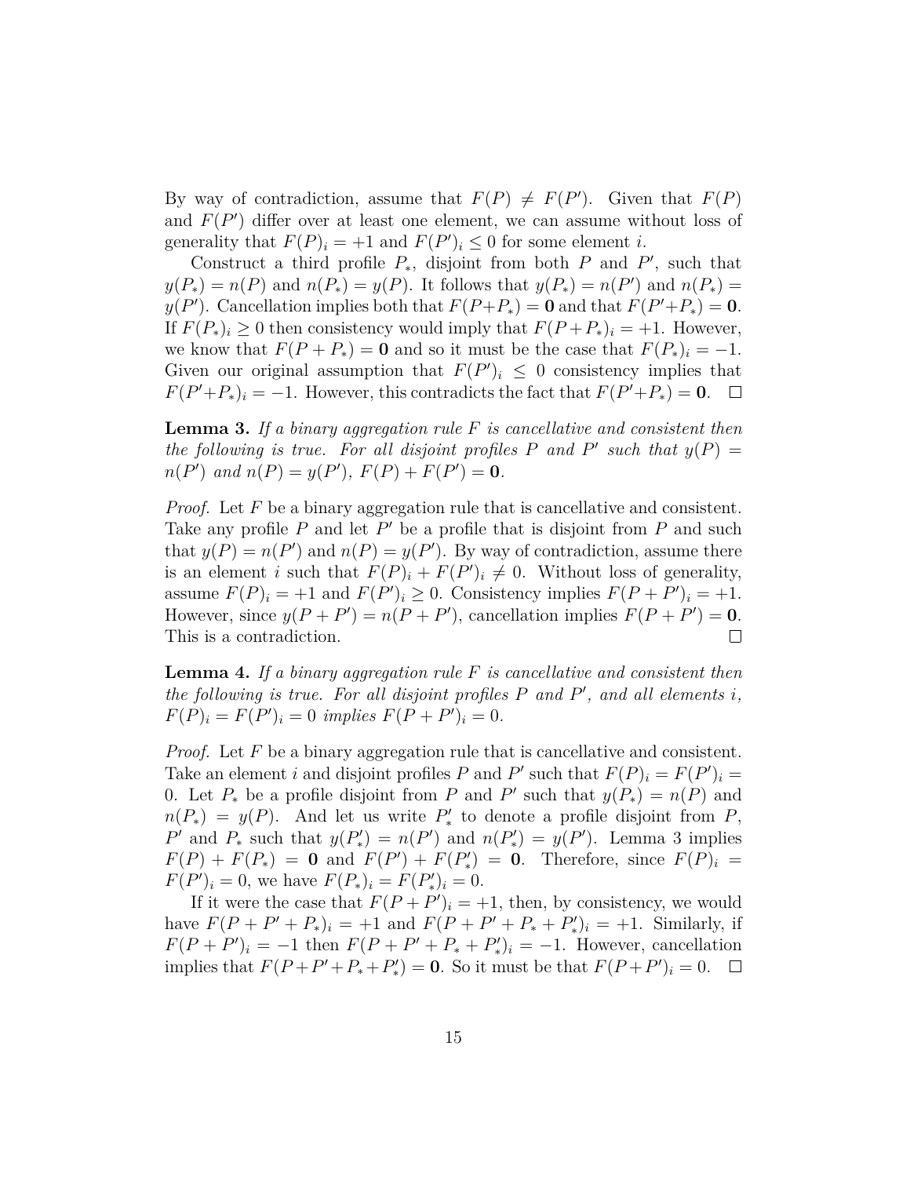By way of contradiction, assume that $F(P) \neq F(P')$. Given that $F(P)$ and $F(P')$ differ over at least one element, we can assume without loss of generality that $F(P)_i = +1$ and $F(P')_i \leq 0$ for some element $i$.

Construct a third profile $P_*$, disjoint from both $P$ and $P'$, such that $y(P_*) = n(P)$ and $n(P_*) = y(P)$. It follows that $y(P_*) = n(P')$ and $n(P_*) = y(P')$. Cancellation implies both that $F(P+P_*) = \mathbf{0}$ and that $F(P'+P_*) = \mathbf{0}$. If $F(P_*)_i \geq 0$ then consistency would imply that $F(P+P_*)_i = +1$. However, we know that $F(P+P_*) = \mathbf{0}$ and so it must be the case that $F(P_*)_i = -1$. Given our original assumption that $F(P')_i \leq 0$ consistency implies that $F(P'+P_*)_i = -1$. However, this contradicts the fact that $F(P'+P_*) = \mathbf{0}$. □

**Lemma 3.** *If a binary aggregation rule $F$ is cancellative and consistent then the following is true. For all disjoint profiles $P$ and $P'$ such that $y(P) = n(P')$ and $n(P) = y(P')$, $F(P) + F(P') = \mathbf{0}$.*

*Proof.* Let $F$ be a binary aggregation rule that is cancellative and consistent. Take any profile $P$ and let $P'$ be a profile that is disjoint from $P$ and such that $y(P) = n(P')$ and $n(P) = y(P')$. By way of contradiction, assume there is an element $i$ such that $F(P)_i + F(P')_i \neq 0$. Without loss of generality, assume $F(P)_i = +1$ and $F(P')_i \geq 0$. Consistency implies $F(P+P')_i = +1$. However, since $y(P+P') = n(P+P')$, cancellation implies $F(P+P') = \mathbf{0}$. This is a contradiction. □

**Lemma 4.** *If a binary aggregation rule $F$ is cancellative and consistent then the following is true. For all disjoint profiles $P$ and $P'$, and all elements $i$, $F(P)_i = F(P')_i = 0$ implies $F(P+P')_i = 0$.*

*Proof.* Let $F$ be a binary aggregation rule that is cancellative and consistent. Take an element $i$ and disjoint profiles $P$ and $P'$ such that $F(P)_i = F(P')_i = 0$. Let $P_*$ be a profile disjoint from $P$ and $P'$ such that $y(P_*) = n(P)$ and $n(P_*) = y(P)$. And let us write $P'_*$ to denote a profile disjoint from $P$, $P'$ and $P_*$ such that $y(P'_*) = n(P')$ and $n(P'_*) = y(P')$. Lemma 3 implies $F(P) + F(P_*) = \mathbf{0}$ and $F(P') + F(P'_*) = \mathbf{0}$. Therefore, since $F(P)_i = F(P')_i = 0$, we have $F(P_*)_i = F(P'_*)_i = 0$.

If it were the case that $F(P+P')_i = +1$, then, by consistency, we would have $F(P+P'+P_*)_i = +1$ and $F(P+P'+P_*+P'_*)_i = +1$. Similarly, if $F(P+P')_i = -1$ then $F(P+P'+P_*+P'_*)_i = -1$. However, cancellation implies that $F(P+P'+P_*+P'_*) = \mathbf{0}$. So it must be that $F(P+P')_i = 0$. □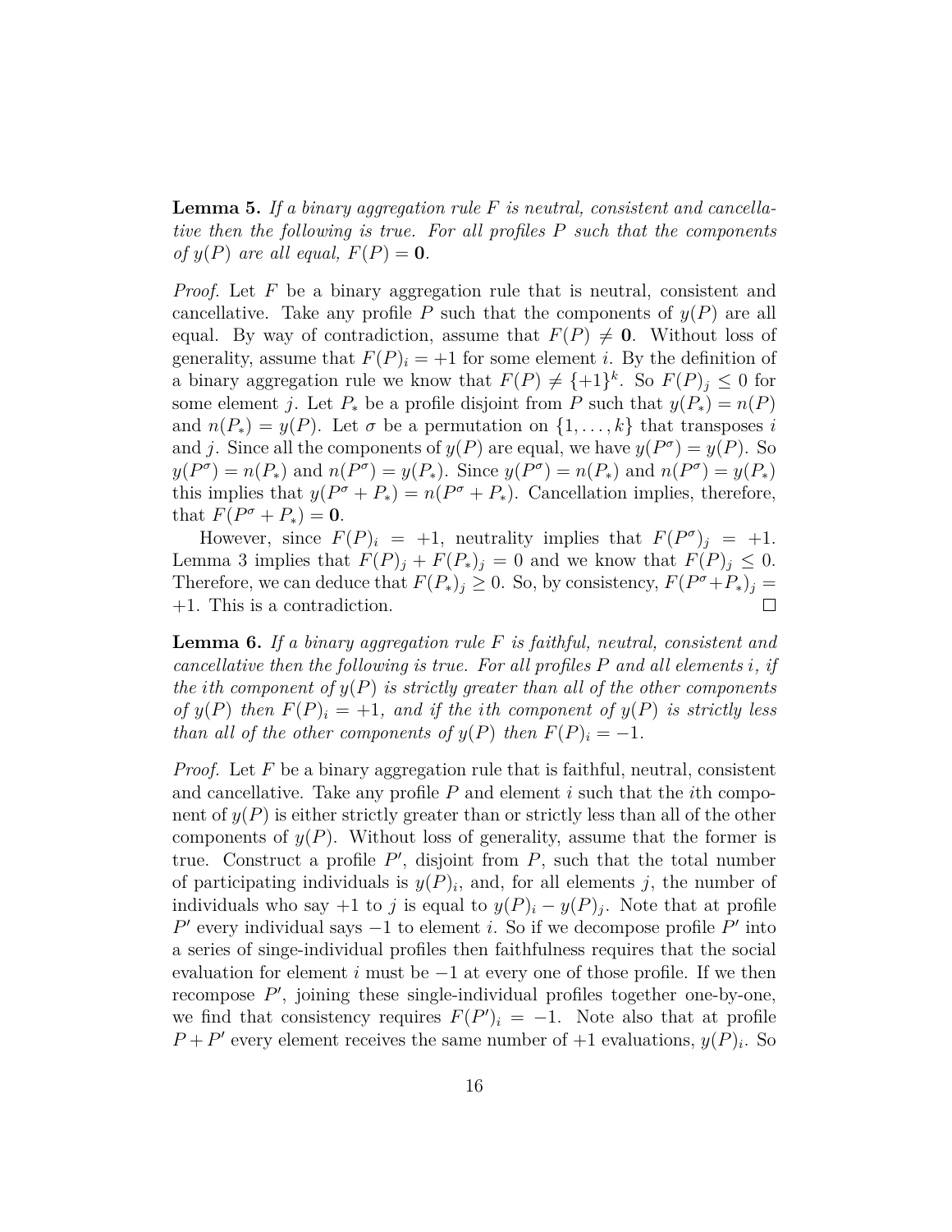**Lemma 5.** *If a binary aggregation rule $F$ is neutral, consistent and cancellative then the following is true. For all profiles $P$ such that the components of $y(P)$ are all equal, $F(P) = \mathbf{0}$.*

*Proof.* Let $F$ be a binary aggregation rule that is neutral, consistent and cancellative. Take any profile $P$ such that the components of $y(P)$ are all equal. By way of contradiction, assume that $F(P) \neq \mathbf{0}$. Without loss of generality, assume that $F(P)_i = +1$ for some element $i$. By the definition of a binary aggregation rule we know that $F(P) \neq \{+1\}^k$. So $F(P)_j \leq 0$ for some element $j$. Let $P_*$ be a profile disjoint from $P$ such that $y(P_*) = n(P)$ and $n(P_*) = y(P)$. Let $\sigma$ be a permutation on $\{1, \ldots, k\}$ that transposes $i$ and $j$. Since all the components of $y(P)$ are equal, we have $y(P^\sigma) = y(P)$. So $y(P^\sigma) = n(P_*)$ and $n(P^\sigma) = y(P_*)$. Since $y(P^\sigma) = n(P_*)$ and $n(P^\sigma) = y(P_*)$ this implies that $y(P^\sigma + P_*) = n(P^\sigma + P_*)$. Cancellation implies, therefore, that $F(P^\sigma + P_*) = \mathbf{0}$.

However, since $F(P)_i = +1$, neutrality implies that $F(P^\sigma)_j = +1$. Lemma 3 implies that $F(P)_j + F(P_*)_j = 0$ and we know that $F(P)_j \leq 0$. Therefore, we can deduce that $F(P_*)_j \geq 0$. So, by consistency, $F(P^\sigma + P_*)_j = +1$. This is a contradiction. ∎

**Lemma 6.** *If a binary aggregation rule $F$ is faithful, neutral, consistent and cancellative then the following is true. For all profiles $P$ and all elements $i$, if the $i$th component of $y(P)$ is strictly greater than all of the other components of $y(P)$ then $F(P)_i = +1$, and if the $i$th component of $y(P)$ is strictly less than all of the other components of $y(P)$ then $F(P)_i = -1$.*

*Proof.* Let $F$ be a binary aggregation rule that is faithful, neutral, consistent and cancellative. Take any profile $P$ and element $i$ such that the $i$th component of $y(P)$ is either strictly greater than or strictly less than all of the other components of $y(P)$. Without loss of generality, assume that the former is true. Construct a profile $P'$, disjoint from $P$, such that the total number of participating individuals is $y(P)_i$, and, for all elements $j$, the number of individuals who say $+1$ to $j$ is equal to $y(P)_i - y(P)_j$. Note that at profile $P'$ every individual says $-1$ to element $i$. So if we decompose profile $P'$ into a series of singe-individual profiles then faithfulness requires that the social evaluation for element $i$ must be $-1$ at every one of those profile. If we then recompose $P'$, joining these single-individual profiles together one-by-one, we find that consistency requires $F(P')_i = -1$. Note also that at profile $P + P'$ every element receives the same number of $+1$ evaluations, $y(P)_i$. So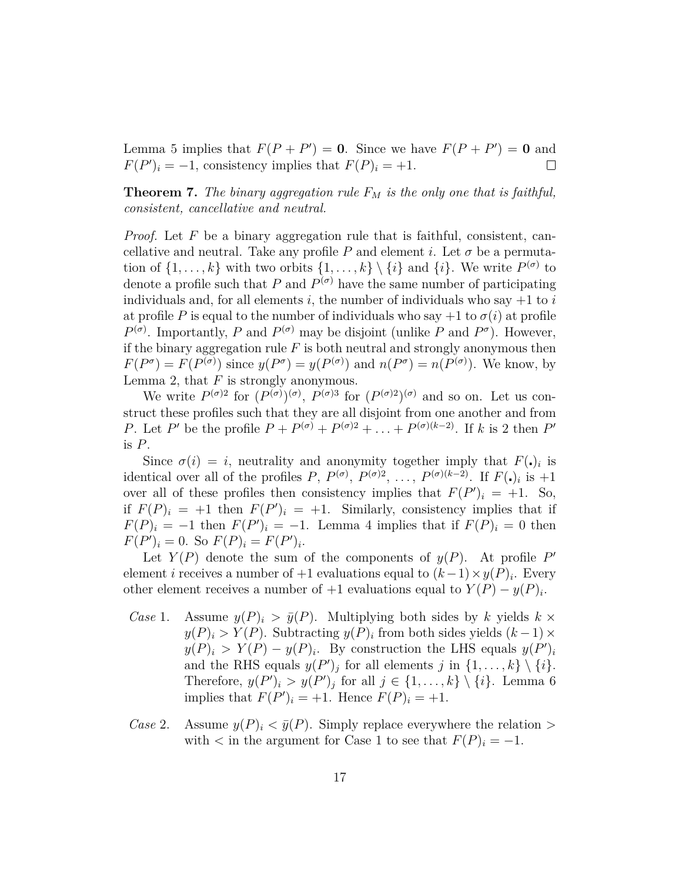Lemma 5 implies that $F(P + P') = \mathbf{0}$. Since we have $F(P + P') = \mathbf{0}$ and $F(P')_i = -1$, consistency implies that $F(P)_i = +1$. ∎

**Theorem 7.** *The binary aggregation rule $F_M$ is the only one that is faithful, consistent, cancellative and neutral.*

*Proof.* Let $F$ be a binary aggregation rule that is faithful, consistent, cancellative and neutral. Take any profile $P$ and element $i$. Let $\sigma$ be a permutation of $\{1, \ldots, k\}$ with two orbits $\{1, \ldots, k\} \setminus \{i\}$ and $\{i\}$. We write $P^{(\sigma)}$ to denote a profile such that $P$ and $P^{(\sigma)}$ have the same number of participating individuals and, for all elements $i$, the number of individuals who say $+1$ to $i$ at profile $P$ is equal to the number of individuals who say $+1$ to $\sigma(i)$ at profile $P^{(\sigma)}$. Importantly, $P$ and $P^{(\sigma)}$ may be disjoint (unlike $P$ and $P^{\sigma}$). However, if the binary aggregation rule $F$ is both neutral and strongly anonymous then $F(P^{\sigma}) = F(P^{(\sigma)})$ since $y(P^{\sigma}) = y(P^{(\sigma)})$ and $n(P^{\sigma}) = n(P^{(\sigma)})$. We know, by Lemma 2, that $F$ is strongly anonymous.

We write $P^{(\sigma)2}$ for $(P^{(\sigma)})^{(\sigma)}$, $P^{(\sigma)3}$ for $(P^{(\sigma)2})^{(\sigma)}$ and so on. Let us construct these profiles such that they are all disjoint from one another and from $P$. Let $P'$ be the profile $P + P^{(\sigma)} + P^{(\sigma)2} + \ldots + P^{(\sigma)(k-2)}$. If $k$ is 2 then $P'$ is $P$.

Since $\sigma(i) = i$, neutrality and anonymity together imply that $F(\boldsymbol{.})_i$ is identical over all of the profiles $P$, $P^{(\sigma)}$, $P^{(\sigma)2}$, $\ldots$, $P^{(\sigma)(k-2)}$. If $F(\boldsymbol{.})_i$ is $+1$ over all of these profiles then consistency implies that $F(P')_i = +1$. So, if $F(P)_i = +1$ then $F(P')_i = +1$. Similarly, consistency implies that if $F(P)_i = -1$ then $F(P')_i = -1$. Lemma 4 implies that if $F(P)_i = 0$ then $F(P')_i = 0$. So $F(P)_i = F(P')_i$.

Let $Y(P)$ denote the sum of the components of $y(P)$. At profile $P'$ element $i$ receives a number of $+1$ evaluations equal to $(k-1) \times y(P)_i$. Every other element receives a number of $+1$ evaluations equal to $Y(P) - y(P)_i$.

- *Case* 1. Assume $y(P)_i > \bar{y}(P)$. Multiplying both sides by $k$ yields $k \times y(P)_i > Y(P)$. Subtracting $y(P)_i$ from both sides yields $(k-1) \times y(P)_i > Y(P) - y(P)_i$. By construction the LHS equals $y(P')_i$ and the RHS equals $y(P')_j$ for all elements $j$ in $\{1, \ldots, k\} \setminus \{i\}$. Therefore, $y(P')_i > y(P')_j$ for all $j \in \{1, \ldots, k\} \setminus \{i\}$. Lemma 6 implies that $F(P')_i = +1$. Hence $F(P)_i = +1$.

- *Case* 2. Assume $y(P)_i < \bar{y}(P)$. Simply replace everywhere the relation $>$ with $<$ in the argument for Case 1 to see that $F(P)_i = -1$.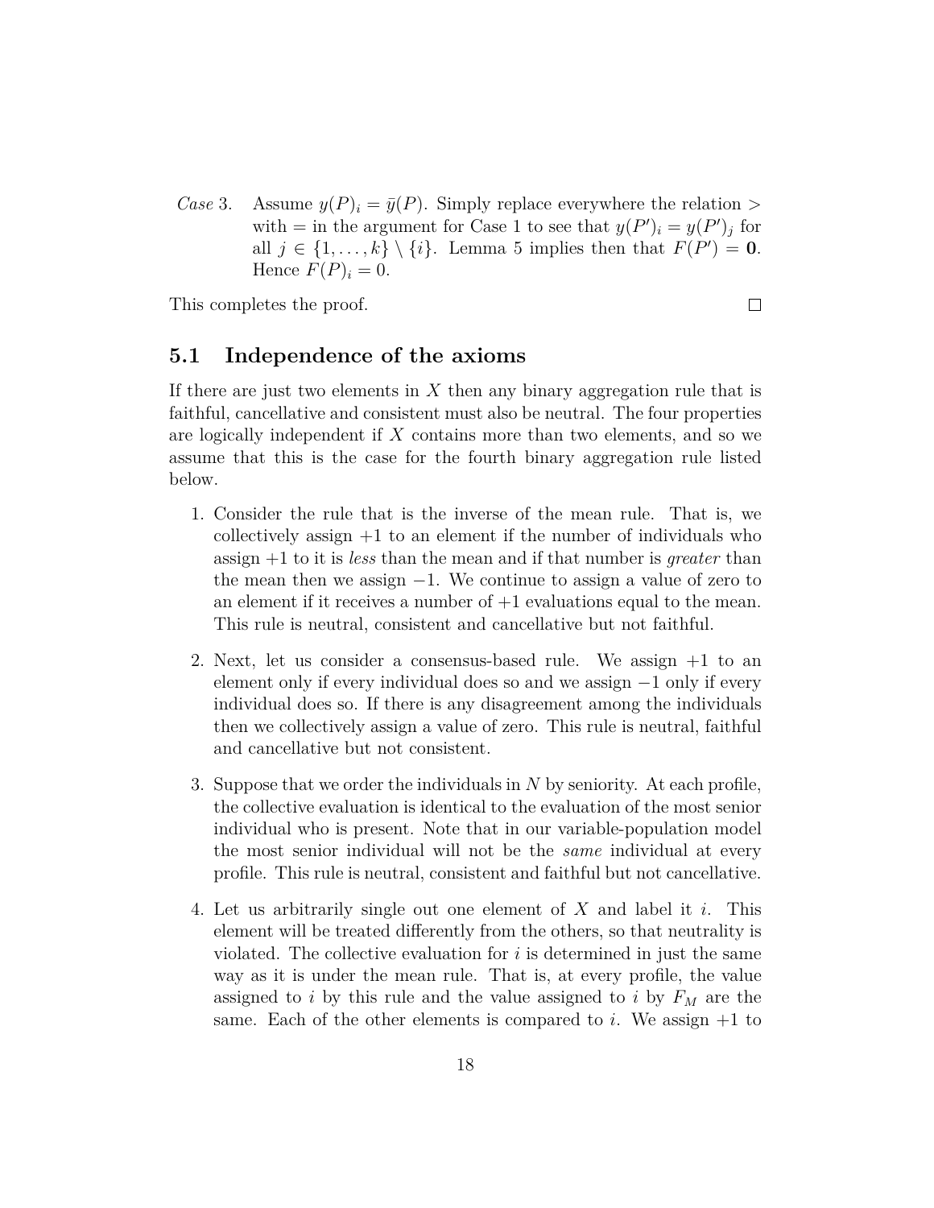*Case* 3. Assume $y(P)_i = \bar{y}(P)$. Simply replace everywhere the relation $>$ with $=$ in the argument for Case 1 to see that $y(P')_i = y(P')_j$ for all $j \in \{1, \ldots, k\} \setminus \{i\}$. Lemma 5 implies then that $F(P') = \mathbf{0}$. Hence $F(P)_i = 0$.

This completes the proof. □

## 5.1 Independence of the axioms

If there are just two elements in $X$ then any binary aggregation rule that is faithful, cancellative and consistent must also be neutral. The four properties are logically independent if $X$ contains more than two elements, and so we assume that this is the case for the fourth binary aggregation rule listed below.

1. Consider the rule that is the inverse of the mean rule. That is, we collectively assign $+1$ to an element if the number of individuals who assign $+1$ to it is *less* than the mean and if that number is *greater* than the mean then we assign $-1$. We continue to assign a value of zero to an element if it receives a number of $+1$ evaluations equal to the mean. This rule is neutral, consistent and cancellative but not faithful.

2. Next, let us consider a consensus-based rule. We assign $+1$ to an element only if every individual does so and we assign $-1$ only if every individual does so. If there is any disagreement among the individuals then we collectively assign a value of zero. This rule is neutral, faithful and cancellative but not consistent.

3. Suppose that we order the individuals in $N$ by seniority. At each profile, the collective evaluation is identical to the evaluation of the most senior individual who is present. Note that in our variable-population model the most senior individual will not be the *same* individual at every profile. This rule is neutral, consistent and faithful but not cancellative.

4. Let us arbitrarily single out one element of $X$ and label it $i$. This element will be treated differently from the others, so that neutrality is violated. The collective evaluation for $i$ is determined in just the same way as it is under the mean rule. That is, at every profile, the value assigned to $i$ by this rule and the value assigned to $i$ by $F_M$ are the same. Each of the other elements is compared to $i$. We assign $+1$ to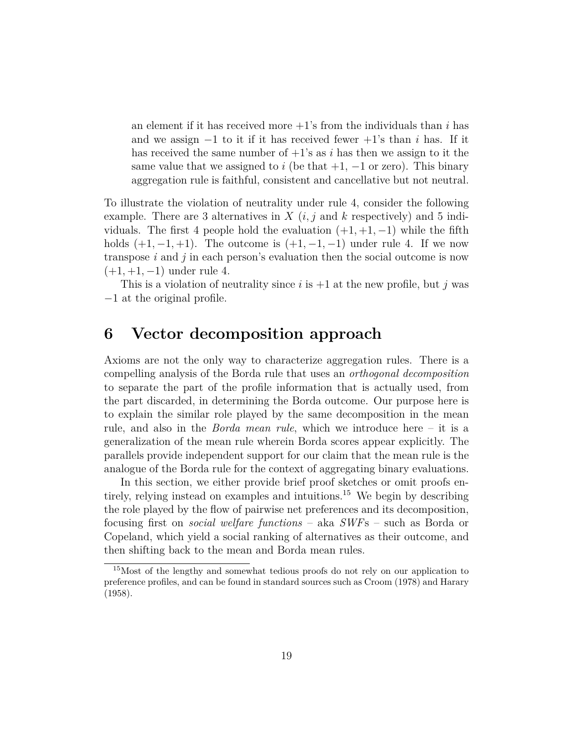an element if it has received more $+1$'s from the individuals than $i$ has and we assign $-1$ to it if it has received fewer $+1$'s than $i$ has. If it has received the same number of $+1$'s as $i$ has then we assign to it the same value that we assigned to $i$ (be that $+1$, $-1$ or zero). This binary aggregation rule is faithful, consistent and cancellative but not neutral.

To illustrate the violation of neutrality under rule 4, consider the following example. There are 3 alternatives in $X$ ($i, j$ and $k$ respectively) and 5 individuals. The first 4 people hold the evaluation $(+1, +1, -1)$ while the fifth holds $(+1, -1, +1)$. The outcome is $(+1, -1, -1)$ under rule 4. If we now transpose $i$ and $j$ in each person's evaluation then the social outcome is now $(+1, +1, -1)$ under rule 4.

This is a violation of neutrality since $i$ is $+1$ at the new profile, but $j$ was $-1$ at the original profile.

# 6 Vector decomposition approach

Axioms are not the only way to characterize aggregation rules. There is a compelling analysis of the Borda rule that uses an *orthogonal decomposition* to separate the part of the profile information that is actually used, from the part discarded, in determining the Borda outcome. Our purpose here is to explain the similar role played by the same decomposition in the mean rule, and also in the *Borda mean rule*, which we introduce here – it is a generalization of the mean rule wherein Borda scores appear explicitly. The parallels provide independent support for our claim that the mean rule is the analogue of the Borda rule for the context of aggregating binary evaluations.

In this section, we either provide brief proof sketches or omit proofs entirely, relying instead on examples and intuitions.[15] We begin by describing the role played by the flow of pairwise net preferences and its decomposition, focusing first on *social welfare functions* – aka *SWF*s – such as Borda or Copeland, which yield a social ranking of alternatives as their outcome, and then shifting back to the mean and Borda mean rules.

[15] Most of the lengthy and somewhat tedious proofs do not rely on our application to preference profiles, and can be found in standard sources such as Croom (1978) and Harary (1958).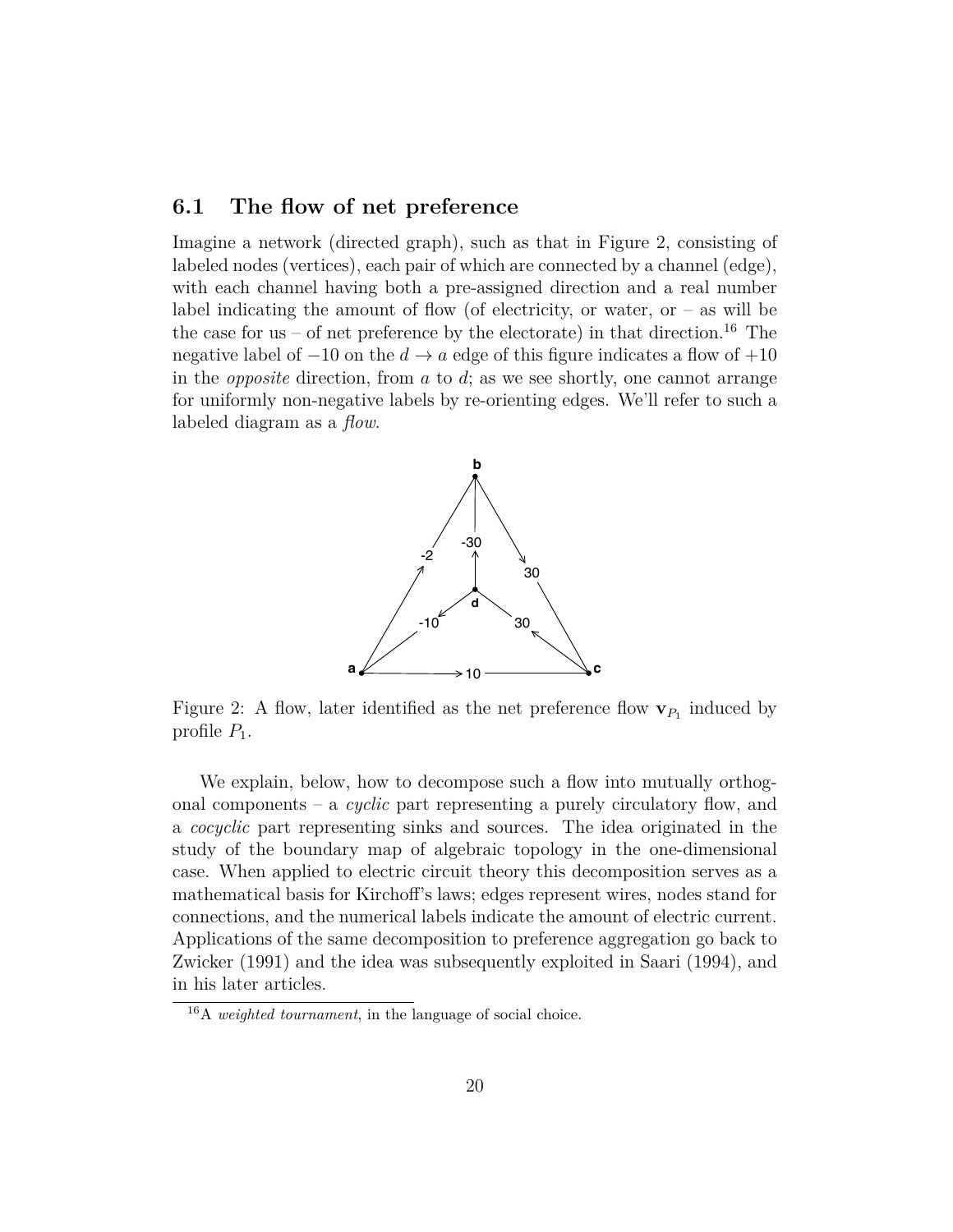### 6.1 The flow of net preference

Imagine a network (directed graph), such as that in Figure 2, consisting of labeled nodes (vertices), each pair of which are connected by a channel (edge), with each channel having both a pre-assigned direction and a real number label indicating the amount of flow (of electricity, or water, or – as will be the case for us – of net preference by the electorate) in that direction.[16] The negative label of $-10$ on the $d \to a$ edge of this figure indicates a flow of $+10$ in the *opposite* direction, from $a$ to $d$; as we see shortly, one cannot arrange for uniformly non-negative labels by re-orienting edges. We'll refer to such a labeled diagram as a *flow*.

Figure 2: A flow, later identified as the net preference flow $\mathbf{v}_{P_1}$ induced by profile $P_1$.

We explain, below, how to decompose such a flow into mutually orthogonal components – a *cyclic* part representing a purely circulatory flow, and a *cocyclic* part representing sinks and sources. The idea originated in the study of the boundary map of algebraic topology in the one-dimensional case. When applied to electric circuit theory this decomposition serves as a mathematical basis for Kirchoff's laws; edges represent wires, nodes stand for connections, and the numerical labels indicate the amount of electric current. Applications of the same decomposition to preference aggregation go back to Zwicker (1991) and the idea was subsequently exploited in Saari (1994), and in his later articles.

[16] A *weighted tournament*, in the language of social choice.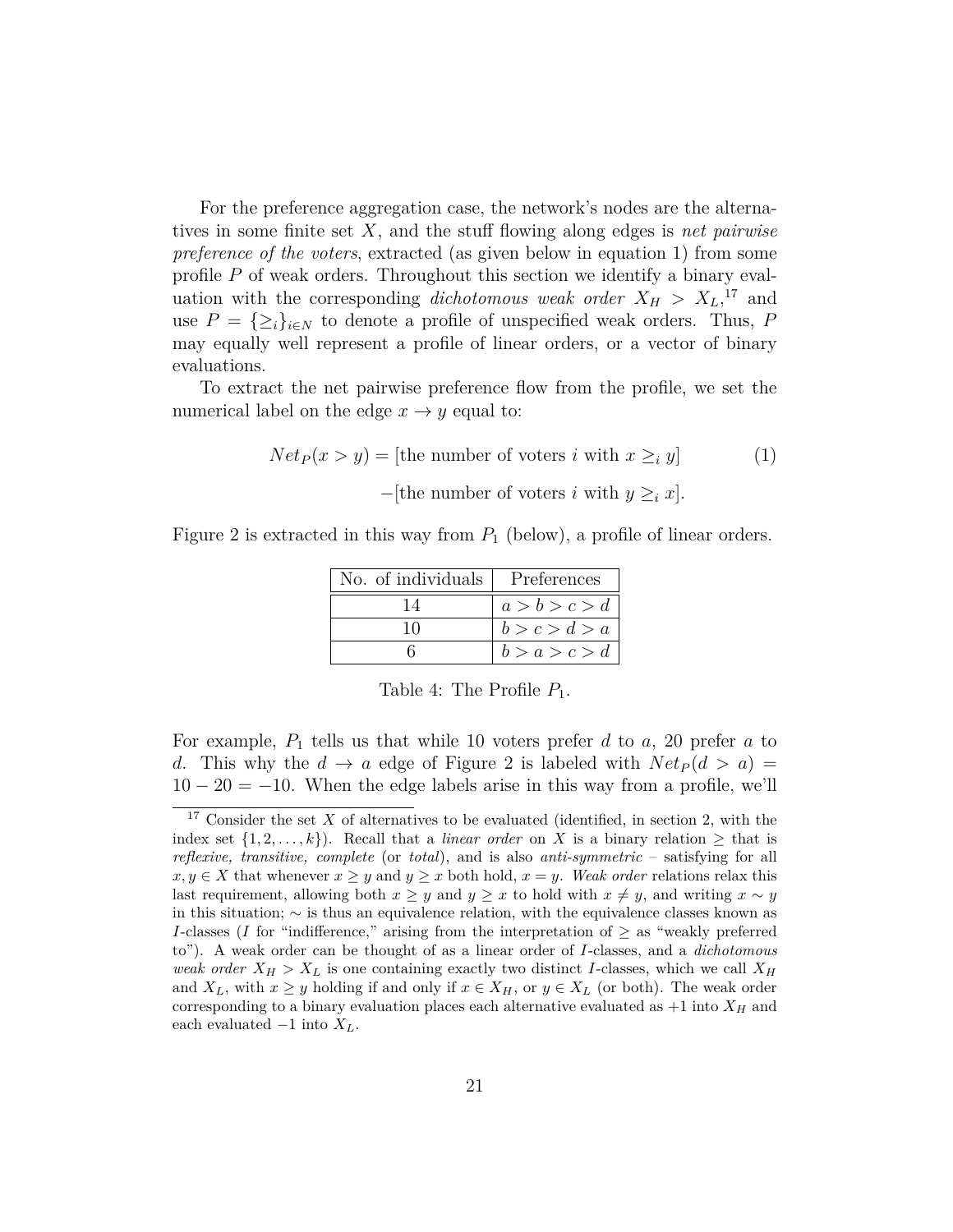For the preference aggregation case, the network's nodes are the alternatives in some finite set $X$, and the stuff flowing along edges is *net pairwise preference of the voters*, extracted (as given below in equation 1) from some profile $P$ of weak orders. Throughout this section we identify a binary evaluation with the corresponding *dichotomous weak order* $X_H > X_L$,[17] and use $P = \{\geq_i\}_{i \in N}$ to denote a profile of unspecified weak orders. Thus, $P$ may equally well represent a profile of linear orders, or a vector of binary evaluations.

To extract the net pairwise preference flow from the profile, we set the numerical label on the edge $x \to y$ equal to:

$$
\begin{aligned}
Net_P(x > y) = &\text{[the number of voters } i \text{ with } x \geq_i y] \\
&-\text{[the number of voters } i \text{ with } y \geq_i x].
\end{aligned}
\tag{1}
$$

Figure 2 is extracted in this way from $P_1$ (below), a profile of linear orders.

| No. of individuals | Preferences |
|---|---|
| 14 | $a > b > c > d$ |
| 10 | $b > c > d > a$ |
| 6 | $b > a > c > d$ |

Table 4: The Profile $P_1$.

For example, $P_1$ tells us that while 10 voters prefer $d$ to $a$, 20 prefer $a$ to $d$. This why the $d \to a$ edge of Figure 2 is labeled with $Net_P(d > a) = 10 - 20 = -10$. When the edge labels arise in this way from a profile, we'll

[17] Consider the set $X$ of alternatives to be evaluated (identified, in section 2, with the index set $\{1, 2, \ldots, k\}$). Recall that a *linear order* on $X$ is a binary relation $\geq$ that is *reflexive, transitive, complete* (or *total*), and is also *anti-symmetric* – satisfying for all $x, y \in X$ that whenever $x \geq y$ and $y \geq x$ both hold, $x = y$. *Weak order* relations relax this last requirement, allowing both $x \geq y$ and $y \geq x$ to hold with $x \neq y$, and writing $x \sim y$ in this situation; $\sim$ is thus an equivalence relation, with the equivalence classes known as $I$-classes ($I$ for "indifference," arising from the interpretation of $\geq$ as "weakly preferred to"). A weak order can be thought of as a linear order of $I$-classes, and a *dichotomous weak order* $X_H > X_L$ is one containing exactly two distinct $I$-classes, which we call $X_H$ and $X_L$, with $x \geq y$ holding if and only if $x \in X_H$, or $y \in X_L$ (or both). The weak order corresponding to a binary evaluation places each alternative evaluated as $+1$ into $X_H$ and each evaluated $-1$ into $X_L$.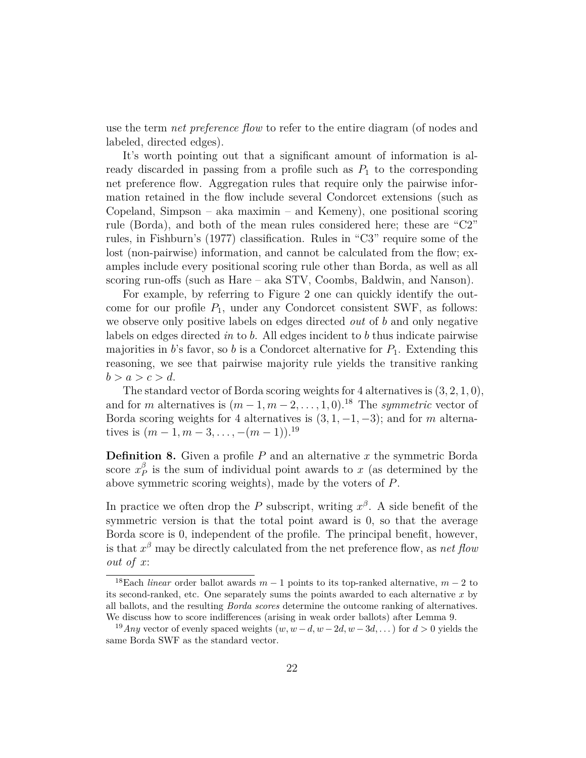use the term *net preference flow* to refer to the entire diagram (of nodes and labeled, directed edges).

It's worth pointing out that a significant amount of information is already discarded in passing from a profile such as $P_1$ to the corresponding net preference flow. Aggregation rules that require only the pairwise information retained in the flow include several Condorcet extensions (such as Copeland, Simpson – aka maximin – and Kemeny), one positional scoring rule (Borda), and both of the mean rules considered here; these are "C2" rules, in Fishburn's (1977) classification. Rules in "C3" require some of the lost (non-pairwise) information, and cannot be calculated from the flow; examples include every positional scoring rule other than Borda, as well as all scoring run-offs (such as Hare – aka STV, Coombs, Baldwin, and Nanson).

For example, by referring to Figure 2 one can quickly identify the outcome for our profile $P_1$, under any Condorcet consistent SWF, as follows: we observe only positive labels on edges directed *out* of $b$ and only negative labels on edges directed *in* to $b$. All edges incident to $b$ thus indicate pairwise majorities in $b$'s favor, so $b$ is a Condorcet alternative for $P_1$. Extending this reasoning, we see that pairwise majority rule yields the transitive ranking $b > a > c > d$.

The standard vector of Borda scoring weights for 4 alternatives is $(3, 2, 1, 0)$, and for $m$ alternatives is $(m-1, m-2, \ldots, 1, 0)$.[18] The *symmetric* vector of Borda scoring weights for 4 alternatives is $(3, 1, -1, -3)$; and for $m$ alternatives is $(m-1, m-3, \ldots, -(m-1))$.[19]

**Definition 8.** Given a profile $P$ and an alternative $x$ the symmetric Borda score $x^{\beta}_{P}$ is the sum of individual point awards to $x$ (as determined by the above symmetric scoring weights), made by the voters of $P$.

In practice we often drop the $P$ subscript, writing $x^{\beta}$. A side benefit of the symmetric version is that the total point award is 0, so that the average Borda score is 0, independent of the profile. The principal benefit, however, is that $x^{\beta}$ may be directly calculated from the net preference flow, as *net flow out of x*:

[18] Each *linear* order ballot awards $m-1$ points to its top-ranked alternative, $m-2$ to its second-ranked, etc. One separately sums the points awarded to each alternative $x$ by all ballots, and the resulting *Borda scores* determine the outcome ranking of alternatives. We discuss how to score indifferences (arising in weak order ballots) after Lemma 9.

[19] *Any* vector of evenly spaced weights $(w, w-d, w-2d, w-3d, \ldots)$ for $d > 0$ yields the same Borda SWF as the standard vector.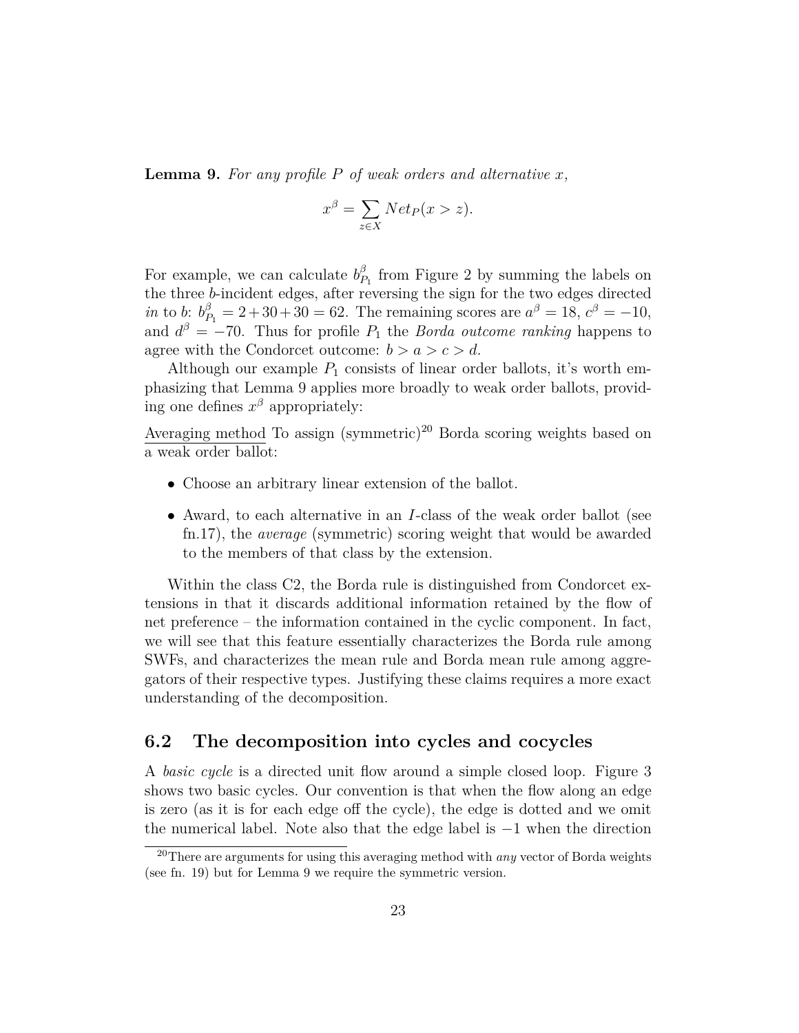**Lemma 9.** *For any profile $P$ of weak orders and alternative $x$,*

$$x^\beta = \sum_{z \in X} Net_P(x > z).$$

For example, we can calculate $b^\beta_{P_1}$ from Figure 2 by summing the labels on the three $b$-incident edges, after reversing the sign for the two edges directed *in* to $b$: $b^\beta_{P_1} = 2 + 30 + 30 = 62$. The remaining scores are $a^\beta = 18$, $c^\beta = -10$, and $d^\beta = -70$. Thus for profile $P_1$ the *Borda outcome ranking* happens to agree with the Condorcet outcome: $b > a > c > d$.

Although our example $P_1$ consists of linear order ballots, it's worth emphasizing that Lemma 9 applies more broadly to weak order ballots, providing one defines $x^\beta$ appropriately:

Averaging method To assign (symmetric)[20] Borda scoring weights based on a weak order ballot:

- Choose an arbitrary linear extension of the ballot.
- Award, to each alternative in an $I$-class of the weak order ballot (see fn.17), the *average* (symmetric) scoring weight that would be awarded to the members of that class by the extension.

Within the class C2, the Borda rule is distinguished from Condorcet extensions in that it discards additional information retained by the flow of net preference – the information contained in the cyclic component. In fact, we will see that this feature essentially characterizes the Borda rule among SWFs, and characterizes the mean rule and Borda mean rule among aggregators of their respective types. Justifying these claims requires a more exact understanding of the decomposition.

## 6.2 The decomposition into cycles and cocycles

A *basic cycle* is a directed unit flow around a simple closed loop. Figure 3 shows two basic cycles. Our convention is that when the flow along an edge is zero (as it is for each edge off the cycle), the edge is dotted and we omit the numerical label. Note also that the edge label is $-1$ when the direction

[20]There are arguments for using this averaging method with *any* vector of Borda weights (see fn. 19) but for Lemma 9 we require the symmetric version.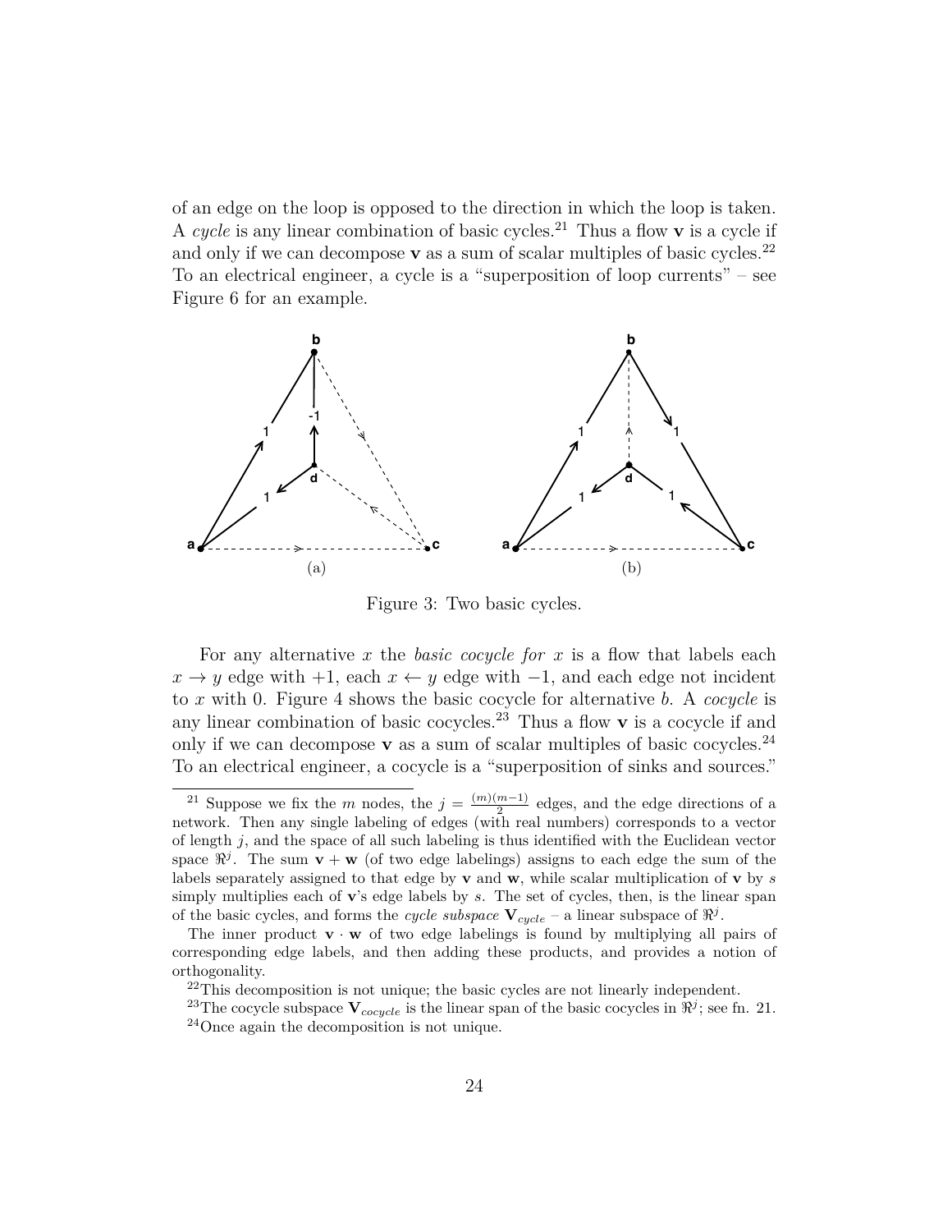of an edge on the loop is opposed to the direction in which the loop is taken. A *cycle* is any linear combination of basic cycles.[21] Thus a flow $\mathbf{v}$ is a cycle if and only if we can decompose $\mathbf{v}$ as a sum of scalar multiples of basic cycles.[22] To an electrical engineer, a cycle is a "superposition of loop currents" – see Figure 6 for an example.

Figure 3: Two basic cycles.

For any alternative $x$ the *basic cocycle for* $x$ is a flow that labels each $x \to y$ edge with $+1$, each $x \leftarrow y$ edge with $-1$, and each edge not incident to $x$ with 0. Figure 4 shows the basic cocycle for alternative $b$. A *cocycle* is any linear combination of basic cocycles.[23] Thus a flow $\mathbf{v}$ is a cocycle if and only if we can decompose $\mathbf{v}$ as a sum of scalar multiples of basic cocycles.[24] To an electrical engineer, a cocycle is a "superposition of sinks and sources."

---

[21] Suppose we fix the $m$ nodes, the $j = \frac{(m)(m-1)}{2}$ edges, and the edge directions of a network. Then any single labeling of edges (with real numbers) corresponds to a vector of length $j$, and the space of all such labeling is thus identified with the Euclidean vector space $\Re^j$. The sum $\mathbf{v} + \mathbf{w}$ (of two edge labelings) assigns to each edge the sum of the labels separately assigned to that edge by $\mathbf{v}$ and $\mathbf{w}$, while scalar multiplication of $\mathbf{v}$ by $s$ simply multiplies each of $\mathbf{v}$'s edge labels by $s$. The set of cycles, then, is the linear span of the basic cycles, and forms the *cycle subspace* $\mathbf{V}_{cycle}$ – a linear subspace of $\Re^j$.

The inner product $\mathbf{v} \cdot \mathbf{w}$ of two edge labelings is found by multiplying all pairs of corresponding edge labels, and then adding these products, and provides a notion of orthogonality.

[22] This decomposition is not unique; the basic cycles are not linearly independent.

[23] The cocycle subspace $\mathbf{V}_{cocycle}$ is the linear span of the basic cocycles in $\Re^j$; see fn. 21.

[24] Once again the decomposition is not unique.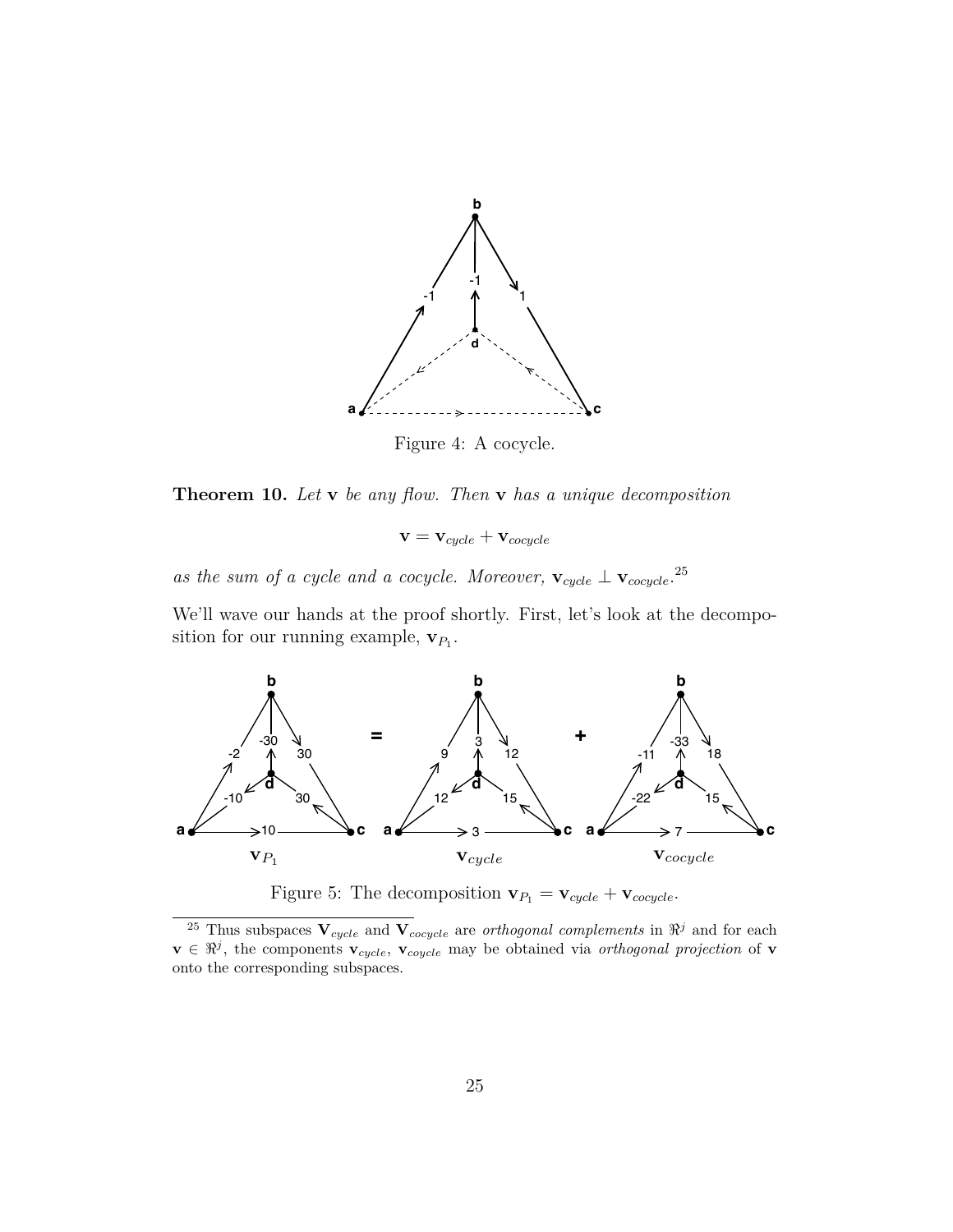Figure 4: A cocycle.

**Theorem 10.** *Let* $\mathbf{v}$ *be any flow. Then* $\mathbf{v}$ *has a unique decomposition*

$$\mathbf{v} = \mathbf{v}_{cycle} + \mathbf{v}_{cocycle}$$

*as the sum of a cycle and a cocycle. Moreover,* $\mathbf{v}_{cycle} \perp \mathbf{v}_{cocycle}$.[25]

We'll wave our hands at the proof shortly. First, let's look at the decomposition for our running example, $\mathbf{v}_{P_1}$.

Figure 5: The decomposition $\mathbf{v}_{P_1} = \mathbf{v}_{cycle} + \mathbf{v}_{cocycle}$.

[25] Thus subspaces $\mathbf{V}_{cycle}$ and $\mathbf{V}_{cocycle}$ are *orthogonal complements* in $\Re^j$ and for each $\mathbf{v} \in \Re^j$, the components $\mathbf{v}_{cycle}$, $\mathbf{v}_{coycle}$ may be obtained via *orthogonal projection* of $\mathbf{v}$ onto the corresponding subspaces.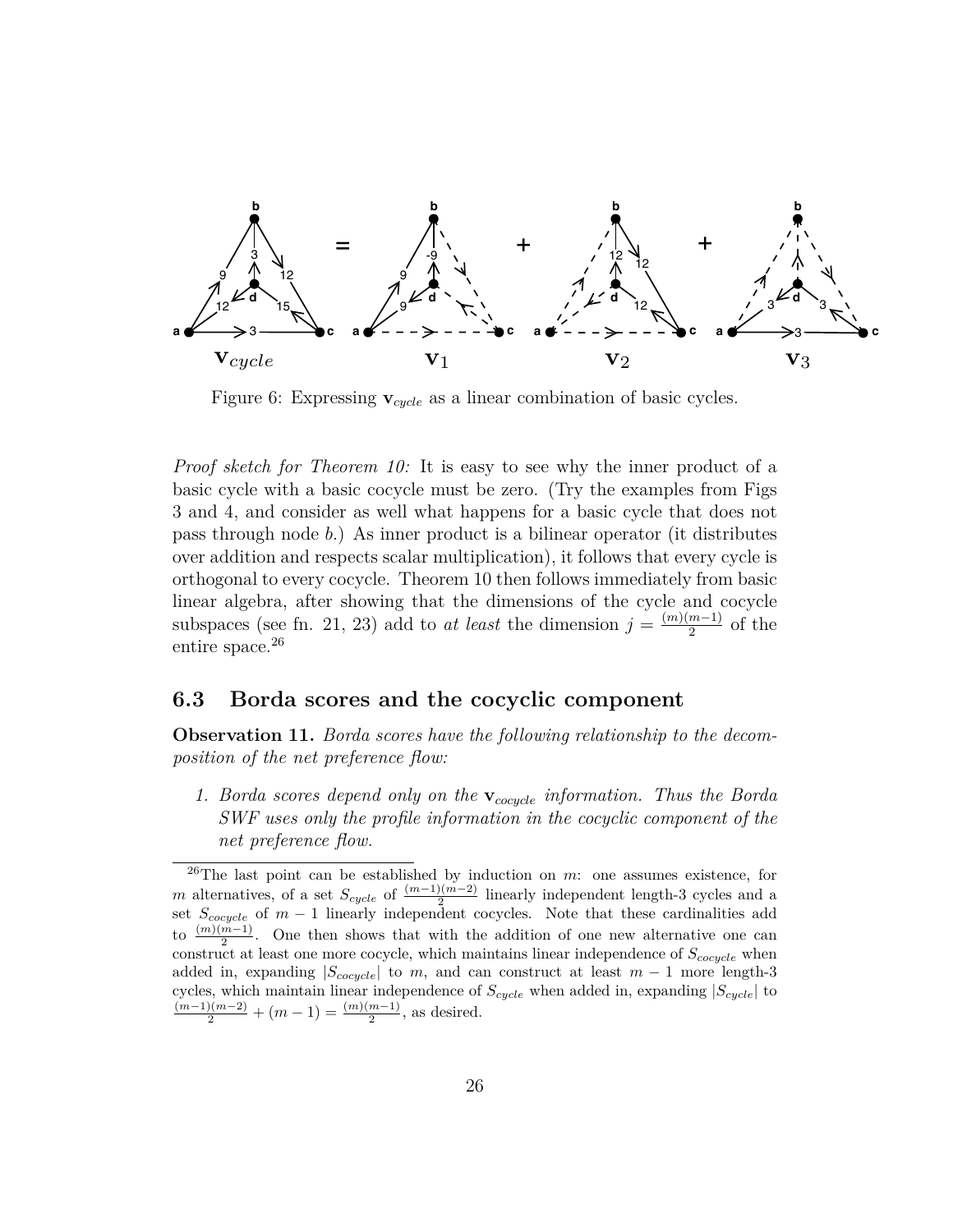Figure 6: Expressing $\mathbf{v}_{cycle}$ as a linear combination of basic cycles.

*Proof sketch for Theorem 10:* It is easy to see why the inner product of a basic cycle with a basic cocycle must be zero. (Try the examples from Figs 3 and 4, and consider as well what happens for a basic cycle that does not pass through node $b$.) As inner product is a bilinear operator (it distributes over addition and respects scalar multiplication), it follows that every cycle is orthogonal to every cocycle. Theorem 10 then follows immediately from basic linear algebra, after showing that the dimensions of the cycle and cocycle subspaces (see fn. 21, 23) add to *at least* the dimension $j = \frac{(m)(m-1)}{2}$ of the entire space.[26]

## 6.3 Borda scores and the cocyclic component

**Observation 11.** *Borda scores have the following relationship to the decomposition of the net preference flow:*

1. *Borda scores depend only on the $\mathbf{v}_{cocycle}$ information. Thus the Borda SWF uses only the profile information in the cocyclic component of the net preference flow.*

[26]The last point can be established by induction on $m$: one assumes existence, for $m$ alternatives, of a set $S_{cycle}$ of $\frac{(m-1)(m-2)}{2}$ linearly independent length-3 cycles and a set $S_{cocycle}$ of $m-1$ linearly independent cocycles. Note that these cardinalities add to $\frac{(m)(m-1)}{2}$. One then shows that with the addition of one new alternative one can construct at least one more cocycle, which maintains linear independence of $S_{cocycle}$ when added in, expanding $|S_{cocycle}|$ to $m$, and can construct at least $m-1$ more length-3 cycles, which maintain linear independence of $S_{cycle}$ when added in, expanding $|S_{cycle}|$ to $\frac{(m-1)(m-2)}{2} + (m-1) = \frac{(m)(m-1)}{2}$, as desired.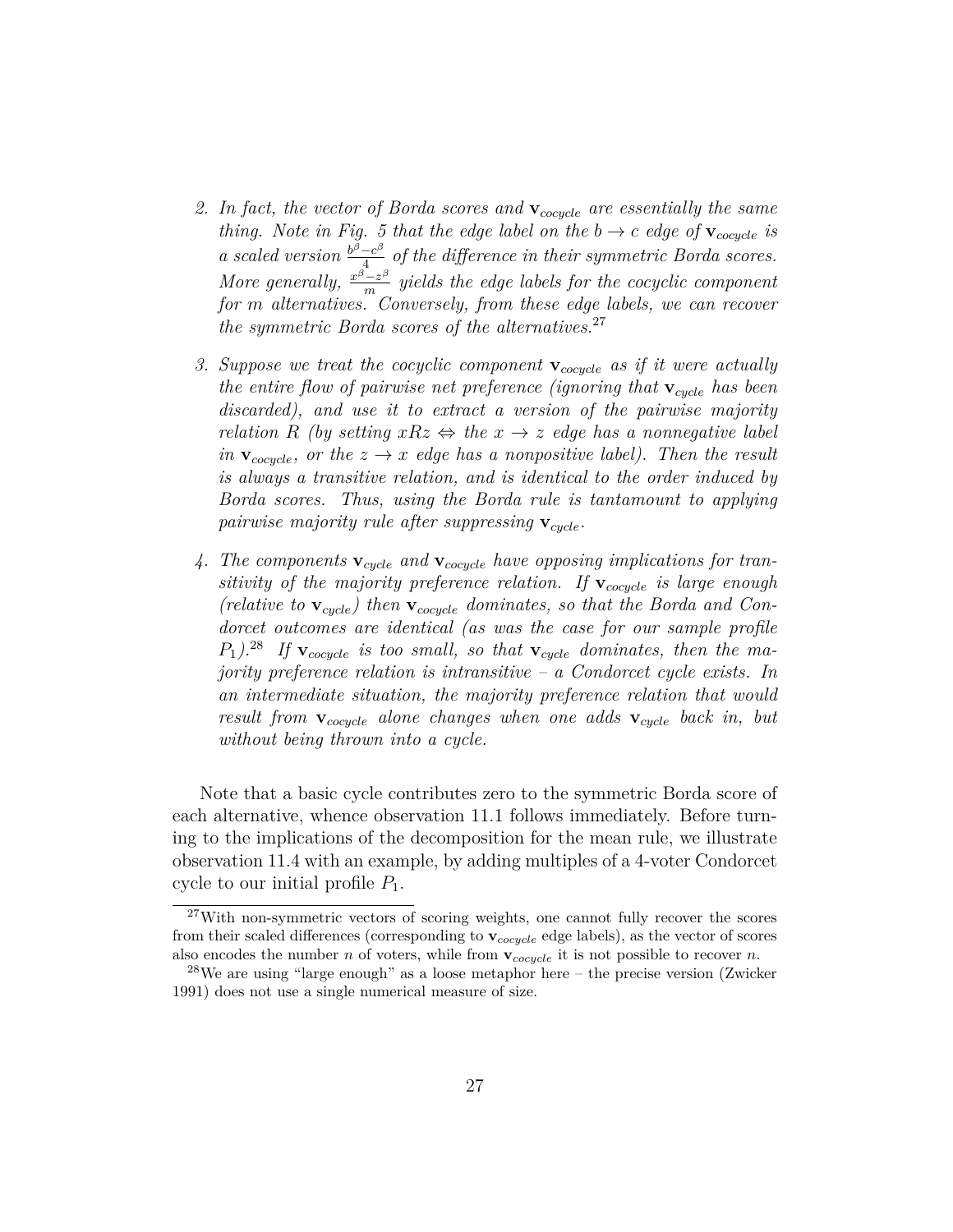2. *In fact, the vector of Borda scores and $\mathbf{v}_{cocycle}$ are essentially the same thing. Note in Fig. 5 that the edge label on the $b \to c$ edge of $\mathbf{v}_{cocycle}$ is a scaled version $\frac{b^\beta - c^\beta}{4}$ of the difference in their symmetric Borda scores. More generally, $\frac{x^\beta - z^\beta}{m}$ yields the edge labels for the cocyclic component for $m$ alternatives. Conversely, from these edge labels, we can recover the symmetric Borda scores of the alternatives.*[27]

3. *Suppose we treat the cocyclic component $\mathbf{v}_{cocycle}$ as if it were actually the entire flow of pairwise net preference (ignoring that $\mathbf{v}_{cycle}$ has been discarded), and use it to extract a version of the pairwise majority relation $R$ (by setting $xRz \Leftrightarrow$ the $x \to z$ edge has a nonnegative label in $\mathbf{v}_{cocycle}$, or the $z \to x$ edge has a nonpositive label). Then the result is always a transitive relation, and is identical to the order induced by Borda scores. Thus, using the Borda rule is tantamount to applying pairwise majority rule after suppressing $\mathbf{v}_{cycle}$.*

4. *The components $\mathbf{v}_{cycle}$ and $\mathbf{v}_{cocycle}$ have opposing implications for transitivity of the majority preference relation. If $\mathbf{v}_{cocycle}$ is large enough (relative to $\mathbf{v}_{cycle}$) then $\mathbf{v}_{cocycle}$ dominates, so that the Borda and Condorcet outcomes are identical (as was the case for our sample profile $P_1$).*[28] *If $\mathbf{v}_{cocycle}$ is too small, so that $\mathbf{v}_{cycle}$ dominates, then the majority preference relation is intransitive – a Condorcet cycle exists. In an intermediate situation, the majority preference relation that would result from $\mathbf{v}_{cocycle}$ alone changes when one adds $\mathbf{v}_{cycle}$ back in, but without being thrown into a cycle.*

Note that a basic cycle contributes zero to the symmetric Borda score of each alternative, whence observation 11.1 follows immediately. Before turning to the implications of the decomposition for the mean rule, we illustrate observation 11.4 with an example, by adding multiples of a 4-voter Condorcet cycle to our initial profile $P_1$.

[27] With non-symmetric vectors of scoring weights, one cannot fully recover the scores from their scaled differences (corresponding to $\mathbf{v}_{cocycle}$ edge labels), as the vector of scores also encodes the number $n$ of voters, while from $\mathbf{v}_{cocycle}$ it is not possible to recover $n$.

[28] We are using "large enough" as a loose metaphor here – the precise version (Zwicker 1991) does not use a single numerical measure of size.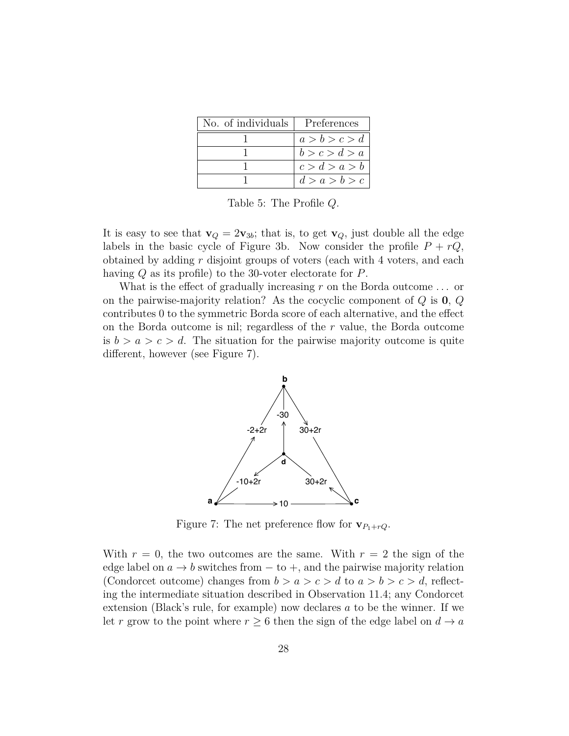| No. of individuals | Preferences |
| --- | --- |
| 1 | $a > b > c > d$ |
| 1 | $b > c > d > a$ |
| 1 | $c > d > a > b$ |
| 1 | $d > a > b > c$ |

Table 5: The Profile $Q$.

It is easy to see that $\mathbf{v}_Q = 2\mathbf{v}_{3b}$; that is, to get $\mathbf{v}_Q$, just double all the edge labels in the basic cycle of Figure 3b. Now consider the profile $P + rQ$, obtained by adding $r$ disjoint groups of voters (each with 4 voters, and each having $Q$ as its profile) to the 30-voter electorate for $P$.

What is the effect of gradually increasing $r$ on the Borda outcome ... or on the pairwise-majority relation? As the cocyclic component of $Q$ is $\mathbf{0}$, $Q$ contributes 0 to the symmetric Borda score of each alternative, and the effect on the Borda outcome is nil; regardless of the $r$ value, the Borda outcome is $b > a > c > d$. The situation for the pairwise majority outcome is quite different, however (see Figure 7).

Figure 7: The net preference flow for $\mathbf{v}_{P_1+rQ}$.

With $r = 0$, the two outcomes are the same. With $r = 2$ the sign of the edge label on $a \rightarrow b$ switches from $-$ to $+$, and the pairwise majority relation (Condorcet outcome) changes from $b > a > c > d$ to $a > b > c > d$, reflecting the intermediate situation described in Observation 11.4; any Condorcet extension (Black's rule, for example) now declares $a$ to be the winner. If we let $r$ grow to the point where $r \geq 6$ then the sign of the edge label on $d \rightarrow a$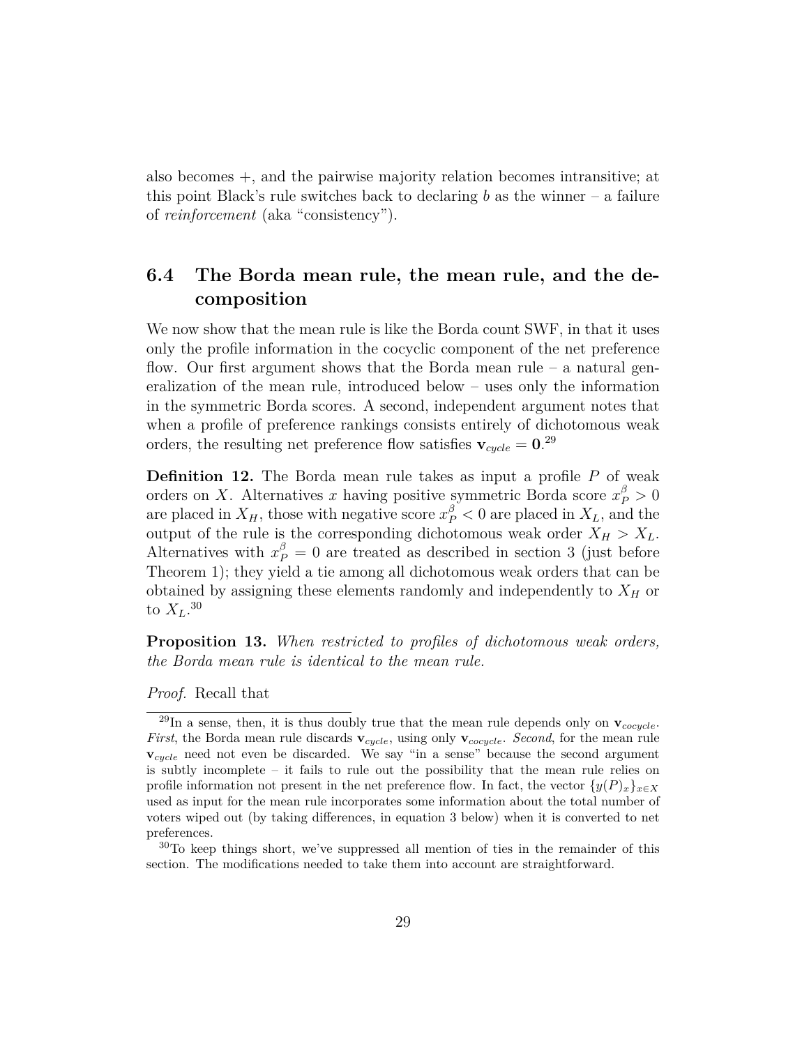also becomes +, and the pairwise majority relation becomes intransitive; at this point Black's rule switches back to declaring $b$ as the winner – a failure of *reinforcement* (aka "consistency").

## 6.4 The Borda mean rule, the mean rule, and the decomposition

We now show that the mean rule is like the Borda count SWF, in that it uses only the profile information in the cocyclic component of the net preference flow. Our first argument shows that the Borda mean rule – a natural generalization of the mean rule, introduced below – uses only the information in the symmetric Borda scores. A second, independent argument notes that when a profile of preference rankings consists entirely of dichotomous weak orders, the resulting net preference flow satisfies $\mathbf{v}_{cycle} = \mathbf{0}$.[29]

**Definition 12.** The Borda mean rule takes as input a profile $P$ of weak orders on $X$. Alternatives $x$ having positive symmetric Borda score $x_P^\beta > 0$ are placed in $X_H$, those with negative score $x_P^\beta < 0$ are placed in $X_L$, and the output of the rule is the corresponding dichotomous weak order $X_H > X_L$. Alternatives with $x_P^\beta = 0$ are treated as described in section 3 (just before Theorem 1); they yield a tie among all dichotomous weak orders that can be obtained by assigning these elements randomly and independently to $X_H$ or to $X_L$.[30]

**Proposition 13.** *When restricted to profiles of dichotomous weak orders, the Borda mean rule is identical to the mean rule.*

*Proof.* Recall that

---

[29] In a sense, then, it is thus doubly true that the mean rule depends only on $\mathbf{v}_{cocycle}$. *First*, the Borda mean rule discards $\mathbf{v}_{cycle}$, using only $\mathbf{v}_{cocycle}$. *Second*, for the mean rule $\mathbf{v}_{cycle}$ need not even be discarded. We say "in a sense" because the second argument is subtly incomplete – it fails to rule out the possibility that the mean rule relies on profile information not present in the net preference flow. In fact, the vector $\{y(P)_x\}_{x \in X}$ used as input for the mean rule incorporates some information about the total number of voters wiped out (by taking differences, in equation 3 below) when it is converted to net preferences.

[30] To keep things short, we've suppressed all mention of ties in the remainder of this section. The modifications needed to take them into account are straightforward.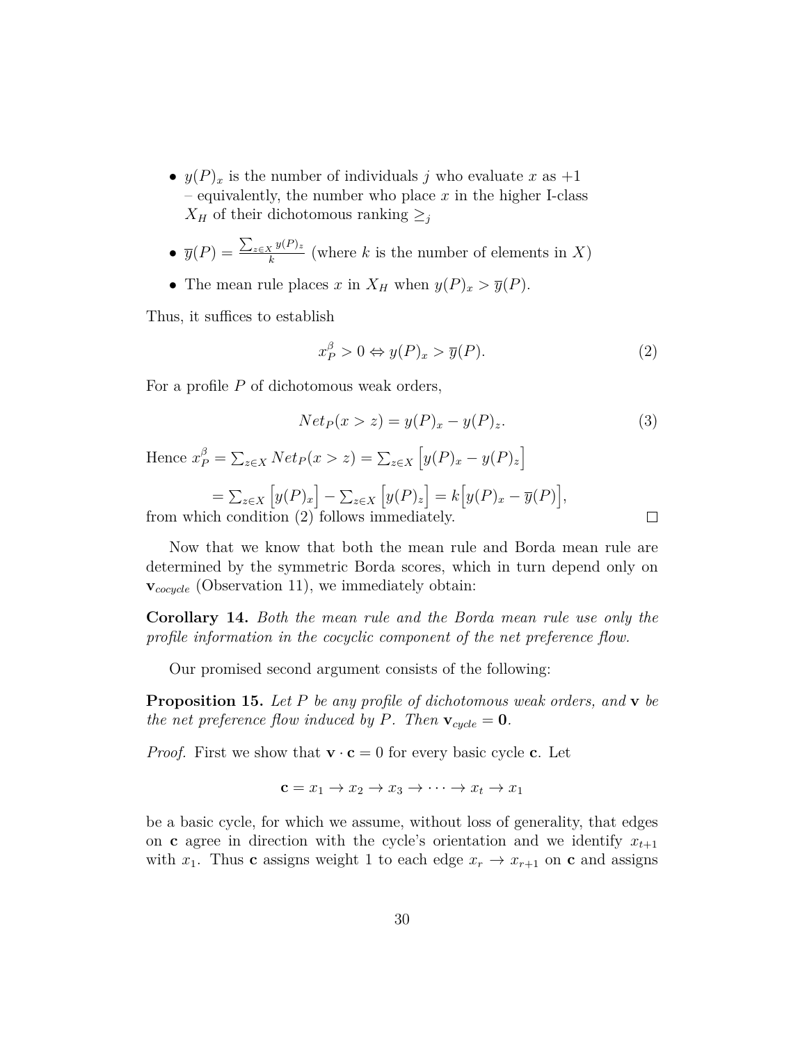- $y(P)_x$ is the number of individuals $j$ who evaluate $x$ as $+1$ – equivalently, the number who place $x$ in the higher I-class $X_H$ of their dichotomous ranking $\geq_j$

- $\overline{y}(P) = \frac{\sum_{z \in X} y(P)_z}{k}$ (where $k$ is the number of elements in $X$)

- The mean rule places $x$ in $X_H$ when $y(P)_x > \overline{y}(P)$.

Thus, it suffices to establish

$$x_P^\beta > 0 \Leftrightarrow y(P)_x > \overline{y}(P). \tag{2}$$

For a profile $P$ of dichotomous weak orders,

$$Net_P(x > z) = y(P)_x - y(P)_z. \tag{3}$$

Hence $x_P^\beta = \sum_{z \in X} Net_P(x > z) = \sum_{z \in X} \Big[y(P)_x - y(P)_z\Big]$

$= \sum_{z \in X} \Big[y(P)_x\Big] - \sum_{z \in X} \Big[y(P)_z\Big] = k\Big[y(P)_x - \overline{y}(P)\Big]$,
from which condition (2) follows immediately. $\square$

Now that we know that both the mean rule and Borda mean rule are determined by the symmetric Borda scores, which in turn depend only on $\mathbf{v}_{cocycle}$ (Observation 11), we immediately obtain:

**Corollary 14.** *Both the mean rule and the Borda mean rule use only the profile information in the cocyclic component of the net preference flow.*

Our promised second argument consists of the following:

**Proposition 15.** *Let $P$ be any profile of dichotomous weak orders, and $\mathbf{v}$ be the net preference flow induced by $P$. Then $\mathbf{v}_{cycle} = \mathbf{0}$.*

*Proof.* First we show that $\mathbf{v} \cdot \mathbf{c} = 0$ for every basic cycle $\mathbf{c}$. Let

$$\mathbf{c} = x_1 \to x_2 \to x_3 \to \cdots \to x_t \to x_1$$

be a basic cycle, for which we assume, without loss of generality, that edges on $\mathbf{c}$ agree in direction with the cycle's orientation and we identify $x_{t+1}$ with $x_1$. Thus $\mathbf{c}$ assigns weight 1 to each edge $x_r \to x_{r+1}$ on $\mathbf{c}$ and assigns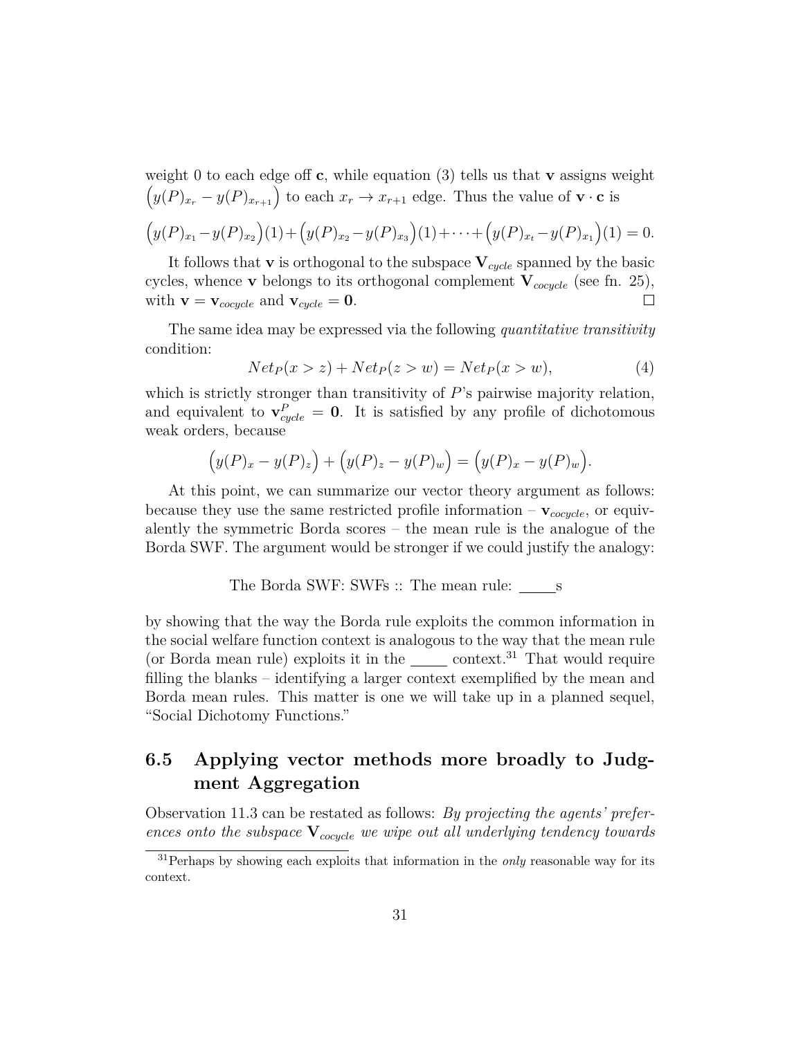weight 0 to each edge off **c**, while equation (3) tells us that **v** assigns weight $\left(y(P)_{x_r} - y(P)_{x_{r+1}}\right)$ to each $x_r \to x_{r+1}$ edge. Thus the value of $\mathbf{v} \cdot \mathbf{c}$ is

$$\left(y(P)_{x_1} - y(P)_{x_2}\right)(1) + \left(y(P)_{x_2} - y(P)_{x_3}\right)(1) + \cdots + \left(y(P)_{x_t} - y(P)_{x_1}\right)(1) = 0.$$

It follows that **v** is orthogonal to the subspace $\mathbf{V}_{cycle}$ spanned by the basic cycles, whence **v** belongs to its orthogonal complement $\mathbf{V}_{cocycle}$ (see fn. 25), with $\mathbf{v} = \mathbf{v}_{cocycle}$ and $\mathbf{v}_{cycle} = \mathbf{0}$. □

The same idea may be expressed via the following *quantitative transitivity* condition:

$$Net_P(x > z) + Net_P(z > w) = Net_P(x > w), \tag{4}$$

which is strictly stronger than transitivity of $P$'s pairwise majority relation, and equivalent to $\mathbf{v}^P_{cycle} = \mathbf{0}$. It is satisfied by any profile of dichotomous weak orders, because

$$\left(y(P)_x - y(P)_z\right) + \left(y(P)_z - y(P)_w\right) = \left(y(P)_x - y(P)_w\right).$$

At this point, we can summarize our vector theory argument as follows: because they use the same restricted profile information – $\mathbf{v}_{cocycle}$, or equivalently the symmetric Borda scores – the mean rule is the analogue of the Borda SWF. The argument would be stronger if we could justify the analogy:

The Borda SWF: SWFs :: The mean rule: _____s

by showing that the way the Borda rule exploits the common information in the social welfare function context is analogous to the way that the mean rule (or Borda mean rule) exploits it in the _____ context.[31] That would require filling the blanks – identifying a larger context exemplified by the mean and Borda mean rules. This matter is one we will take up in a planned sequel, "Social Dichotomy Functions."

## 6.5 Applying vector methods more broadly to Judgment Aggregation

Observation 11.3 can be restated as follows: *By projecting the agents' preferences onto the subspace $\mathbf{V}_{cocycle}$ we wipe out all underlying tendency towards*

[31] Perhaps by showing each exploits that information in the *only* reasonable way for its context.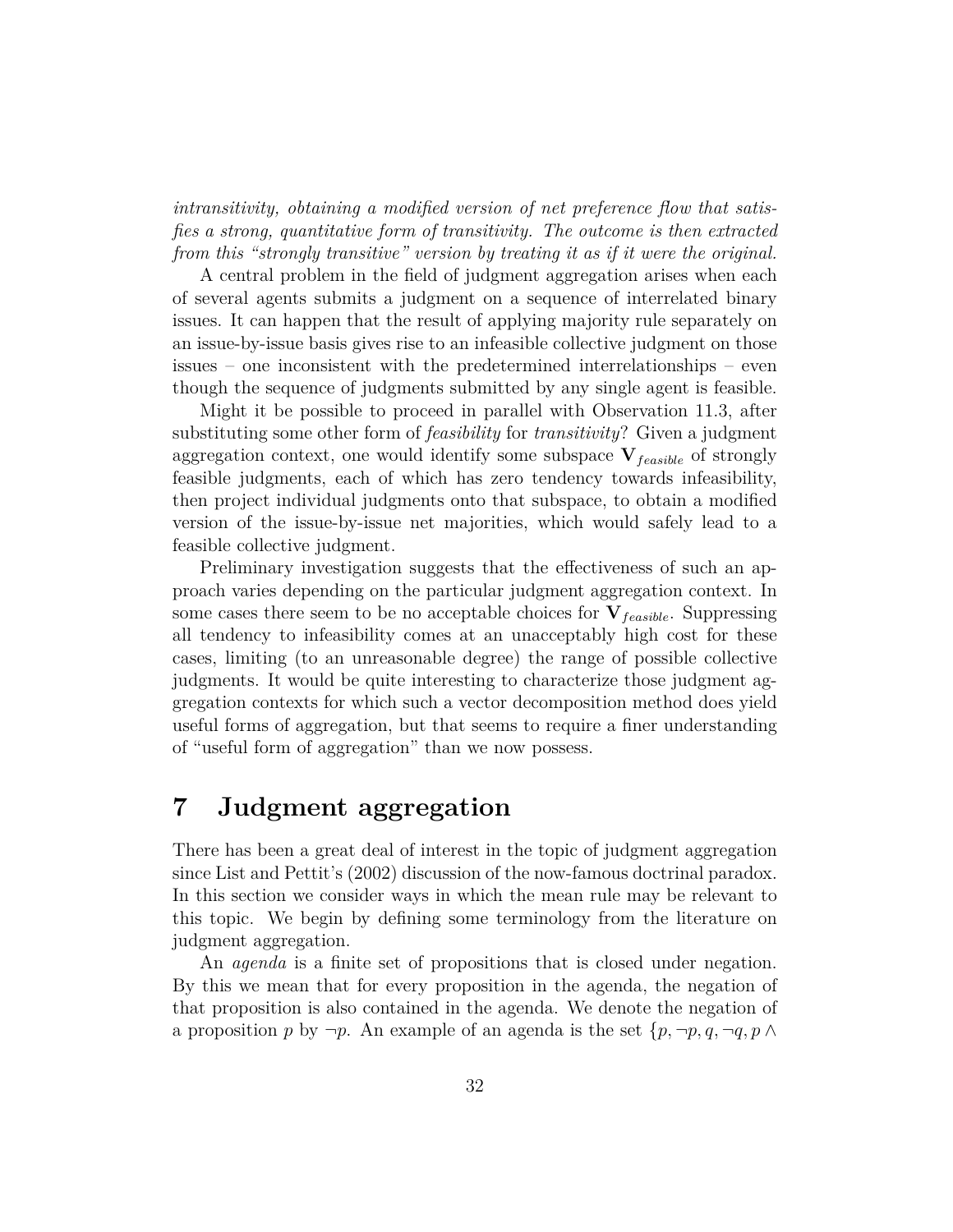*intransitivity, obtaining a modified version of net preference flow that satisfies a strong, quantitative form of transitivity. The outcome is then extracted from this "strongly transitive" version by treating it as if it were the original.*

A central problem in the field of judgment aggregation arises when each of several agents submits a judgment on a sequence of interrelated binary issues. It can happen that the result of applying majority rule separately on an issue-by-issue basis gives rise to an infeasible collective judgment on those issues – one inconsistent with the predetermined interrelationships – even though the sequence of judgments submitted by any single agent is feasible.

Might it be possible to proceed in parallel with Observation 11.3, after substituting some other form of *feasibility* for *transitivity*? Given a judgment aggregation context, one would identify some subspace $\mathbf{V}_{feasible}$ of strongly feasible judgments, each of which has zero tendency towards infeasibility, then project individual judgments onto that subspace, to obtain a modified version of the issue-by-issue net majorities, which would safely lead to a feasible collective judgment.

Preliminary investigation suggests that the effectiveness of such an approach varies depending on the particular judgment aggregation context. In some cases there seem to be no acceptable choices for $\mathbf{V}_{feasible}$. Suppressing all tendency to infeasibility comes at an unacceptably high cost for these cases, limiting (to an unreasonable degree) the range of possible collective judgments. It would be quite interesting to characterize those judgment aggregation contexts for which such a vector decomposition method does yield useful forms of aggregation, but that seems to require a finer understanding of "useful form of aggregation" than we now possess.

# 7 Judgment aggregation

There has been a great deal of interest in the topic of judgment aggregation since List and Pettit's (2002) discussion of the now-famous doctrinal paradox. In this section we consider ways in which the mean rule may be relevant to this topic. We begin by defining some terminology from the literature on judgment aggregation.

An *agenda* is a finite set of propositions that is closed under negation. By this we mean that for every proposition in the agenda, the negation of that proposition is also contained in the agenda. We denote the negation of a proposition $p$ by $\neg p$. An example of an agenda is the set $\{p, \neg p, q, \neg q, p \wedge$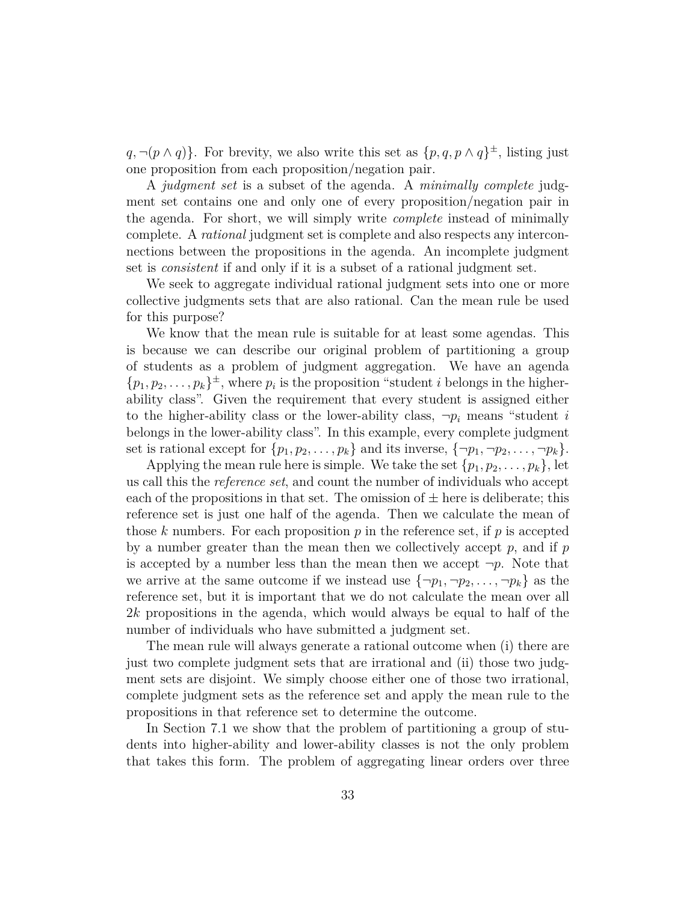$q, \neg(p \wedge q)\}$. For brevity, we also write this set as $\{p, q, p \wedge q\}^{\pm}$, listing just one proposition from each proposition/negation pair.

A *judgment set* is a subset of the agenda. A *minimally complete* judgment set contains one and only one of every proposition/negation pair in the agenda. For short, we will simply write *complete* instead of minimally complete. A *rational* judgment set is complete and also respects any interconnections between the propositions in the agenda. An incomplete judgment set is *consistent* if and only if it is a subset of a rational judgment set.

We seek to aggregate individual rational judgment sets into one or more collective judgments sets that are also rational. Can the mean rule be used for this purpose?

We know that the mean rule is suitable for at least some agendas. This is because we can describe our original problem of partitioning a group of students as a problem of judgment aggregation. We have an agenda $\{p_1, p_2, \ldots, p_k\}^{\pm}$, where $p_i$ is the proposition "student $i$ belongs in the higher-ability class". Given the requirement that every student is assigned either to the higher-ability class or the lower-ability class, $\neg p_i$ means "student $i$ belongs in the lower-ability class". In this example, every complete judgment set is rational except for $\{p_1, p_2, \ldots, p_k\}$ and its inverse, $\{\neg p_1, \neg p_2, \ldots, \neg p_k\}$.

Applying the mean rule here is simple. We take the set $\{p_1, p_2, \ldots, p_k\}$, let us call this the *reference set*, and count the number of individuals who accept each of the propositions in that set. The omission of $\pm$ here is deliberate; this reference set is just one half of the agenda. Then we calculate the mean of those $k$ numbers. For each proposition $p$ in the reference set, if $p$ is accepted by a number greater than the mean then we collectively accept $p$, and if $p$ is accepted by a number less than the mean then we accept $\neg p$. Note that we arrive at the same outcome if we instead use $\{\neg p_1, \neg p_2, \ldots, \neg p_k\}$ as the reference set, but it is important that we do not calculate the mean over all $2k$ propositions in the agenda, which would always be equal to half of the number of individuals who have submitted a judgment set.

The mean rule will always generate a rational outcome when (i) there are just two complete judgment sets that are irrational and (ii) those two judgment sets are disjoint. We simply choose either one of those two irrational, complete judgment sets as the reference set and apply the mean rule to the propositions in that reference set to determine the outcome.

In Section 7.1 we show that the problem of partitioning a group of students into higher-ability and lower-ability classes is not the only problem that takes this form. The problem of aggregating linear orders over three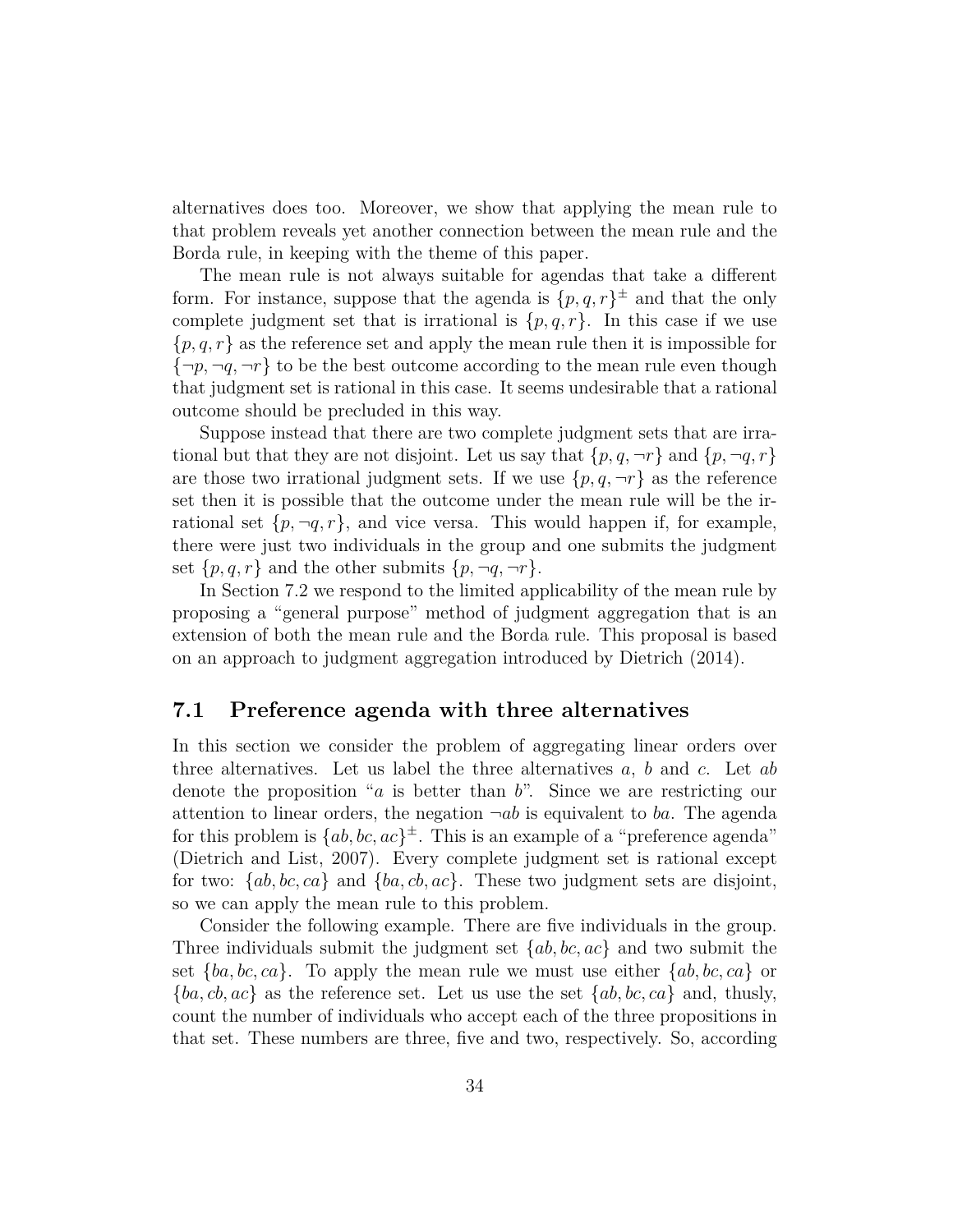alternatives does too. Moreover, we show that applying the mean rule to that problem reveals yet another connection between the mean rule and the Borda rule, in keeping with the theme of this paper.

The mean rule is not always suitable for agendas that take a different form. For instance, suppose that the agenda is $\{p, q, r\}^{\pm}$ and that the only complete judgment set that is irrational is $\{p, q, r\}$. In this case if we use $\{p, q, r\}$ as the reference set and apply the mean rule then it is impossible for $\{\neg p, \neg q, \neg r\}$ to be the best outcome according to the mean rule even though that judgment set is rational in this case. It seems undesirable that a rational outcome should be precluded in this way.

Suppose instead that there are two complete judgment sets that are irrational but that they are not disjoint. Let us say that $\{p, q, \neg r\}$ and $\{p, \neg q, r\}$ are those two irrational judgment sets. If we use $\{p, q, \neg r\}$ as the reference set then it is possible that the outcome under the mean rule will be the irrational set $\{p, \neg q, r\}$, and vice versa. This would happen if, for example, there were just two individuals in the group and one submits the judgment set $\{p, q, r\}$ and the other submits $\{p, \neg q, \neg r\}$.

In Section 7.2 we respond to the limited applicability of the mean rule by proposing a "general purpose" method of judgment aggregation that is an extension of both the mean rule and the Borda rule. This proposal is based on an approach to judgment aggregation introduced by Dietrich (2014).

## 7.1 Preference agenda with three alternatives

In this section we consider the problem of aggregating linear orders over three alternatives. Let us label the three alternatives $a$, $b$ and $c$. Let $ab$ denote the proposition "$a$ is better than $b$". Since we are restricting our attention to linear orders, the negation $\neg ab$ is equivalent to $ba$. The agenda for this problem is $\{ab, bc, ac\}^{\pm}$. This is an example of a "preference agenda" (Dietrich and List, 2007). Every complete judgment set is rational except for two: $\{ab, bc, ca\}$ and $\{ba, cb, ac\}$. These two judgment sets are disjoint, so we can apply the mean rule to this problem.

Consider the following example. There are five individuals in the group. Three individuals submit the judgment set $\{ab, bc, ac\}$ and two submit the set $\{ba, bc, ca\}$. To apply the mean rule we must use either $\{ab, bc, ca\}$ or $\{ba, cb, ac\}$ as the reference set. Let us use the set $\{ab, bc, ca\}$ and, thusly, count the number of individuals who accept each of the three propositions in that set. These numbers are three, five and two, respectively. So, according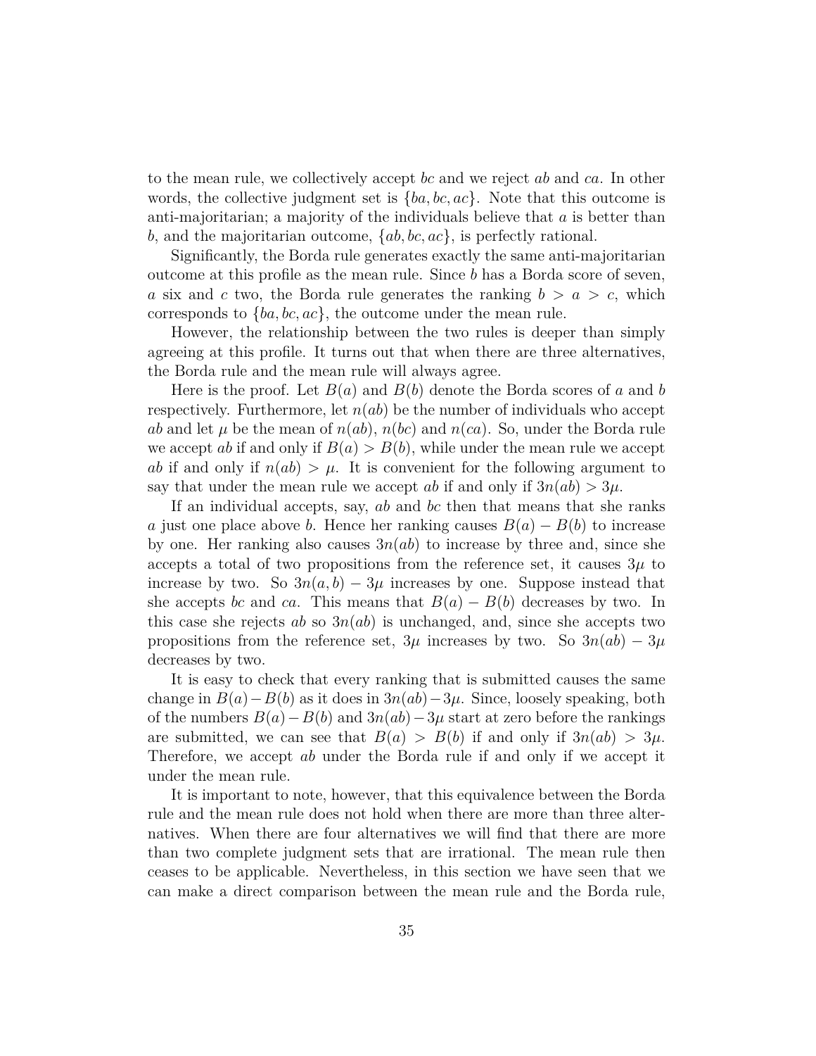to the mean rule, we collectively accept $bc$ and we reject $ab$ and $ca$. In other words, the collective judgment set is $\{ba, bc, ac\}$. Note that this outcome is anti-majoritarian; a majority of the individuals believe that $a$ is better than $b$, and the majoritarian outcome, $\{ab, bc, ac\}$, is perfectly rational.

Significantly, the Borda rule generates exactly the same anti-majoritarian outcome at this profile as the mean rule. Since $b$ has a Borda score of seven, $a$ six and $c$ two, the Borda rule generates the ranking $b > a > c$, which corresponds to $\{ba, bc, ac\}$, the outcome under the mean rule.

However, the relationship between the two rules is deeper than simply agreeing at this profile. It turns out that when there are three alternatives, the Borda rule and the mean rule will always agree.

Here is the proof. Let $B(a)$ and $B(b)$ denote the Borda scores of $a$ and $b$ respectively. Furthermore, let $n(ab)$ be the number of individuals who accept $ab$ and let $\mu$ be the mean of $n(ab)$, $n(bc)$ and $n(ca)$. So, under the Borda rule we accept $ab$ if and only if $B(a) > B(b)$, while under the mean rule we accept $ab$ if and only if $n(ab) > \mu$. It is convenient for the following argument to say that under the mean rule we accept $ab$ if and only if $3n(ab) > 3\mu$.

If an individual accepts, say, $ab$ and $bc$ then that means that she ranks $a$ just one place above $b$. Hence her ranking causes $B(a) - B(b)$ to increase by one. Her ranking also causes $3n(ab)$ to increase by three and, since she accepts a total of two propositions from the reference set, it causes $3\mu$ to increase by two. So $3n(a, b) - 3\mu$ increases by one. Suppose instead that she accepts $bc$ and $ca$. This means that $B(a) - B(b)$ decreases by two. In this case she rejects $ab$ so $3n(ab)$ is unchanged, and, since she accepts two propositions from the reference set, $3\mu$ increases by two. So $3n(ab) - 3\mu$ decreases by two.

It is easy to check that every ranking that is submitted causes the same change in $B(a) - B(b)$ as it does in $3n(ab) - 3\mu$. Since, loosely speaking, both of the numbers $B(a) - B(b)$ and $3n(ab) - 3\mu$ start at zero before the rankings are submitted, we can see that $B(a) > B(b)$ if and only if $3n(ab) > 3\mu$. Therefore, we accept $ab$ under the Borda rule if and only if we accept it under the mean rule.

It is important to note, however, that this equivalence between the Borda rule and the mean rule does not hold when there are more than three alternatives. When there are four alternatives we will find that there are more than two complete judgment sets that are irrational. The mean rule then ceases to be applicable. Nevertheless, in this section we have seen that we can make a direct comparison between the mean rule and the Borda rule,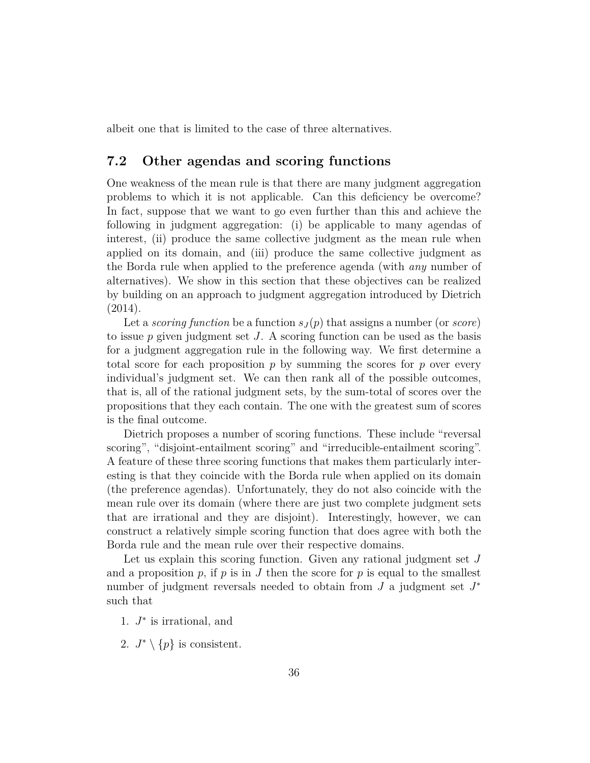albeit one that is limited to the case of three alternatives.

## 7.2 Other agendas and scoring functions

One weakness of the mean rule is that there are many judgment aggregation problems to which it is not applicable. Can this deficiency be overcome? In fact, suppose that we want to go even further than this and achieve the following in judgment aggregation: (i) be applicable to many agendas of interest, (ii) produce the same collective judgment as the mean rule when applied on its domain, and (iii) produce the same collective judgment as the Borda rule when applied to the preference agenda (with *any* number of alternatives). We show in this section that these objectives can be realized by building on an approach to judgment aggregation introduced by Dietrich (2014).

Let a *scoring function* be a function $s_J(p)$ that assigns a number (or *score*) to issue $p$ given judgment set $J$. A scoring function can be used as the basis for a judgment aggregation rule in the following way. We first determine a total score for each proposition $p$ by summing the scores for $p$ over every individual's judgment set. We can then rank all of the possible outcomes, that is, all of the rational judgment sets, by the sum-total of scores over the propositions that they each contain. The one with the greatest sum of scores is the final outcome.

Dietrich proposes a number of scoring functions. These include "reversal scoring", "disjoint-entailment scoring" and "irreducible-entailment scoring". A feature of these three scoring functions that makes them particularly interesting is that they coincide with the Borda rule when applied on its domain (the preference agendas). Unfortunately, they do not also coincide with the mean rule over its domain (where there are just two complete judgment sets that are irrational and they are disjoint). Interestingly, however, we can construct a relatively simple scoring function that does agree with both the Borda rule and the mean rule over their respective domains.

Let us explain this scoring function. Given any rational judgment set $J$ and a proposition $p$, if $p$ is in $J$ then the score for $p$ is equal to the smallest number of judgment reversals needed to obtain from $J$ a judgment set $J^*$ such that

1. $J^*$ is irrational, and
2. $J^* \setminus \{p\}$ is consistent.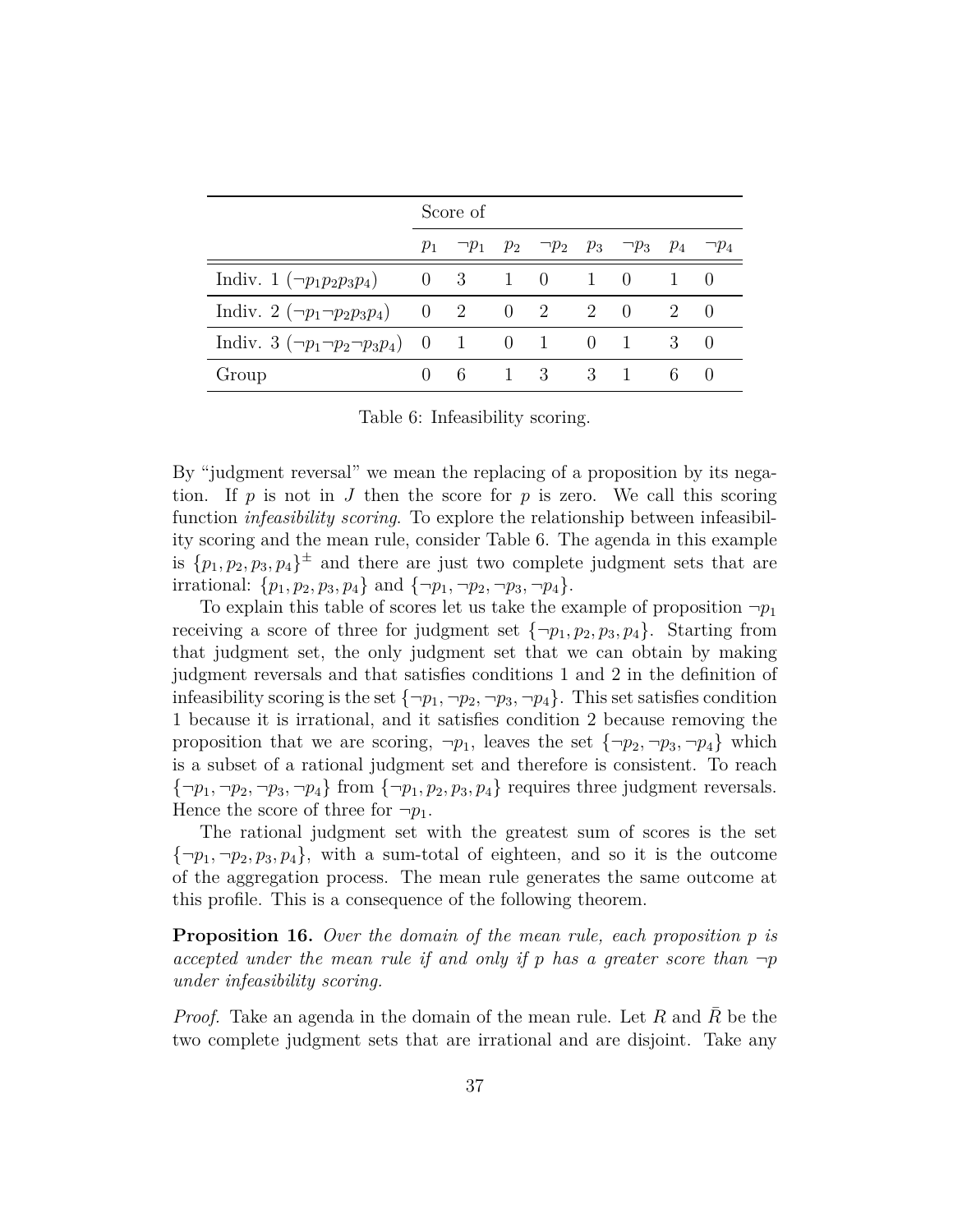| | Score of | | | | | | | |
|---|---|---|---|---|---|---|---|---|
| | $p_1$ | $\neg p_1$ | $p_2$ | $\neg p_2$ | $p_3$ | $\neg p_3$ | $p_4$ | $\neg p_4$ |
| Indiv. 1 ($\neg p_1 p_2 p_3 p_4$) | 0 | 3 | 1 | 0 | 1 | 0 | 1 | 0 |
| Indiv. 2 ($\neg p_1 \neg p_2 p_3 p_4$) | 0 | 2 | 0 | 2 | 2 | 0 | 2 | 0 |
| Indiv. 3 ($\neg p_1 \neg p_2 \neg p_3 p_4$) | 0 | 1 | 0 | 1 | 0 | 1 | 3 | 0 |
| Group | 0 | 6 | 1 | 3 | 3 | 1 | 6 | 0 |

Table 6: Infeasibility scoring.

By "judgment reversal" we mean the replacing of a proposition by its negation. If $p$ is not in $J$ then the score for $p$ is zero. We call this scoring function *infeasibility scoring*. To explore the relationship between infeasibility scoring and the mean rule, consider Table 6. The agenda in this example is $\{p_1, p_2, p_3, p_4\}^{\pm}$ and there are just two complete judgment sets that are irrational: $\{p_1, p_2, p_3, p_4\}$ and $\{\neg p_1, \neg p_2, \neg p_3, \neg p_4\}$.

To explain this table of scores let us take the example of proposition $\neg p_1$ receiving a score of three for judgment set $\{\neg p_1, p_2, p_3, p_4\}$. Starting from that judgment set, the only judgment set that we can obtain by making judgment reversals and that satisfies conditions 1 and 2 in the definition of infeasibility scoring is the set $\{\neg p_1, \neg p_2, \neg p_3, \neg p_4\}$. This set satisfies condition 1 because it is irrational, and it satisfies condition 2 because removing the proposition that we are scoring, $\neg p_1$, leaves the set $\{\neg p_2, \neg p_3, \neg p_4\}$ which is a subset of a rational judgment set and therefore is consistent. To reach $\{\neg p_1, \neg p_2, \neg p_3, \neg p_4\}$ from $\{\neg p_1, p_2, p_3, p_4\}$ requires three judgment reversals. Hence the score of three for $\neg p_1$.

The rational judgment set with the greatest sum of scores is the set $\{\neg p_1, \neg p_2, p_3, p_4\}$, with a sum-total of eighteen, and so it is the outcome of the aggregation process. The mean rule generates the same outcome at this profile. This is a consequence of the following theorem.

**Proposition 16.** *Over the domain of the mean rule, each proposition $p$ is accepted under the mean rule if and only if $p$ has a greater score than $\neg p$ under infeasibility scoring.*

*Proof.* Take an agenda in the domain of the mean rule. Let $R$ and $\bar{R}$ be the two complete judgment sets that are irrational and are disjoint. Take any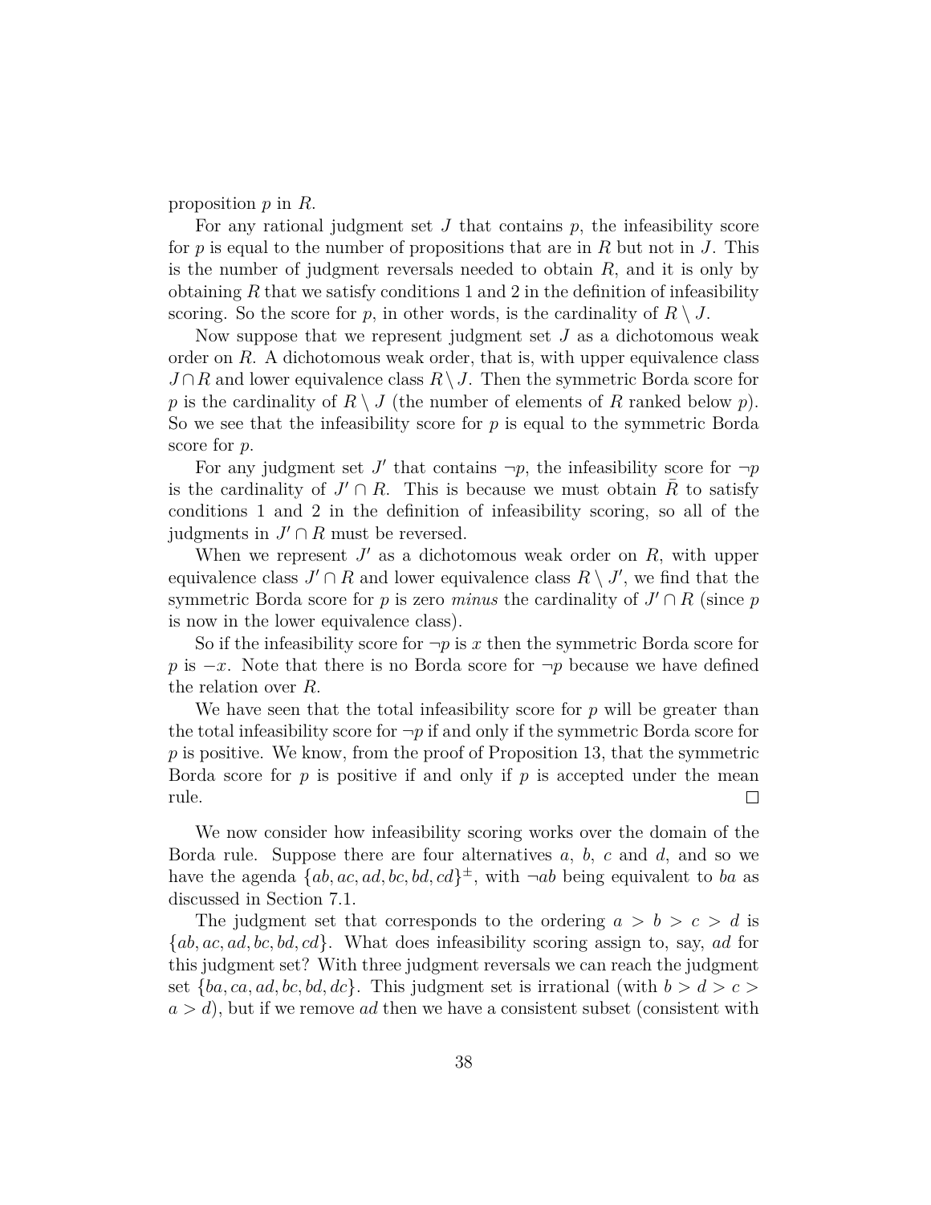proposition $p$ in $R$.

For any rational judgment set $J$ that contains $p$, the infeasibility score for $p$ is equal to the number of propositions that are in $R$ but not in $J$. This is the number of judgment reversals needed to obtain $R$, and it is only by obtaining $R$ that we satisfy conditions 1 and 2 in the definition of infeasibility scoring. So the score for $p$, in other words, is the cardinality of $R \setminus J$.

Now suppose that we represent judgment set $J$ as a dichotomous weak order on $R$. A dichotomous weak order, that is, with upper equivalence class $J \cap R$ and lower equivalence class $R \setminus J$. Then the symmetric Borda score for $p$ is the cardinality of $R \setminus J$ (the number of elements of $R$ ranked below $p$). So we see that the infeasibility score for $p$ is equal to the symmetric Borda score for $p$.

For any judgment set $J'$ that contains $\neg p$, the infeasibility score for $\neg p$ is the cardinality of $J' \cap R$. This is because we must obtain $\bar{R}$ to satisfy conditions 1 and 2 in the definition of infeasibility scoring, so all of the judgments in $J' \cap R$ must be reversed.

When we represent $J'$ as a dichotomous weak order on $R$, with upper equivalence class $J' \cap R$ and lower equivalence class $R \setminus J'$, we find that the symmetric Borda score for $p$ is zero *minus* the cardinality of $J' \cap R$ (since $p$ is now in the lower equivalence class).

So if the infeasibility score for $\neg p$ is $x$ then the symmetric Borda score for $p$ is $-x$. Note that there is no Borda score for $\neg p$ because we have defined the relation over $R$.

We have seen that the total infeasibility score for $p$ will be greater than the total infeasibility score for $\neg p$ if and only if the symmetric Borda score for $p$ is positive. We know, from the proof of Proposition 13, that the symmetric Borda score for $p$ is positive if and only if $p$ is accepted under the mean rule. □

We now consider how infeasibility scoring works over the domain of the Borda rule. Suppose there are four alternatives $a$, $b$, $c$ and $d$, and so we have the agenda $\{ab, ac, ad, bc, bd, cd\}^{\pm}$, with $\neg ab$ being equivalent to $ba$ as discussed in Section 7.1.

The judgment set that corresponds to the ordering $a > b > c > d$ is $\{ab, ac, ad, bc, bd, cd\}$. What does infeasibility scoring assign to, say, $ad$ for this judgment set? With three judgment reversals we can reach the judgment set $\{ba, ca, ad, bc, bd, dc\}$. This judgment set is irrational (with $b > d > c > a > d$), but if we remove $ad$ then we have a consistent subset (consistent with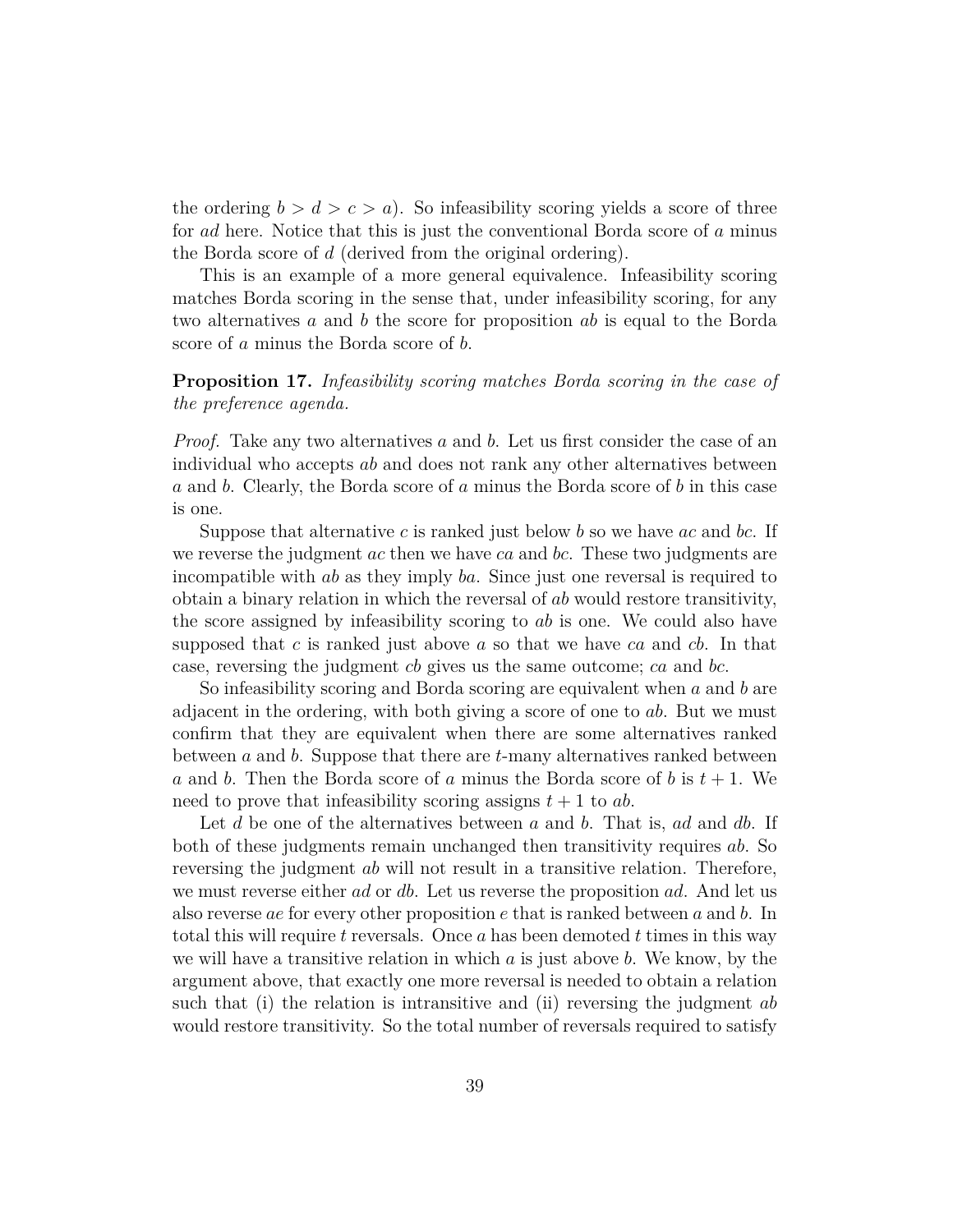the ordering $b > d > c > a$). So infeasibility scoring yields a score of three for $ad$ here. Notice that this is just the conventional Borda score of $a$ minus the Borda score of $d$ (derived from the original ordering).

This is an example of a more general equivalence. Infeasibility scoring matches Borda scoring in the sense that, under infeasibility scoring, for any two alternatives $a$ and $b$ the score for proposition $ab$ is equal to the Borda score of $a$ minus the Borda score of $b$.

**Proposition 17.** *Infeasibility scoring matches Borda scoring in the case of the preference agenda.*

*Proof.* Take any two alternatives $a$ and $b$. Let us first consider the case of an individual who accepts $ab$ and does not rank any other alternatives between $a$ and $b$. Clearly, the Borda score of $a$ minus the Borda score of $b$ in this case is one.

Suppose that alternative $c$ is ranked just below $b$ so we have $ac$ and $bc$. If we reverse the judgment $ac$ then we have $ca$ and $bc$. These two judgments are incompatible with $ab$ as they imply $ba$. Since just one reversal is required to obtain a binary relation in which the reversal of $ab$ would restore transitivity, the score assigned by infeasibility scoring to $ab$ is one. We could also have supposed that $c$ is ranked just above $a$ so that we have $ca$ and $cb$. In that case, reversing the judgment $cb$ gives us the same outcome; $ca$ and $bc$.

So infeasibility scoring and Borda scoring are equivalent when $a$ and $b$ are adjacent in the ordering, with both giving a score of one to $ab$. But we must confirm that they are equivalent when there are some alternatives ranked between $a$ and $b$. Suppose that there are $t$-many alternatives ranked between $a$ and $b$. Then the Borda score of $a$ minus the Borda score of $b$ is $t + 1$. We need to prove that infeasibility scoring assigns $t + 1$ to $ab$.

Let $d$ be one of the alternatives between $a$ and $b$. That is, $ad$ and $db$. If both of these judgments remain unchanged then transitivity requires $ab$. So reversing the judgment $ab$ will not result in a transitive relation. Therefore, we must reverse either $ad$ or $db$. Let us reverse the proposition $ad$. And let us also reverse $ae$ for every other proposition $e$ that is ranked between $a$ and $b$. In total this will require $t$ reversals. Once $a$ has been demoted $t$ times in this way we will have a transitive relation in which $a$ is just above $b$. We know, by the argument above, that exactly one more reversal is needed to obtain a relation such that (i) the relation is intransitive and (ii) reversing the judgment $ab$ would restore transitivity. So the total number of reversals required to satisfy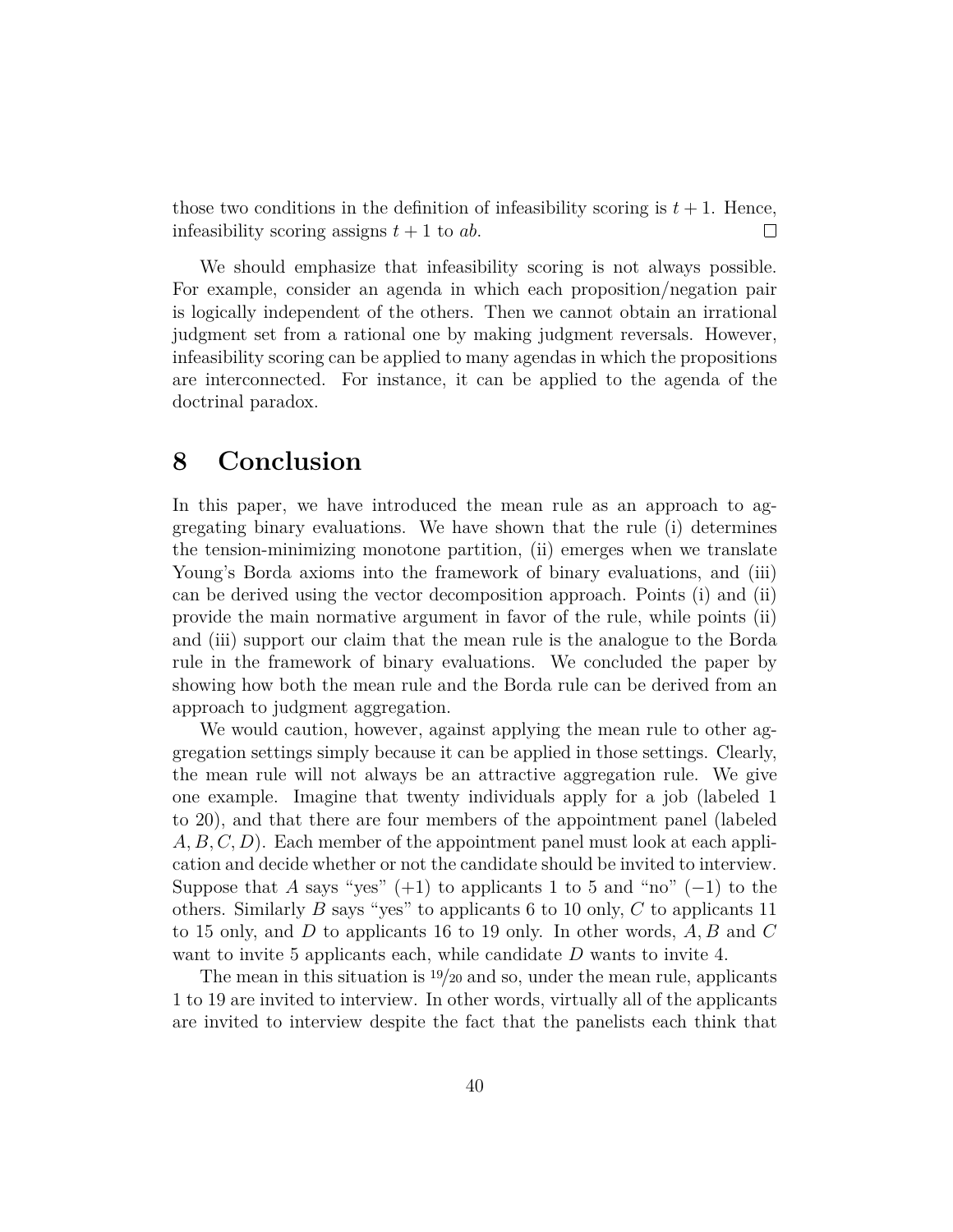those two conditions in the definition of infeasibility scoring is $t + 1$. Hence, infeasibility scoring assigns $t + 1$ to $ab$. $\square$

We should emphasize that infeasibility scoring is not always possible. For example, consider an agenda in which each proposition/negation pair is logically independent of the others. Then we cannot obtain an irrational judgment set from a rational one by making judgment reversals. However, infeasibility scoring can be applied to many agendas in which the propositions are interconnected. For instance, it can be applied to the agenda of the doctrinal paradox.

# 8 Conclusion

In this paper, we have introduced the mean rule as an approach to aggregating binary evaluations. We have shown that the rule (i) determines the tension-minimizing monotone partition, (ii) emerges when we translate Young's Borda axioms into the framework of binary evaluations, and (iii) can be derived using the vector decomposition approach. Points (i) and (ii) provide the main normative argument in favor of the rule, while points (ii) and (iii) support our claim that the mean rule is the analogue to the Borda rule in the framework of binary evaluations. We concluded the paper by showing how both the mean rule and the Borda rule can be derived from an approach to judgment aggregation.

We would caution, however, against applying the mean rule to other aggregation settings simply because it can be applied in those settings. Clearly, the mean rule will not always be an attractive aggregation rule. We give one example. Imagine that twenty individuals apply for a job (labeled 1 to 20), and that there are four members of the appointment panel (labeled $A, B, C, D$). Each member of the appointment panel must look at each application and decide whether or not the candidate should be invited to interview. Suppose that $A$ says "yes" ($+1$) to applicants 1 to 5 and "no" ($-1$) to the others. Similarly $B$ says "yes" to applicants 6 to 10 only, $C$ to applicants 11 to 15 only, and $D$ to applicants 16 to 19 only. In other words, $A, B$ and $C$ want to invite 5 applicants each, while candidate $D$ wants to invite 4.

The mean in this situation is $^{19}/_{20}$ and so, under the mean rule, applicants 1 to 19 are invited to interview. In other words, virtually all of the applicants are invited to interview despite the fact that the panelists each think that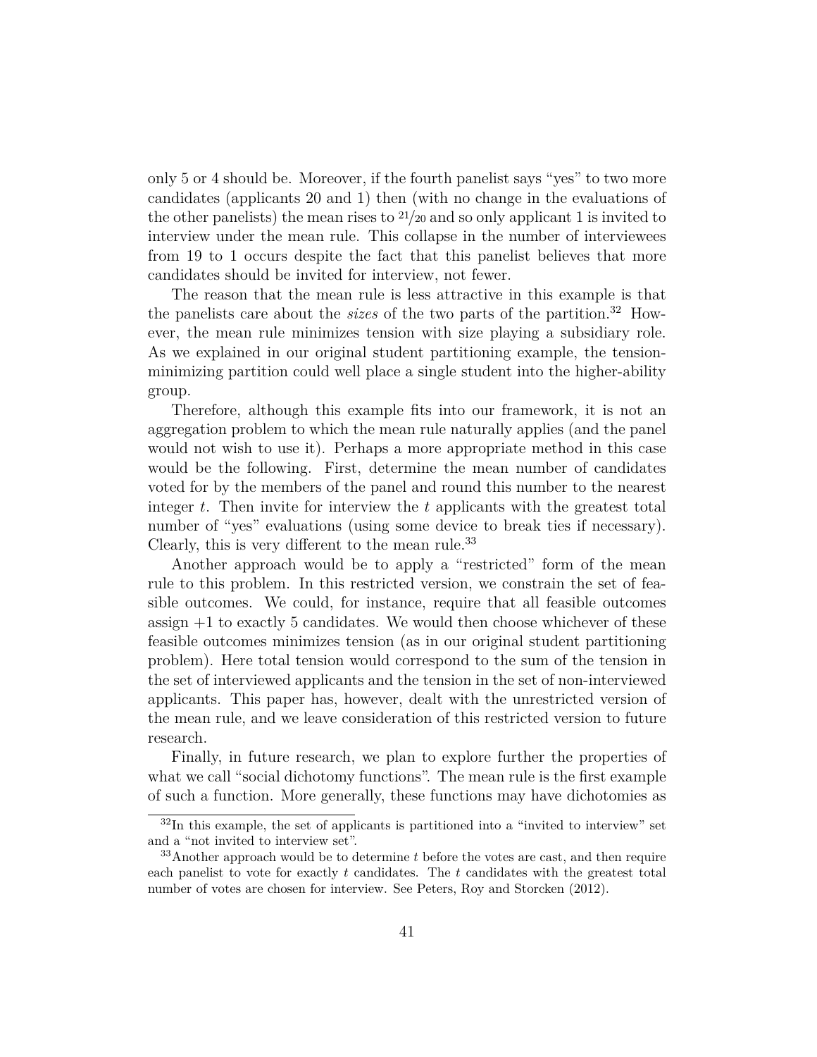only 5 or 4 should be. Moreover, if the fourth panelist says "yes" to two more candidates (applicants 20 and 1) then (with no change in the evaluations of the other panelists) the mean rises to $^{21}/_{20}$ and so only applicant 1 is invited to interview under the mean rule. This collapse in the number of interviewees from 19 to 1 occurs despite the fact that this panelist believes that more candidates should be invited for interview, not fewer.

The reason that the mean rule is less attractive in this example is that the panelists care about the *sizes* of the two parts of the partition.[32] However, the mean rule minimizes tension with size playing a subsidiary role. As we explained in our original student partitioning example, the tension-minimizing partition could well place a single student into the higher-ability group.

Therefore, although this example fits into our framework, it is not an aggregation problem to which the mean rule naturally applies (and the panel would not wish to use it). Perhaps a more appropriate method in this case would be the following. First, determine the mean number of candidates voted for by the members of the panel and round this number to the nearest integer $t$. Then invite for interview the $t$ applicants with the greatest total number of "yes" evaluations (using some device to break ties if necessary). Clearly, this is very different to the mean rule.[33]

Another approach would be to apply a "restricted" form of the mean rule to this problem. In this restricted version, we constrain the set of feasible outcomes. We could, for instance, require that all feasible outcomes assign $+1$ to exactly 5 candidates. We would then choose whichever of these feasible outcomes minimizes tension (as in our original student partitioning problem). Here total tension would correspond to the sum of the tension in the set of interviewed applicants and the tension in the set of non-interviewed applicants. This paper has, however, dealt with the unrestricted version of the mean rule, and we leave consideration of this restricted version to future research.

Finally, in future research, we plan to explore further the properties of what we call "social dichotomy functions". The mean rule is the first example of such a function. More generally, these functions may have dichotomies as

[32] In this example, the set of applicants is partitioned into a "invited to interview" set and a "not invited to interview set".

[33] Another approach would be to determine $t$ before the votes are cast, and then require each panelist to vote for exactly $t$ candidates. The $t$ candidates with the greatest total number of votes are chosen for interview. See Peters, Roy and Storcken (2012).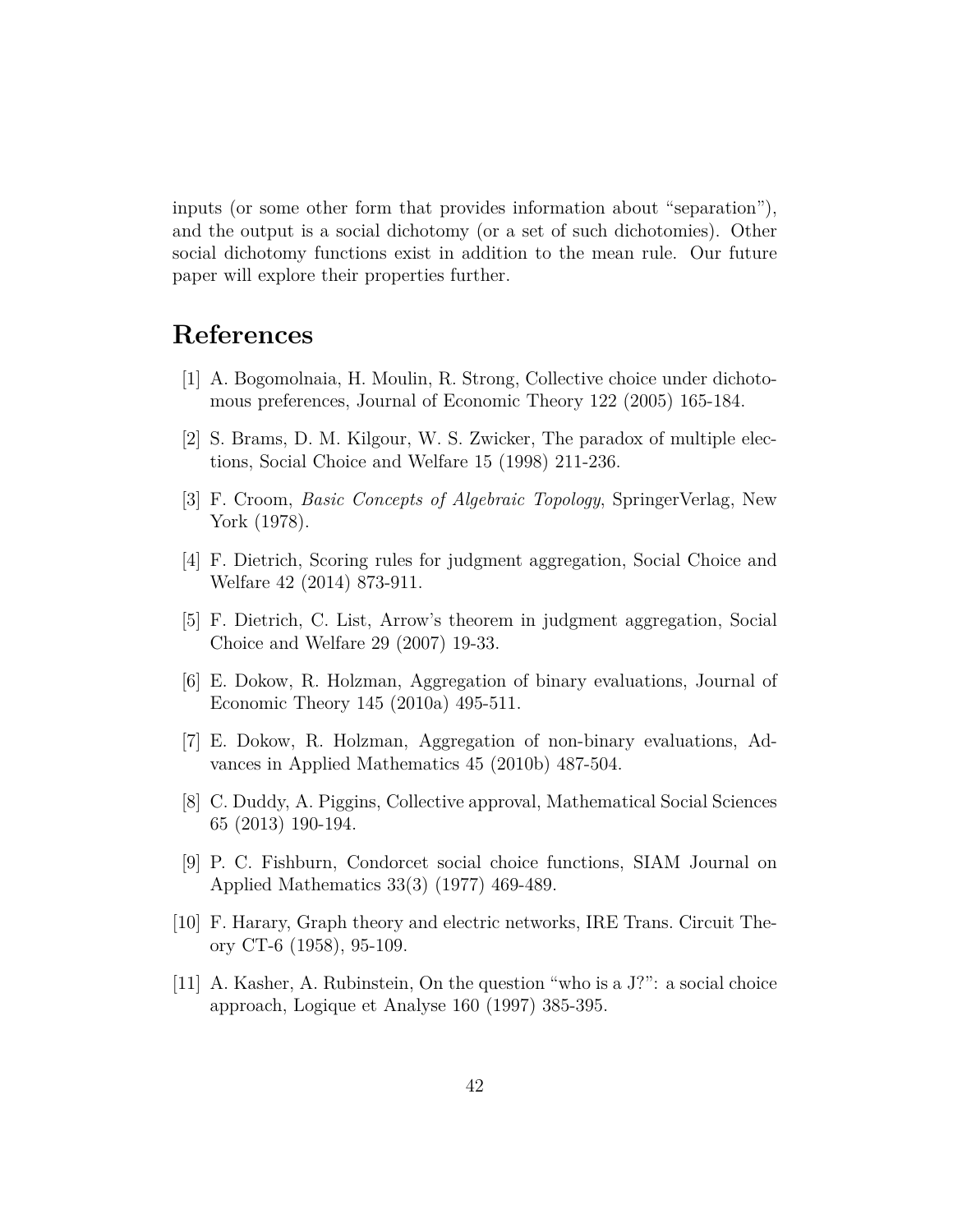inputs (or some other form that provides information about "separation"), and the output is a social dichotomy (or a set of such dichotomies). Other social dichotomy functions exist in addition to the mean rule. Our future paper will explore their properties further.

# References

[1] A. Bogomolnaia, H. Moulin, R. Strong, Collective choice under dichotomous preferences, Journal of Economic Theory 122 (2005) 165-184.

[2] S. Brams, D. M. Kilgour, W. S. Zwicker, The paradox of multiple elections, Social Choice and Welfare 15 (1998) 211-236.

[3] F. Croom, *Basic Concepts of Algebraic Topology*, SpringerVerlag, New York (1978).

[4] F. Dietrich, Scoring rules for judgment aggregation, Social Choice and Welfare 42 (2014) 873-911.

[5] F. Dietrich, C. List, Arrow's theorem in judgment aggregation, Social Choice and Welfare 29 (2007) 19-33.

[6] E. Dokow, R. Holzman, Aggregation of binary evaluations, Journal of Economic Theory 145 (2010a) 495-511.

[7] E. Dokow, R. Holzman, Aggregation of non-binary evaluations, Advances in Applied Mathematics 45 (2010b) 487-504.

[8] C. Duddy, A. Piggins, Collective approval, Mathematical Social Sciences 65 (2013) 190-194.

[9] P. C. Fishburn, Condorcet social choice functions, SIAM Journal on Applied Mathematics 33(3) (1977) 469-489.

[10] F. Harary, Graph theory and electric networks, IRE Trans. Circuit Theory CT-6 (1958), 95-109.

[11] A. Kasher, A. Rubinstein, On the question "who is a J?": a social choice approach, Logique et Analyse 160 (1997) 385-395.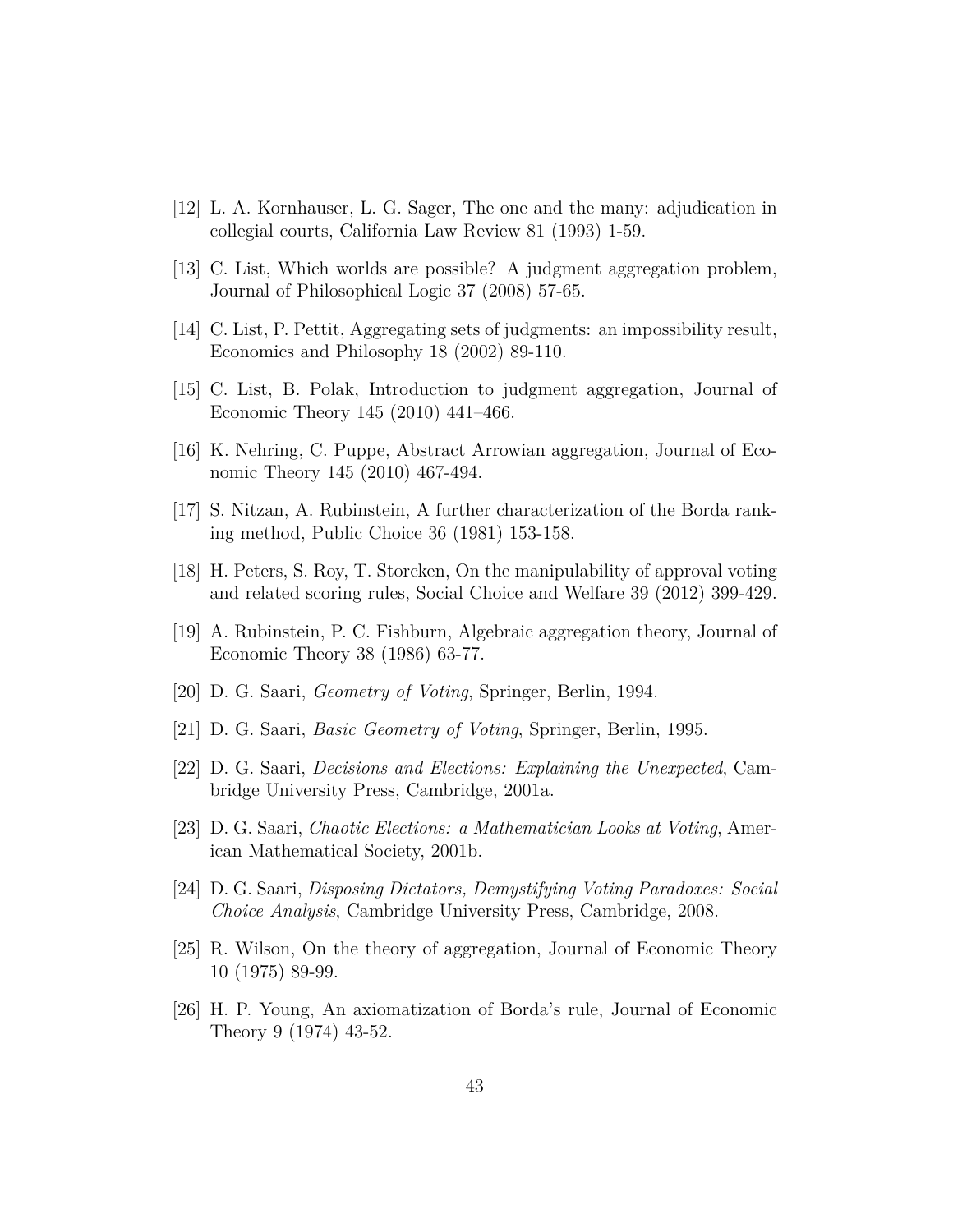[12] L. A. Kornhauser, L. G. Sager, The one and the many: adjudication in collegial courts, California Law Review 81 (1993) 1-59.

[13] C. List, Which worlds are possible? A judgment aggregation problem, Journal of Philosophical Logic 37 (2008) 57-65.

[14] C. List, P. Pettit, Aggregating sets of judgments: an impossibility result, Economics and Philosophy 18 (2002) 89-110.

[15] C. List, B. Polak, Introduction to judgment aggregation, Journal of Economic Theory 145 (2010) 441–466.

[16] K. Nehring, C. Puppe, Abstract Arrowian aggregation, Journal of Economic Theory 145 (2010) 467-494.

[17] S. Nitzan, A. Rubinstein, A further characterization of the Borda ranking method, Public Choice 36 (1981) 153-158.

[18] H. Peters, S. Roy, T. Storcken, On the manipulability of approval voting and related scoring rules, Social Choice and Welfare 39 (2012) 399-429.

[19] A. Rubinstein, P. C. Fishburn, Algebraic aggregation theory, Journal of Economic Theory 38 (1986) 63-77.

[20] D. G. Saari, *Geometry of Voting*, Springer, Berlin, 1994.

[21] D. G. Saari, *Basic Geometry of Voting*, Springer, Berlin, 1995.

[22] D. G. Saari, *Decisions and Elections: Explaining the Unexpected*, Cambridge University Press, Cambridge, 2001a.

[23] D. G. Saari, *Chaotic Elections: a Mathematician Looks at Voting*, American Mathematical Society, 2001b.

[24] D. G. Saari, *Disposing Dictators, Demystifying Voting Paradoxes: Social Choice Analysis*, Cambridge University Press, Cambridge, 2008.

[25] R. Wilson, On the theory of aggregation, Journal of Economic Theory 10 (1975) 89-99.

[26] H. P. Young, An axiomatization of Borda's rule, Journal of Economic Theory 9 (1974) 43-52.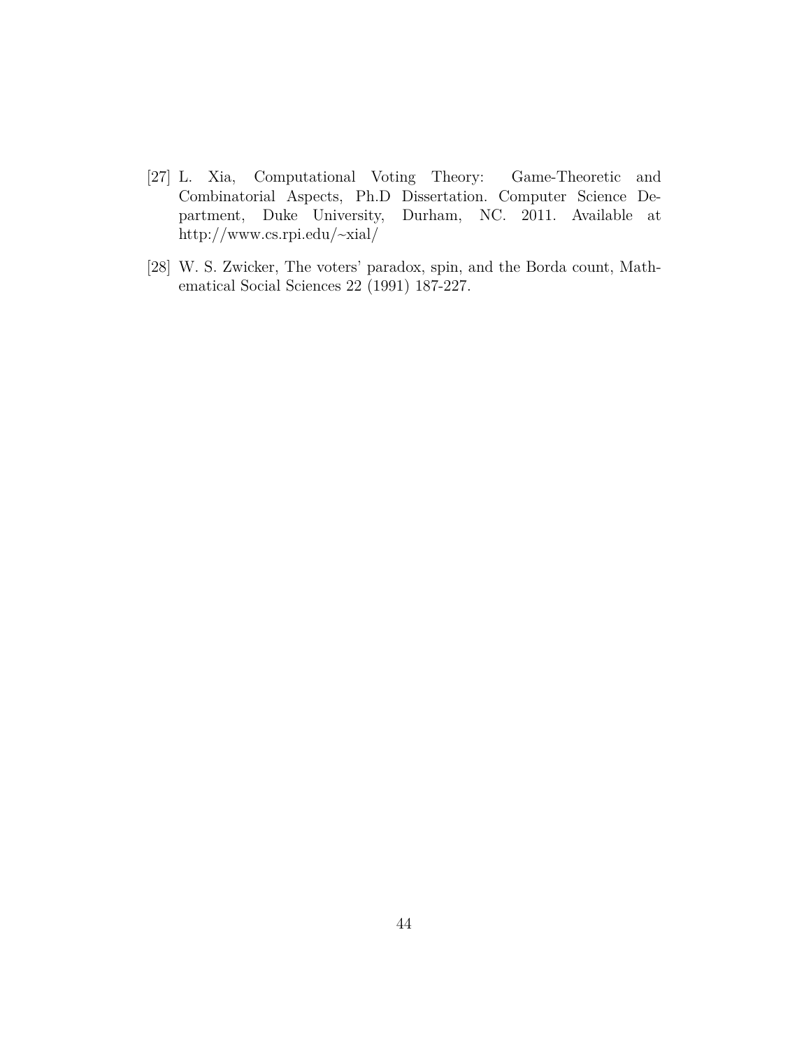[27] L. Xia, Computational Voting Theory: Game-Theoretic and Combinatorial Aspects, Ph.D Dissertation. Computer Science Department, Duke University, Durham, NC. 2011. Available at http://www.cs.rpi.edu/~xial/

[28] W. S. Zwicker, The voters' paradox, spin, and the Borda count, Mathematical Social Sciences 22 (1991) 187-227.